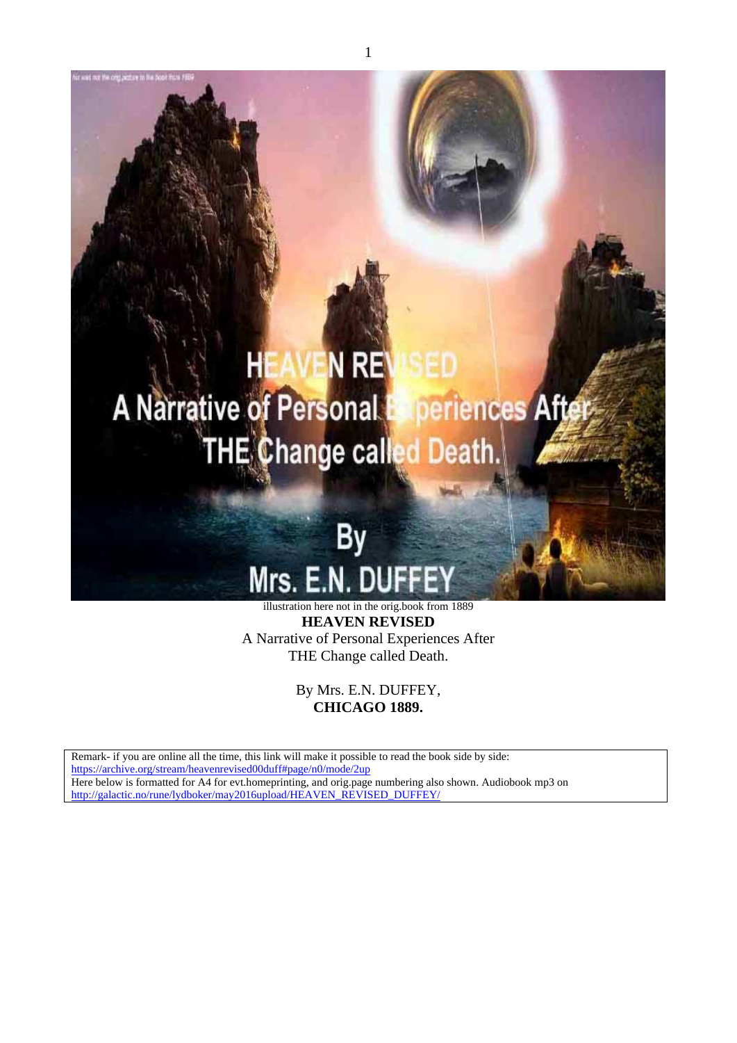illustration here not in the orig.book from 1889

# HEAVEN REVISED

A Narrative of Personal Experiences After
THE Change called Death.

By Mrs. E.N. DUFFEY,
**CHICAGO 1889.**

Remark- if you are online all the time, this link will make it possible to read the book side by side: https://archive.org/stream/heavenrevised00duff#page/n0/mode/2up
Here below is formatted for A4 for evt.homeprinting, and orig.page numbering also shown. Audiobook mp3 on http://galactic.no/rune/lydboker/may2016upload/HEAVEN_REVISED_DUFFEY/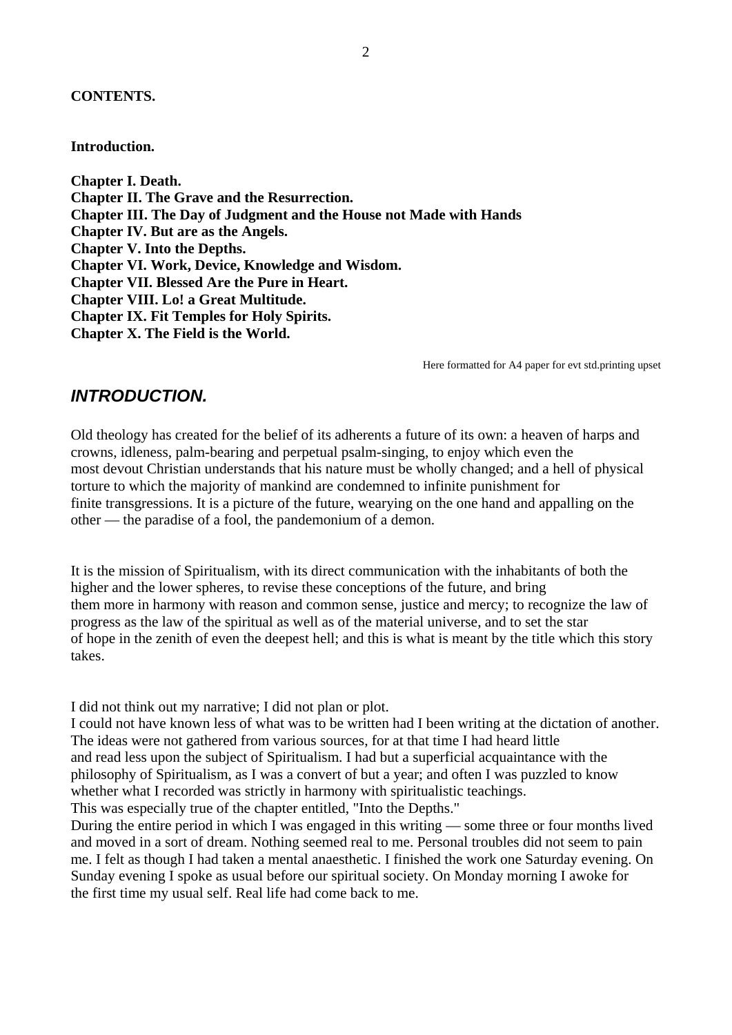**CONTENTS.**

**Introduction.**

**Chapter I. Death.**
**Chapter II. The Grave and the Resurrection.**
**Chapter III. The Day of Judgment and the House not Made with Hands**
**Chapter IV. But are as the Angels.**
**Chapter V. Into the Depths.**
**Chapter VI. Work, Device, Knowledge and Wisdom.**
**Chapter VII. Blessed Are the Pure in Heart.**
**Chapter VIII. Lo! a Great Multitude.**
**Chapter IX. Fit Temples for Holy Spirits.**
**Chapter X. The Field is the World.**

Here formatted for A4 paper for evt std.printing upset

## *INTRODUCTION.*

Old theology has created for the belief of its adherents a future of its own: a heaven of harps and crowns, idleness, palm-bearing and perpetual psalm-singing, to enjoy which even the most devout Christian understands that his nature must be wholly changed; and a hell of physical torture to which the majority of mankind are condemned to infinite punishment for finite transgressions. It is a picture of the future, wearying on the one hand and appalling on the other — the paradise of a fool, the pandemonium of a demon.

It is the mission of Spiritualism, with its direct communication with the inhabitants of both the higher and the lower spheres, to revise these conceptions of the future, and bring them more in harmony with reason and common sense, justice and mercy; to recognize the law of progress as the law of the spiritual as well as of the material universe, and to set the star of hope in the zenith of even the deepest hell; and this is what is meant by the title which this story takes.

I did not think out my narrative; I did not plan or plot.
I could not have known less of what was to be written had I been writing at the dictation of another. The ideas were not gathered from various sources, for at that time I had heard little and read less upon the subject of Spiritualism. I had but a superficial acquaintance with the philosophy of Spiritualism, as I was a convert of but a year; and often I was puzzled to know whether what I recorded was strictly in harmony with spiritualistic teachings.
This was especially true of the chapter entitled, "Into the Depths."
During the entire period in which I was engaged in this writing — some three or four months lived and moved in a sort of dream. Nothing seemed real to me. Personal troubles did not seem to pain me. I felt as though I had taken a mental anaesthetic. I finished the work one Saturday evening. On Sunday evening I spoke as usual before our spiritual society. On Monday morning I awoke for the first time my usual self. Real life had come back to me.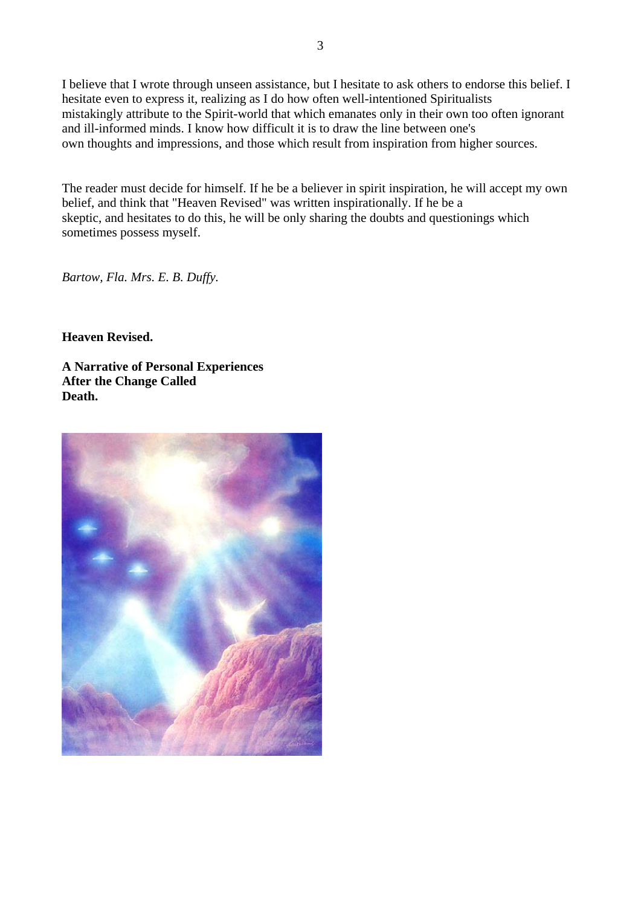I believe that I wrote through unseen assistance, but I hesitate to ask others to endorse this belief. I hesitate even to express it, realizing as I do how often well-intentioned Spiritualists mistakingly attribute to the Spirit-world that which emanates only in their own too often ignorant and ill-informed minds. I know how difficult it is to draw the line between one's own thoughts and impressions, and those which result from inspiration from higher sources.

The reader must decide for himself. If he be a believer in spirit inspiration, he will accept my own belief, and think that "Heaven Revised" was written inspirationally. If he be a skeptic, and hesitates to do this, he will be only sharing the doubts and questionings which sometimes possess myself.

*Bartow, Fla. Mrs. E. B. Duffy.*

**Heaven Revised.**

**A Narrative of Personal Experiences After the Change Called Death.**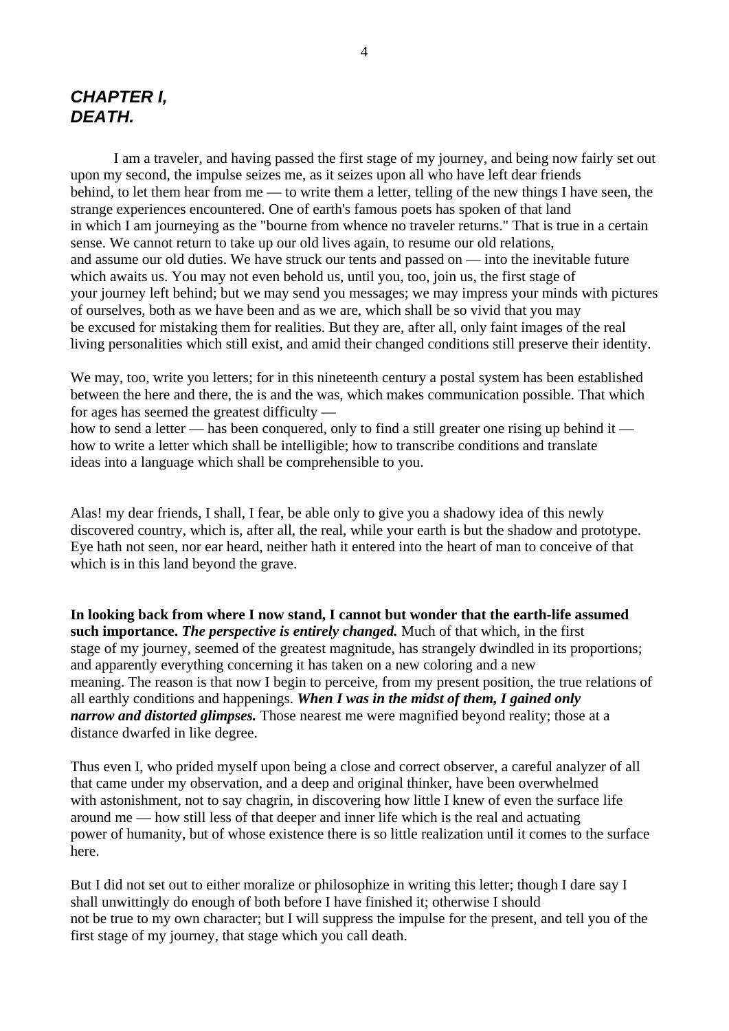# *CHAPTER I, DEATH.*

I am a traveler, and having passed the first stage of my journey, and being now fairly set out upon my second, the impulse seizes me, as it seizes upon all who have left dear friends behind, to let them hear from me — to write them a letter, telling of the new things I have seen, the strange experiences encountered. One of earth's famous poets has spoken of that land in which I am journeying as the "bourne from whence no traveler returns." That is true in a certain sense. We cannot return to take up our old lives again, to resume our old relations, and assume our old duties. We have struck our tents and passed on — into the inevitable future which awaits us. You may not even behold us, until you, too, join us, the first stage of your journey left behind; but we may send you messages; we may impress your minds with pictures of ourselves, both as we have been and as we are, which shall be so vivid that you may be excused for mistaking them for realities. But they are, after all, only faint images of the real living personalities which still exist, and amid their changed conditions still preserve their identity.

We may, too, write you letters; for in this nineteenth century a postal system has been established between the here and there, the is and the was, which makes communication possible. That which for ages has seemed the greatest difficulty — how to send a letter — has been conquered, only to find a still greater one rising up behind it — how to write a letter which shall be intelligible; how to transcribe conditions and translate ideas into a language which shall be comprehensible to you.

Alas! my dear friends, I shall, I fear, be able only to give you a shadowy idea of this newly discovered country, which is, after all, the real, while your earth is but the shadow and prototype. Eye hath not seen, nor ear heard, neither hath it entered into the heart of man to conceive of that which is in this land beyond the grave.

**In looking back from where I now stand, I cannot but wonder that the earth-life assumed such importance.** ***The perspective is entirely changed.*** Much of that which, in the first stage of my journey, seemed of the greatest magnitude, has strangely dwindled in its proportions; and apparently everything concerning it has taken on a new coloring and a new meaning. The reason is that now I begin to perceive, from my present position, the true relations of all earthly conditions and happenings. ***When I was in the midst of them, I gained only narrow and distorted glimpses.*** Those nearest me were magnified beyond reality; those at a distance dwarfed in like degree.

Thus even I, who prided myself upon being a close and correct observer, a careful analyzer of all that came under my observation, and a deep and original thinker, have been overwhelmed with astonishment, not to say chagrin, in discovering how little I knew of even the surface life around me — how still less of that deeper and inner life which is the real and actuating power of humanity, but of whose existence there is so little realization until it comes to the surface here.

But I did not set out to either moralize or philosophize in writing this letter; though I dare say I shall unwittingly do enough of both before I have finished it; otherwise I should not be true to my own character; but I will suppress the impulse for the present, and tell you of the first stage of my journey, that stage which you call death.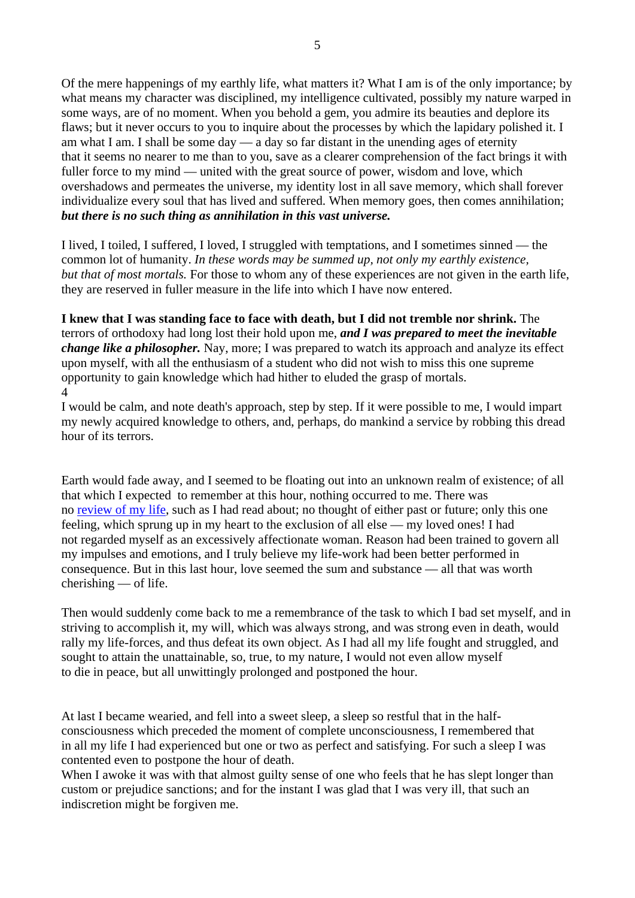Of the mere happenings of my earthly life, what matters it? What I am is of the only importance; by what means my character was disciplined, my intelligence cultivated, possibly my nature warped in some ways, are of no moment. When you behold a gem, you admire its beauties and deplore its flaws; but it never occurs to you to inquire about the processes by which the lapidary polished it. I am what I am. I shall be some day — a day so far distant in the unending ages of eternity that it seems no nearer to me than to you, save as a clearer comprehension of the fact brings it with fuller force to my mind — united with the great source of power, wisdom and love, which overshadows and permeates the universe, my identity lost in all save memory, which shall forever individualize every soul that has lived and suffered. When memory goes, then comes annihilation; ***but there is no such thing as annihilation in this vast universe.***

I lived, I toiled, I suffered, I loved, I struggled with temptations, and I sometimes sinned — the common lot of humanity. *In these words may be summed up, not only my earthly existence, but that of most mortals.* For those to whom any of these experiences are not given in the earth life, they are reserved in fuller measure in the life into which I have now entered.

**I knew that I was standing face to face with death, but I did not tremble nor shrink.** The terrors of orthodoxy had long lost their hold upon me, ***and I was prepared to meet the inevitable change like a philosopher.*** Nay, more; I was prepared to watch its approach and analyze its effect upon myself, with all the enthusiasm of a student who did not wish to miss this one supreme opportunity to gain knowledge which had hither to eluded the grasp of mortals.
4
I would be calm, and note death's approach, step by step. If it were possible to me, I would impart my newly acquired knowledge to others, and, perhaps, do mankind a service by robbing this dread hour of its terrors.

Earth would fade away, and I seemed to be floating out into an unknown realm of existence; of all that which I expected to remember at this hour, nothing occurred to me. There was no review of my life, such as I had read about; no thought of either past or future; only this one feeling, which sprung up in my heart to the exclusion of all else — my loved ones! I had not regarded myself as an excessively affectionate woman. Reason had been trained to govern all my impulses and emotions, and I truly believe my life-work had been better performed in consequence. But in this last hour, love seemed the sum and substance — all that was worth cherishing — of life.

Then would suddenly come back to me a remembrance of the task to which I bad set myself, and in striving to accomplish it, my will, which was always strong, and was strong even in death, would rally my life-forces, and thus defeat its own object. As I had all my life fought and struggled, and sought to attain the unattainable, so, true, to my nature, I would not even allow myself to die in peace, but all unwittingly prolonged and postponed the hour.

At last I became wearied, and fell into a sweet sleep, a sleep so restful that in the half-consciousness which preceded the moment of complete unconsciousness, I remembered that in all my life I had experienced but one or two as perfect and satisfying. For such a sleep I was contented even to postpone the hour of death.
When I awoke it was with that almost guilty sense of one who feels that he has slept longer than custom or prejudice sanctions; and for the instant I was glad that I was very ill, that such an indiscretion might be forgiven me.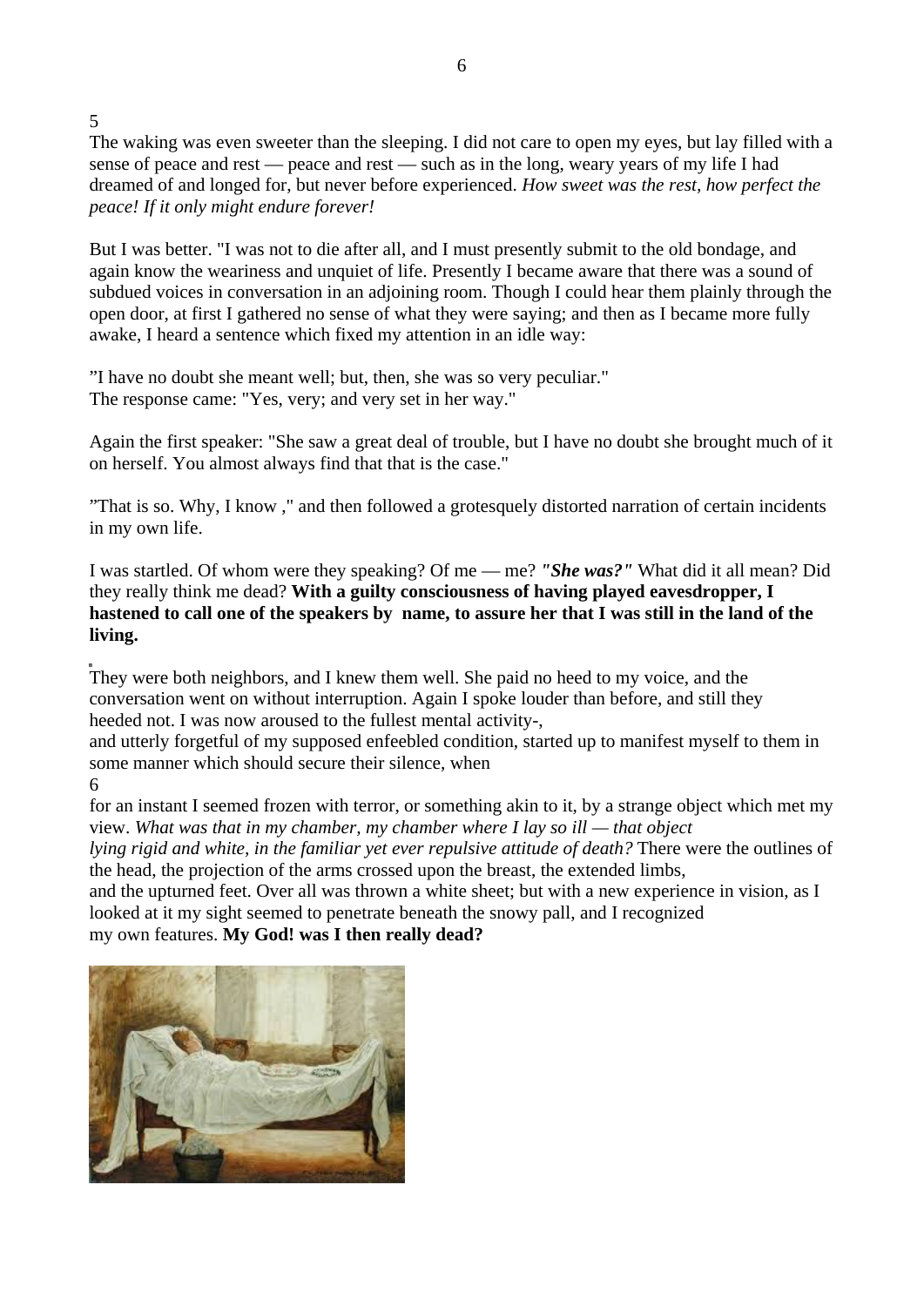5

The waking was even sweeter than the sleeping. I did not care to open my eyes, but lay filled with a sense of peace and rest — peace and rest — such as in the long, weary years of my life I had dreamed of and longed for, but never before experienced. *How sweet was the rest, how perfect the peace! If it only might endure forever!*

But I was better. "I was not to die after all, and I must presently submit to the old bondage, and again know the weariness and unquiet of life. Presently I became aware that there was a sound of subdued voices in conversation in an adjoining room. Though I could hear them plainly through the open door, at first I gathered no sense of what they were saying; and then as I became more fully awake, I heard a sentence which fixed my attention in an idle way:

"I have no doubt she meant well; but, then, she was so very peculiar."
The response came: "Yes, very; and very set in her way."

Again the first speaker: "She saw a great deal of trouble, but I have no doubt she brought much of it on herself. You almost always find that that is the case."

"That is so. Why, I know ," and then followed a grotesquely distorted narration of certain incidents in my own life.

I was startled. Of whom were they speaking? Of me — me? ***"She was?"*** What did it all mean? Did they really think me dead? **With a guilty consciousness of having played eavesdropper, I hastened to call one of the speakers by name, to assure her that I was still in the land of the living.**

They were both neighbors, and I knew them well. She paid no heed to my voice, and the conversation went on without interruption. Again I spoke louder than before, and still they heeded not. I was now aroused to the fullest mental activity-,
and utterly forgetful of my supposed enfeebled condition, started up to manifest myself to them in some manner which should secure their silence, when

6

for an instant I seemed frozen with terror, or something akin to it, by a strange object which met my view. *What was that in my chamber, my chamber where I lay so ill — that object lying rigid and white, in the familiar yet ever repulsive attitude of death?* There were the outlines of the head, the projection of the arms crossed upon the breast, the extended limbs,
and the upturned feet. Over all was thrown a white sheet; but with a new experience in vision, as I looked at it my sight seemed to penetrate beneath the snowy pall, and I recognized
my own features. **My God! was I then really dead?**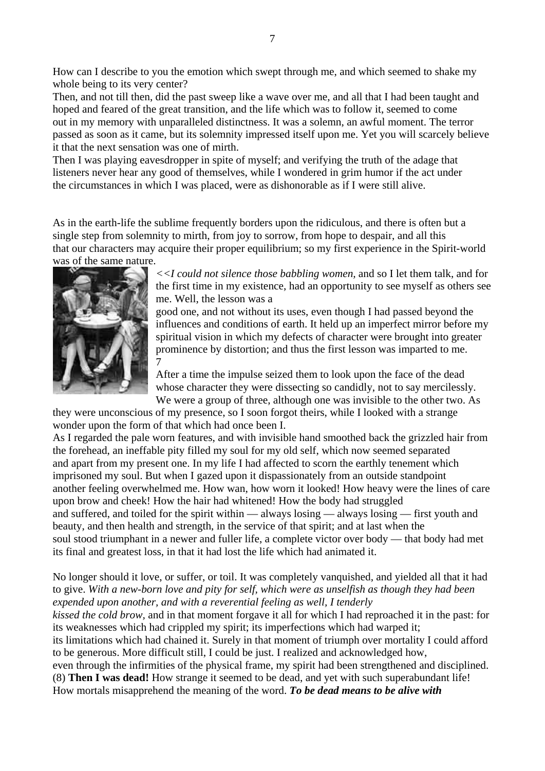How can I describe to you the emotion which swept through me, and which seemed to shake my whole being to its very center?

Then, and not till then, did the past sweep like a wave over me, and all that I had been taught and hoped and feared of the great transition, and the life which was to follow it, seemed to come out in my memory with unparalleled distinctness. It was a solemn, an awful moment. The terror passed as soon as it came, but its solemnity impressed itself upon me. Yet you will scarcely believe it that the next sensation was one of mirth.

Then I was playing eavesdropper in spite of myself; and verifying the truth of the adage that listeners never hear any good of themselves, while I wondered in grim humor if the act under the circumstances in which I was placed, were as dishonorable as if I were still alive.

As in the earth-life the sublime frequently borders upon the ridiculous, and there is often but a single step from solemnity to mirth, from joy to sorrow, from hope to despair, and all this that our characters may acquire their proper equilibrium; so my first experience in the Spirit-world was of the same nature.

*<<I could not silence those babbling women,* and so I let them talk, and for the first time in my existence, had an opportunity to see myself as others see me. Well, the lesson was a good one, and not without its uses, even though I had passed beyond the influences and conditions of earth. It held up an imperfect mirror before my spiritual vision in which my defects of character were brought into greater prominence by distortion; and thus the first lesson was imparted to me.

7

After a time the impulse seized them to look upon the face of the dead whose character they were dissecting so candidly, not to say mercilessly. We were a group of three, although one was invisible to the other two. As they were unconscious of my presence, so I soon forgot theirs, while I looked with a strange wonder upon the form of that which had once been I.

As I regarded the pale worn features, and with invisible hand smoothed back the grizzled hair from the forehead, an ineffable pity filled my soul for my old self, which now seemed separated and apart from my present one. In my life I had affected to scorn the earthly tenement which imprisoned my soul. But when I gazed upon it dispassionately from an outside standpoint another feeling overwhelmed me. How wan, how worn it looked! How heavy were the lines of care upon brow and cheek! How the hair had whitened! How the body had struggled and suffered, and toiled for the spirit within — always losing — always losing — first youth and beauty, and then health and strength, in the service of that spirit; and at last when the soul stood triumphant in a newer and fuller life, a complete victor over body — that body had met its final and greatest loss, in that it had lost the life which had animated it.

No longer should it love, or suffer, or toil. It was completely vanquished, and yielded all that it had to give. *With a new-born love and pity for self, which were as unselfish as though they had been expended upon another, and with a reverential feeling as well, I tenderly kissed the cold brow,* and in that moment forgave it all for which I had reproached it in the past: for its weaknesses which had crippled my spirit; its imperfections which had warped it; its limitations which had chained it. Surely in that moment of triumph over mortality I could afford to be generous. More difficult still, I could be just. I realized and acknowledged how, even through the infirmities of the physical frame, my spirit had been strengthened and disciplined.

(8) **Then I was dead!** How strange it seemed to be dead, and yet with such superabundant life! How mortals misapprehend the meaning of the word. ***To be dead means to be alive with***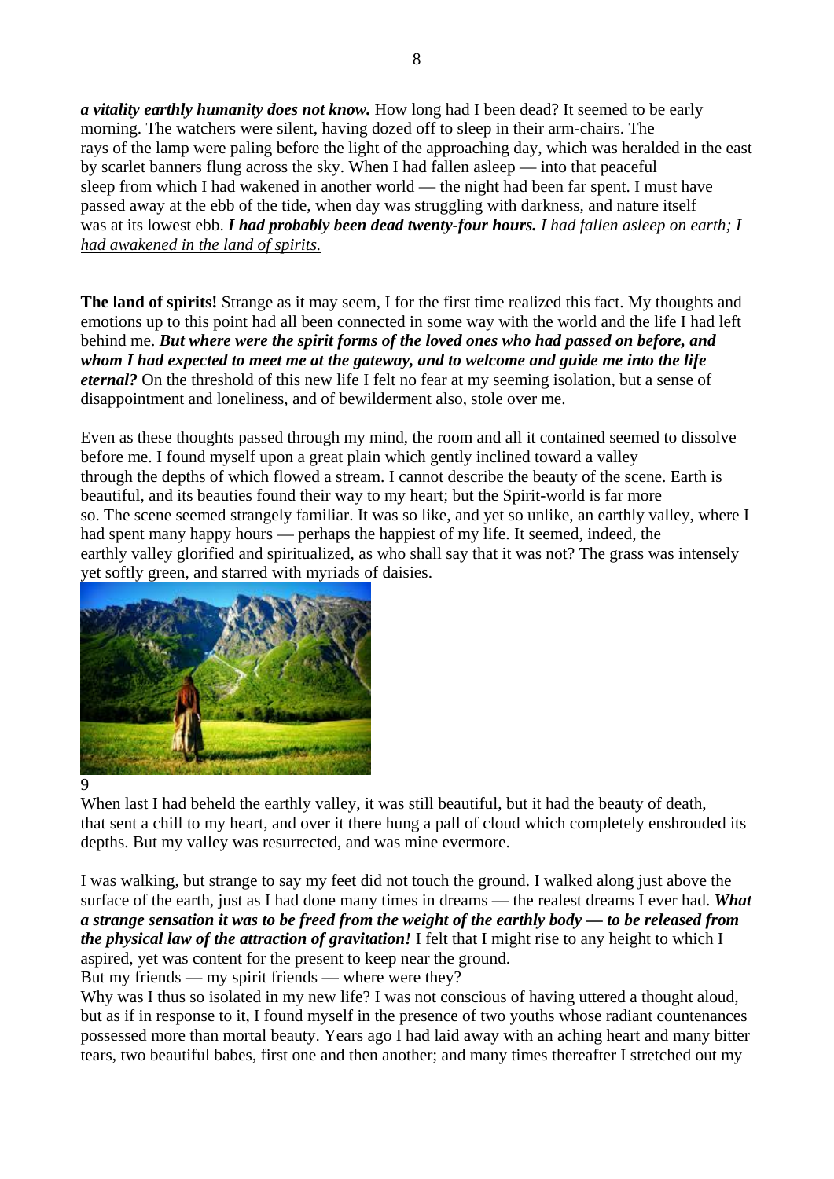***a vitality earthly humanity does not know.*** How long had I been dead? It seemed to be early morning. The watchers were silent, having dozed off to sleep in their arm-chairs. The rays of the lamp were paling before the light of the approaching day, which was heralded in the east by scarlet banners flung across the sky. When I had fallen asleep — into that peaceful sleep from which I had wakened in another world — the night had been far spent. I must have passed away at the ebb of the tide, when day was struggling with darkness, and nature itself was at its lowest ebb. ***I had probably been dead twenty-four hours.*** I had fallen asleep on earth; I had awakened in the land of spirits.

**The land of spirits!** Strange as it may seem, I for the first time realized this fact. My thoughts and emotions up to this point had all been connected in some way with the world and the life I had left behind me. ***But where were the spirit forms of the loved ones who had passed on before, and whom I had expected to meet me at the gateway, and to welcome and guide me into the life eternal?*** On the threshold of this new life I felt no fear at my seeming isolation, but a sense of disappointment and loneliness, and of bewilderment also, stole over me.

Even as these thoughts passed through my mind, the room and all it contained seemed to dissolve before me. I found myself upon a great plain which gently inclined toward a valley through the depths of which flowed a stream. I cannot describe the beauty of the scene. Earth is beautiful, and its beauties found their way to my heart; but the Spirit-world is far more so. The scene seemed strangely familiar. It was so like, and yet so unlike, an earthly valley, where I had spent many happy hours — perhaps the happiest of my life. It seemed, indeed, the earthly valley glorified and spiritualized, as who shall say that it was not? The grass was intensely yet softly green, and starred with myriads of daisies.

When last I had beheld the earthly valley, it was still beautiful, but it had the beauty of death, that sent a chill to my heart, and over it there hung a pall of cloud which completely enshrouded its depths. But my valley was resurrected, and was mine evermore.

I was walking, but strange to say my feet did not touch the ground. I walked along just above the surface of the earth, just as I had done many times in dreams — the realest dreams I ever had. ***What a strange sensation it was to be freed from the weight of the earthly body — to be released from the physical law of the attraction of gravitation!*** I felt that I might rise to any height to which I aspired, yet was content for the present to keep near the ground.

But my friends — my spirit friends — where were they?

Why was I thus so isolated in my new life? I was not conscious of having uttered a thought aloud, but as if in response to it, I found myself in the presence of two youths whose radiant countenances possessed more than mortal beauty. Years ago I had laid away with an aching heart and many bitter tears, two beautiful babes, first one and then another; and many times thereafter I stretched out my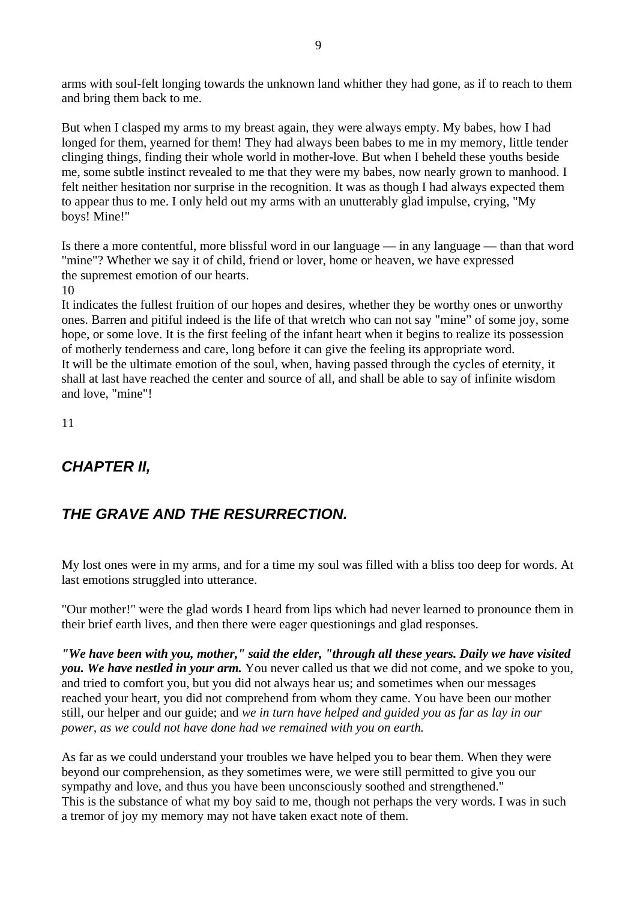arms with soul-felt longing towards the unknown land whither they had gone, as if to reach to them and bring them back to me.

But when I clasped my arms to my breast again, they were always empty. My babes, how I had longed for them, yearned for them! They had always been babes to me in my memory, little tender clinging things, finding their whole world in mother-love. But when I beheld these youths beside me, some subtle instinct revealed to me that they were my babes, now nearly grown to manhood. I felt neither hesitation nor surprise in the recognition. It was as though I had always expected them to appear thus to me. I only held out my arms with an unutterably glad impulse, crying, "My boys! Mine!"

Is there a more contentful, more blissful word in our language — in any language — than that word "mine"? Whether we say it of child, friend or lover, home or heaven, we have expressed the supremest emotion of our hearts.

It indicates the fullest fruition of our hopes and desires, whether they be worthy ones or unworthy ones. Barren and pitiful indeed is the life of that wretch who can not say "mine" of some joy, some hope, or some love. It is the first feeling of the infant heart when it begins to realize its possession of motherly tenderness and care, long before it can give the feeling its appropriate word.
It will be the ultimate emotion of the soul, when, having passed through the cycles of eternity, it shall at last have reached the center and source of all, and shall be able to say of infinite wisdom and love, "mine"!

## *CHAPTER II,*

## *THE GRAVE AND THE RESURRECTION.*

My lost ones were in my arms, and for a time my soul was filled with a bliss too deep for words. At last emotions struggled into utterance.

"Our mother!" were the glad words I heard from lips which had never learned to pronounce them in their brief earth lives, and then there were eager questionings and glad responses.

***"We have been with you, mother," said the elder, "through all these years. Daily we have visited you. We have nestled in your arm.*** You never called us that we did not come, and we spoke to you, and tried to comfort you, but you did not always hear us; and sometimes when our messages reached your heart, you did not comprehend from whom they came. You have been our mother still, our helper and our guide; and *we in turn have helped and guided you as far as lay in our power, as we could not have done had we remained with you on earth.*

As far as we could understand your troubles we have helped you to bear them. When they were beyond our comprehension, as they sometimes were, we were still permitted to give you our sympathy and love, and thus you have been unconsciously soothed and strengthened."
This is the substance of what my boy said to me, though not perhaps the very words. I was in such a tremor of joy my memory may not have taken exact note of them.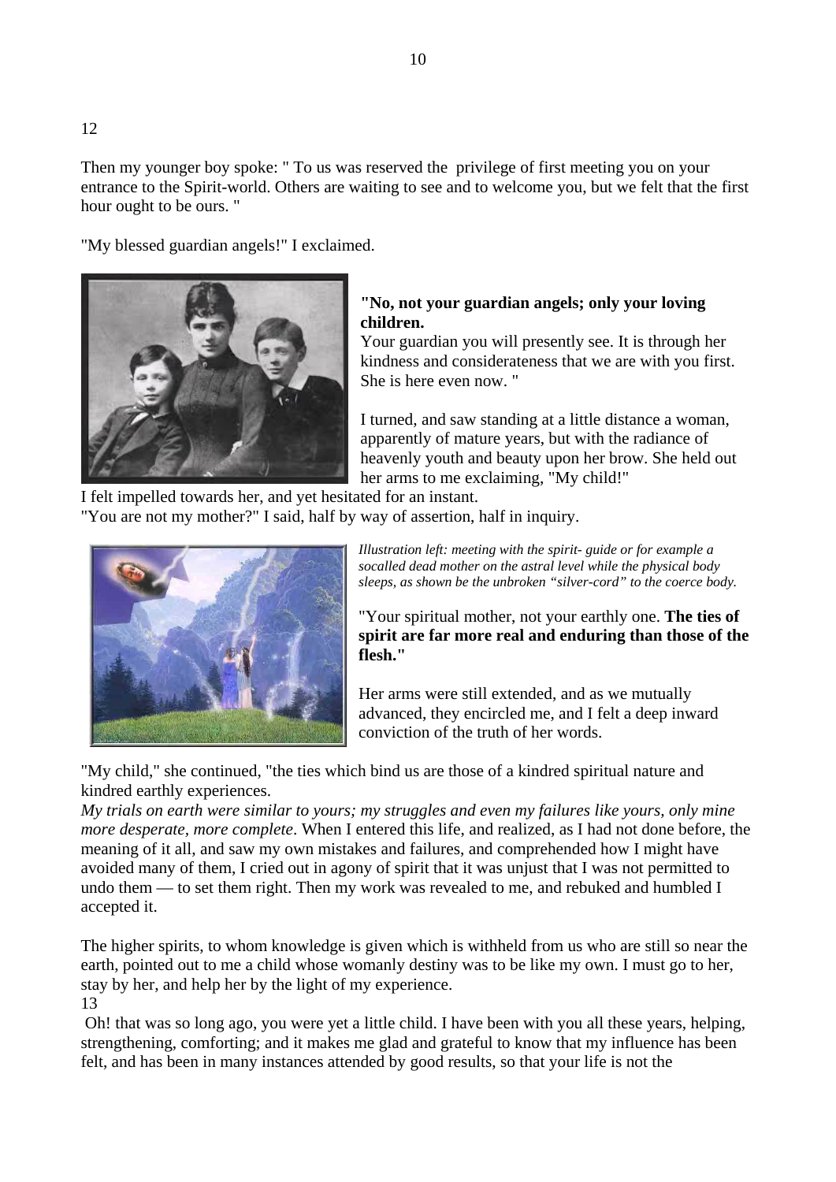12

Then my younger boy spoke: " To us was reserved the privilege of first meeting you on your entrance to the Spirit-world. Others are waiting to see and to welcome you, but we felt that the first hour ought to be ours. "

"My blessed guardian angels!" I exclaimed.

**"No, not your guardian angels; only your loving children.**
Your guardian you will presently see. It is through her kindness and considerateness that we are with you first. She is here even now. "

I turned, and saw standing at a little distance a woman, apparently of mature years, but with the radiance of heavenly youth and beauty upon her brow. She held out her arms to me exclaiming, "My child!"
I felt impelled towards her, and yet hesitated for an instant.
"You are not my mother?" I said, half by way of assertion, half in inquiry.

*Illustration left: meeting with the spirit- guide or for example a socalled dead mother on the astral level while the physical body sleeps, as shown be the unbroken "silver-cord" to the coerce body.*

"Your spiritual mother, not your earthly one. **The ties of spirit are far more real and enduring than those of the flesh."**

Her arms were still extended, and as we mutually advanced, they encircled me, and I felt a deep inward conviction of the truth of her words.

"My child," she continued, "the ties which bind us are those of a kindred spiritual nature and kindred earthly experiences.
*My trials on earth were similar to yours; my struggles and even my failures like yours, only mine more desperate, more complete*. When I entered this life, and realized, as I had not done before, the meaning of it all, and saw my own mistakes and failures, and comprehended how I might have avoided many of them, I cried out in agony of spirit that it was unjust that I was not permitted to undo them — to set them right. Then my work was revealed to me, and rebuked and humbled I accepted it.

The higher spirits, to whom knowledge is given which is withheld from us who are still so near the earth, pointed out to me a child whose womanly destiny was to be like my own. I must go to her, stay by her, and help her by the light of my experience.
13
Oh! that was so long ago, you were yet a little child. I have been with you all these years, helping, strengthening, comforting; and it makes me glad and grateful to know that my influence has been felt, and has been in many instances attended by good results, so that your life is not the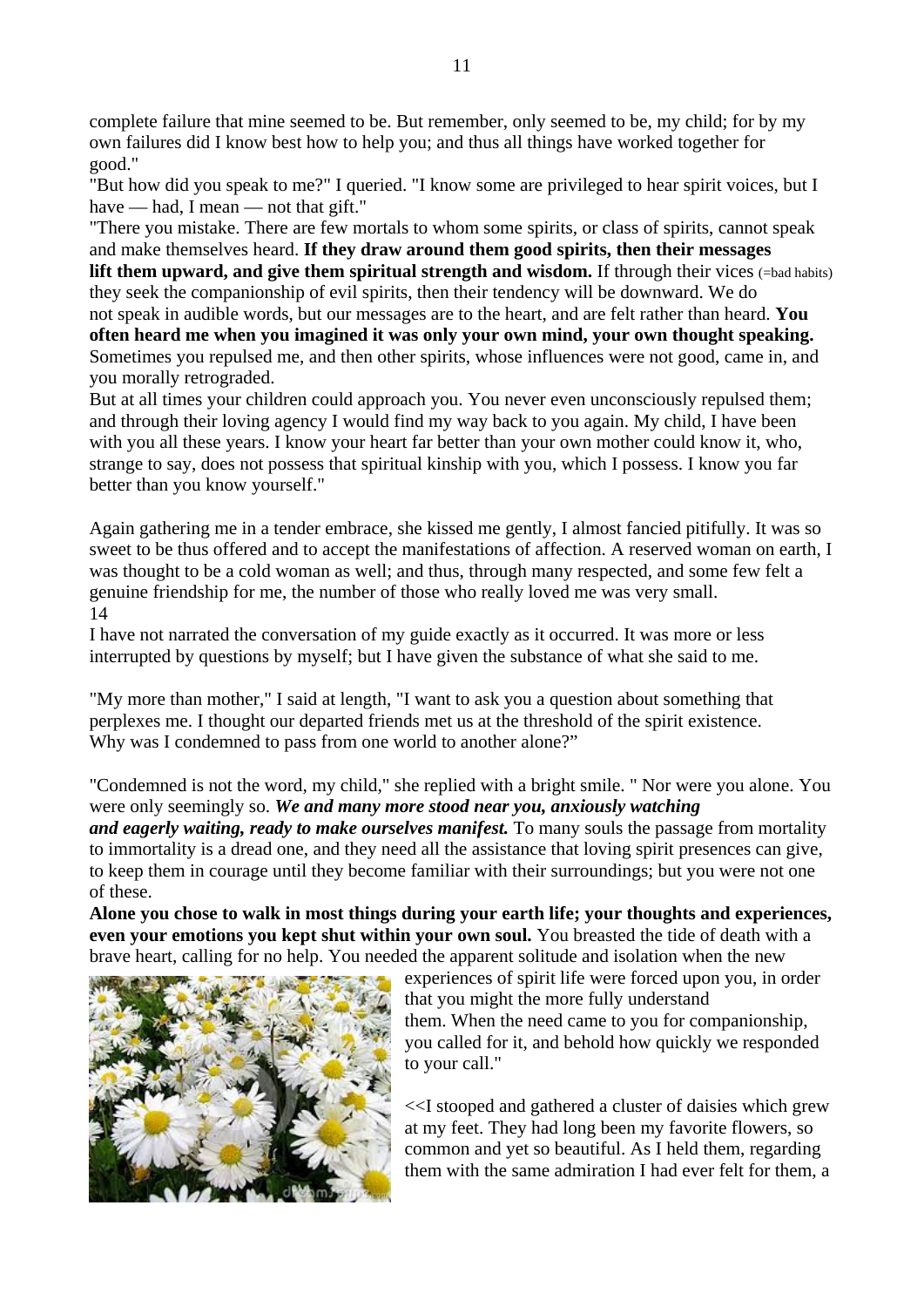complete failure that mine seemed to be. But remember, only seemed to be, my child; for by my own failures did I know best how to help you; and thus all things have worked together for good."

"But how did you speak to me?" I queried. "I know some are privileged to hear spirit voices, but I have — had, I mean — not that gift."

"There you mistake. There are few mortals to whom some spirits, or class of spirits, cannot speak and make themselves heard. **If they draw around them good spirits, then their messages lift them upward, and give them spiritual strength and wisdom.** If through their vices (=bad habits) they seek the companionship of evil spirits, then their tendency will be downward. We do not speak in audible words, but our messages are to the heart, and are felt rather than heard. **You often heard me when you imagined it was only your own mind, your own thought speaking.** Sometimes you repulsed me, and then other spirits, whose influences were not good, came in, and you morally retrograded.

But at all times your children could approach you. You never even unconsciously repulsed them; and through their loving agency I would find my way back to you again. My child, I have been with you all these years. I know your heart far better than your own mother could know it, who, strange to say, does not possess that spiritual kinship with you, which I possess. I know you far better than you know yourself."

Again gathering me in a tender embrace, she kissed me gently, I almost fancied pitifully. It was so sweet to be thus offered and to accept the manifestations of affection. A reserved woman on earth, I was thought to be a cold woman as well; and thus, through many respected, and some few felt a genuine friendship for me, the number of those who really loved me was very small.

14

I have not narrated the conversation of my guide exactly as it occurred. It was more or less interrupted by questions by myself; but I have given the substance of what she said to me.

"My more than mother," I said at length, "I want to ask you a question about something that perplexes me. I thought our departed friends met us at the threshold of the spirit existence. Why was I condemned to pass from one world to another alone?"

"Condemned is not the word, my child," she replied with a bright smile. " Nor were you alone. You were only seemingly so. ***We and many more stood near you, anxiously watching and eagerly waiting, ready to make ourselves manifest.*** To many souls the passage from mortality to immortality is a dread one, and they need all the assistance that loving spirit presences can give, to keep them in courage until they become familiar with their surroundings; but you were not one of these.

**Alone you chose to walk in most things during your earth life; your thoughts and experiences, even your emotions you kept shut within your own soul.** You breasted the tide of death with a brave heart, calling for no help. You needed the apparent solitude and isolation when the new experiences of spirit life were forced upon you, in order that you might the more fully understand them. When the need came to you for companionship, you called for it, and behold how quickly we responded to your call."

<<I stooped and gathered a cluster of daisies which grew at my feet. They had long been my favorite flowers, so common and yet so beautiful. As I held them, regarding them with the same admiration I had ever felt for them, a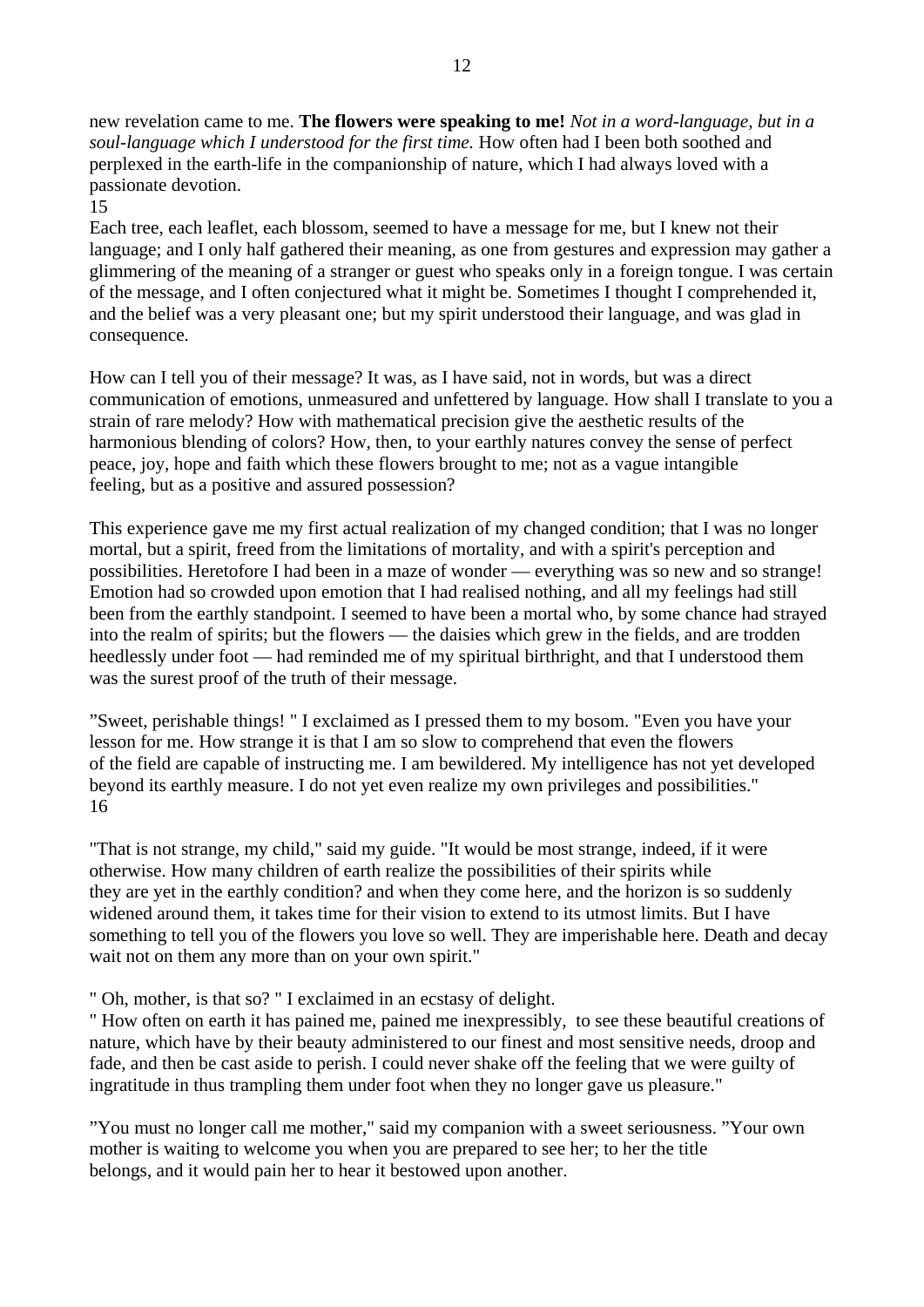new revelation came to me. **The flowers were speaking to me!** *Not in a word-language, but in a soul-language which I understood for the first time.* How often had I been both soothed and perplexed in the earth-life in the companionship of nature, which I had always loved with a passionate devotion.

Each tree, each leaflet, each blossom, seemed to have a message for me, but I knew not their language; and I only half gathered their meaning, as one from gestures and expression may gather a glimmering of the meaning of a stranger or guest who speaks only in a foreign tongue. I was certain of the message, and I often conjectured what it might be. Sometimes I thought I comprehended it, and the belief was a very pleasant one; but my spirit understood their language, and was glad in consequence.

How can I tell you of their message? It was, as I have said, not in words, but was a direct communication of emotions, unmeasured and unfettered by language. How shall I translate to you a strain of rare melody? How with mathematical precision give the aesthetic results of the harmonious blending of colors? How, then, to your earthly natures convey the sense of perfect peace, joy, hope and faith which these flowers brought to me; not as a vague intangible feeling, but as a positive and assured possession?

This experience gave me my first actual realization of my changed condition; that I was no longer mortal, but a spirit, freed from the limitations of mortality, and with a spirit's perception and possibilities. Heretofore I had been in a maze of wonder — everything was so new and so strange! Emotion had so crowded upon emotion that I had realised nothing, and all my feelings had still been from the earthly standpoint. I seemed to have been a mortal who, by some chance had strayed into the realm of spirits; but the flowers — the daisies which grew in the fields, and are trodden heedlessly under foot — had reminded me of my spiritual birthright, and that I understood them was the surest proof of the truth of their message.

"Sweet, perishable things! " I exclaimed as I pressed them to my bosom. "Even you have your lesson for me. How strange it is that I am so slow to comprehend that even the flowers of the field are capable of instructing me. I am bewildered. My intelligence has not yet developed beyond its earthly measure. I do not yet even realize my own privileges and possibilities."

"That is not strange, my child," said my guide. "It would be most strange, indeed, if it were otherwise. How many children of earth realize the possibilities of their spirits while they are yet in the earthly condition? and when they come here, and the horizon is so suddenly widened around them, it takes time for their vision to extend to its utmost limits. But I have something to tell you of the flowers you love so well. They are imperishable here. Death and decay wait not on them any more than on your own spirit."

" Oh, mother, is that so? " I exclaimed in an ecstasy of delight.
" How often on earth it has pained me, pained me inexpressibly, to see these beautiful creations of nature, which have by their beauty administered to our finest and most sensitive needs, droop and fade, and then be cast aside to perish. I could never shake off the feeling that we were guilty of ingratitude in thus trampling them under foot when they no longer gave us pleasure."

"You must no longer call me mother," said my companion with a sweet seriousness. "Your own mother is waiting to welcome you when you are prepared to see her; to her the title belongs, and it would pain her to hear it bestowed upon another.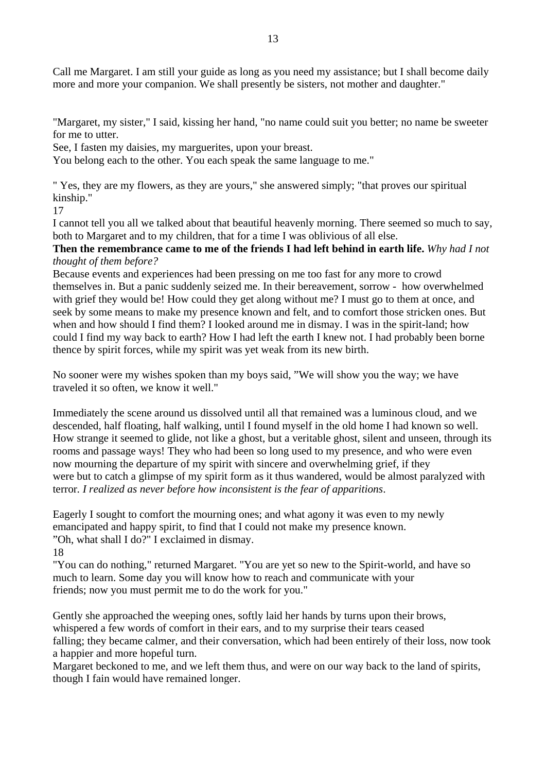Call me Margaret. I am still your guide as long as you need my assistance; but I shall become daily more and more your companion. We shall presently be sisters, not mother and daughter."

"Margaret, my sister," I said, kissing her hand, "no name could suit you better; no name be sweeter for me to utter.
See, I fasten my daisies, my marguerites, upon your breast.
You belong each to the other. You each speak the same language to me."

" Yes, they are my flowers, as they are yours," she answered simply; "that proves our spiritual kinship."
17
I cannot tell you all we talked about that beautiful heavenly morning. There seemed so much to say, both to Margaret and to my children, that for a time I was oblivious of all else.
**Then the remembrance came to me of the friends I had left behind in earth life.** *Why had I not thought of them before?*
Because events and experiences had been pressing on me too fast for any more to crowd themselves in. But a panic suddenly seized me. In their bereavement, sorrow - how overwhelmed with grief they would be! How could they get along without me? I must go to them at once, and seek by some means to make my presence known and felt, and to comfort those stricken ones. But when and how should I find them? I looked around me in dismay. I was in the spirit-land; how could I find my way back to earth? How I had left the earth I knew not. I had probably been borne thence by spirit forces, while my spirit was yet weak from its new birth.

No sooner were my wishes spoken than my boys said, "We will show you the way; we have traveled it so often, we know it well."

Immediately the scene around us dissolved until all that remained was a luminous cloud, and we descended, half floating, half walking, until I found myself in the old home I had known so well. How strange it seemed to glide, not like a ghost, but a veritable ghost, silent and unseen, through its rooms and passage ways! They who had been so long used to my presence, and who were even now mourning the departure of my spirit with sincere and overwhelming grief, if they were but to catch a glimpse of my spirit form as it thus wandered, would be almost paralyzed with terror. *I realized as never before how inconsistent is the fear of apparitions*.

Eagerly I sought to comfort the mourning ones; and what agony it was even to my newly emancipated and happy spirit, to find that I could not make my presence known.
"Oh, what shall I do?" I exclaimed in dismay.
18
"You can do nothing," returned Margaret. "You are yet so new to the Spirit-world, and have so much to learn. Some day you will know how to reach and communicate with your friends; now you must permit me to do the work for you."

Gently she approached the weeping ones, softly laid her hands by turns upon their brows, whispered a few words of comfort in their ears, and to my surprise their tears ceased falling; they became calmer, and their conversation, which had been entirely of their loss, now took a happier and more hopeful turn.
Margaret beckoned to me, and we left them thus, and were on our way back to the land of spirits, though I fain would have remained longer.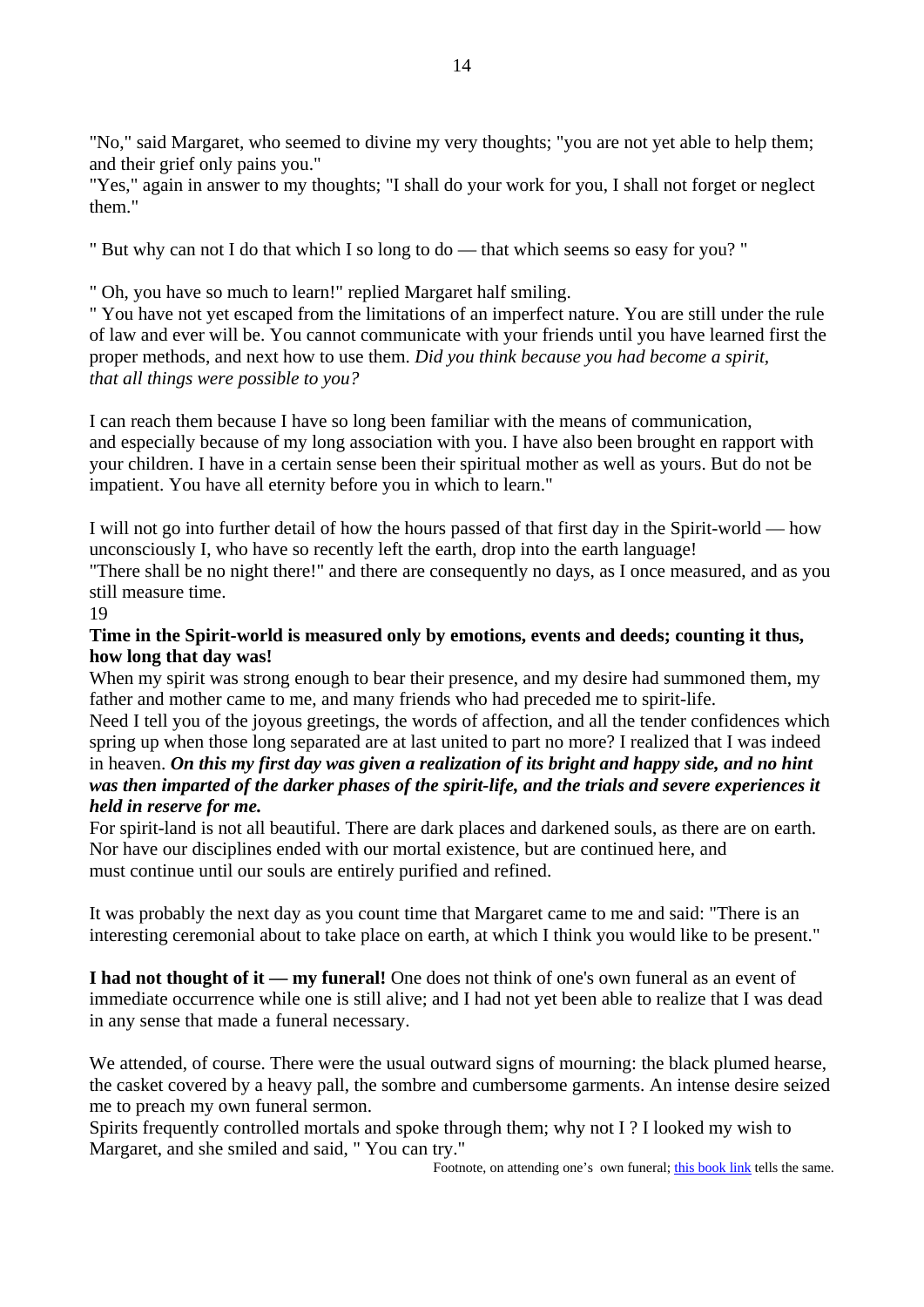"No," said Margaret, who seemed to divine my very thoughts; "you are not yet able to help them; and their grief only pains you."
"Yes," again in answer to my thoughts; "I shall do your work for you, I shall not forget or neglect them."

" But why can not I do that which I so long to do — that which seems so easy for you? "

" Oh, you have so much to learn!" replied Margaret half smiling.
" You have not yet escaped from the limitations of an imperfect nature. You are still under the rule of law and ever will be. You cannot communicate with your friends until you have learned first the proper methods, and next how to use them. *Did you think because you had become a spirit, that all things were possible to you?*

I can reach them because I have so long been familiar with the means of communication, and especially because of my long association with you. I have also been brought en rapport with your children. I have in a certain sense been their spiritual mother as well as yours. But do not be impatient. You have all eternity before you in which to learn."

I will not go into further detail of how the hours passed of that first day in the Spirit-world — how unconsciously I, who have so recently left the earth, drop into the earth language!
"There shall be no night there!" and there are consequently no days, as I once measured, and as you still measure time.
19
**Time in the Spirit-world is measured only by emotions, events and deeds; counting it thus, how long that day was!**
When my spirit was strong enough to bear their presence, and my desire had summoned them, my father and mother came to me, and many friends who had preceded me to spirit-life.
Need I tell you of the joyous greetings, the words of affection, and all the tender confidences which spring up when those long separated are at last united to part no more? I realized that I was indeed in heaven. ***On this my first day was given a realization of its bright and happy side, and no hint was then imparted of the darker phases of the spirit-life, and the trials and severe experiences it held in reserve for me.***
For spirit-land is not all beautiful. There are dark places and darkened souls, as there are on earth. Nor have our disciplines ended with our mortal existence, but are continued here, and must continue until our souls are entirely purified and refined.

It was probably the next day as you count time that Margaret came to me and said: "There is an interesting ceremonial about to take place on earth, at which I think you would like to be present."

**I had not thought of it — my funeral!** One does not think of one's own funeral as an event of immediate occurrence while one is still alive; and I had not yet been able to realize that I was dead in any sense that made a funeral necessary.

We attended, of course. There were the usual outward signs of mourning: the black plumed hearse, the casket covered by a heavy pall, the sombre and cumbersome garments. An intense desire seized me to preach my own funeral sermon.
Spirits frequently controlled mortals and spoke through them; why not I ? I looked my wish to Margaret, and she smiled and said, " You can try."

Footnote, on attending one's own funeral; this book link tells the same.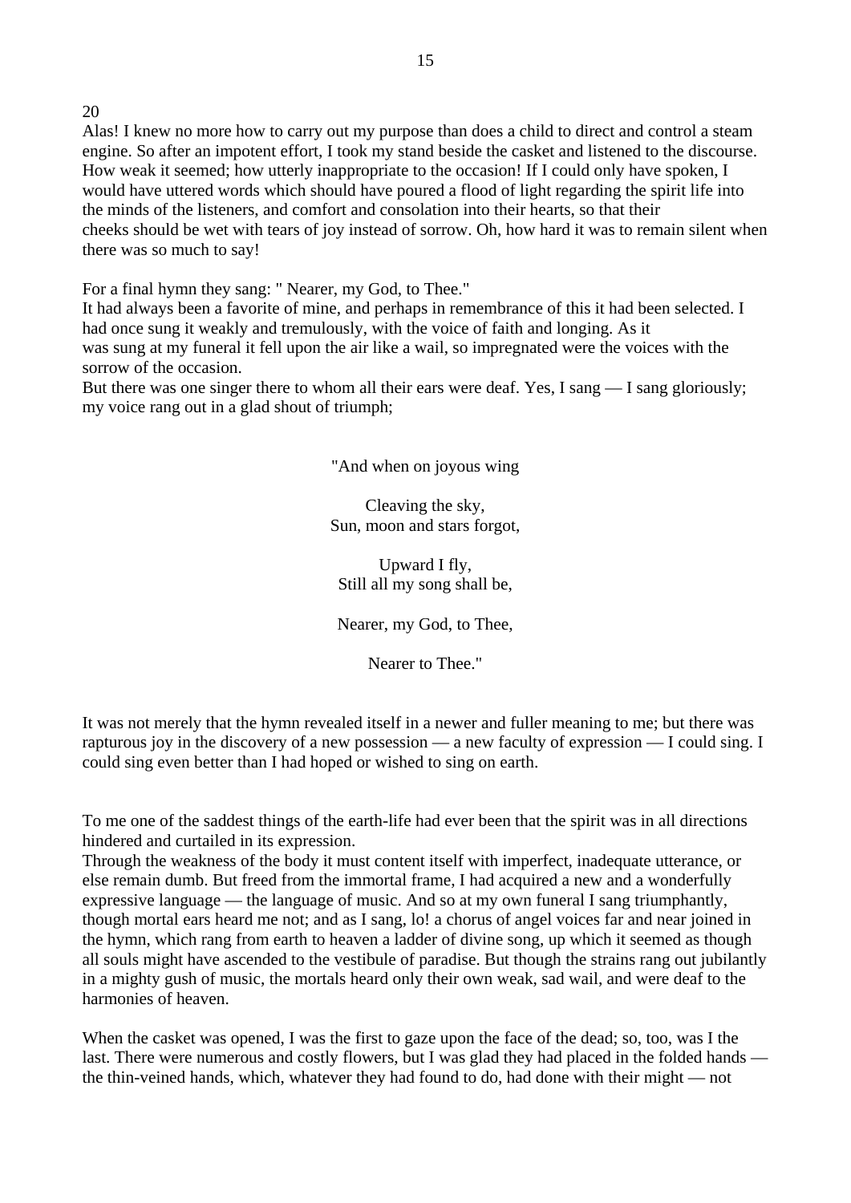Alas! I knew no more how to carry out my purpose than does a child to direct and control a steam engine. So after an impotent effort, I took my stand beside the casket and listened to the discourse. How weak it seemed; how utterly inappropriate to the occasion! If I could only have spoken, I would have uttered words which should have poured a flood of light regarding the spirit life into the minds of the listeners, and comfort and consolation into their hearts, so that their cheeks should be wet with tears of joy instead of sorrow. Oh, how hard it was to remain silent when there was so much to say!

For a final hymn they sang: " Nearer, my God, to Thee."
It had always been a favorite of mine, and perhaps in remembrance of this it had been selected. I had once sung it weakly and tremulously, with the voice of faith and longing. As it was sung at my funeral it fell upon the air like a wail, so impregnated were the voices with the sorrow of the occasion.
But there was one singer there to whom all their ears were deaf. Yes, I sang — I sang gloriously; my voice rang out in a glad shout of triumph;

"And when on joyous wing

Cleaving the sky,
Sun, moon and stars forgot,

Upward I fly,
Still all my song shall be,

Nearer, my God, to Thee,

Nearer to Thee."

It was not merely that the hymn revealed itself in a newer and fuller meaning to me; but there was rapturous joy in the discovery of a new possession — a new faculty of expression — I could sing. I could sing even better than I had hoped or wished to sing on earth.

To me one of the saddest things of the earth-life had ever been that the spirit was in all directions hindered and curtailed in its expression.
Through the weakness of the body it must content itself with imperfect, inadequate utterance, or else remain dumb. But freed from the immortal frame, I had acquired a new and a wonderfully expressive language — the language of music. And so at my own funeral I sang triumphantly, though mortal ears heard me not; and as I sang, lo! a chorus of angel voices far and near joined in the hymn, which rang from earth to heaven a ladder of divine song, up which it seemed as though all souls might have ascended to the vestibule of paradise. But though the strains rang out jubilantly in a mighty gush of music, the mortals heard only their own weak, sad wail, and were deaf to the harmonies of heaven.

When the casket was opened, I was the first to gaze upon the face of the dead; so, too, was I the last. There were numerous and costly flowers, but I was glad they had placed in the folded hands — the thin-veined hands, which, whatever they had found to do, had done with their might — not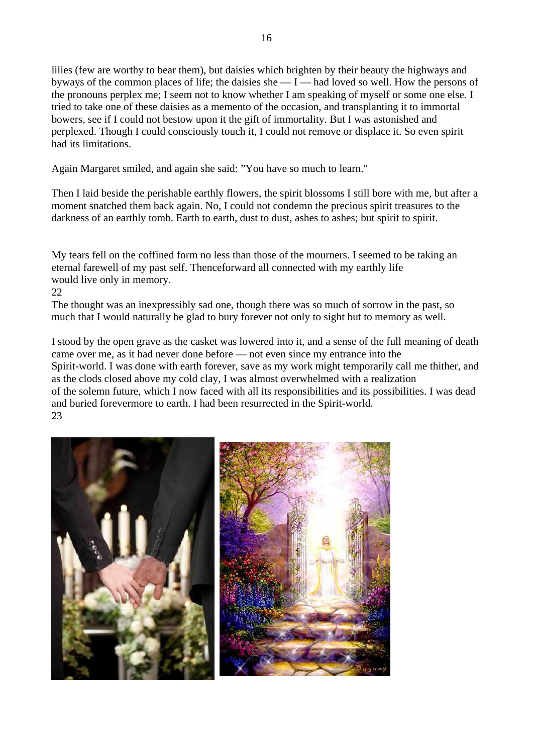lilies (few are worthy to bear them), but daisies which brighten by their beauty the highways and byways of the common places of life; the daisies she — I — had loved so well. How the persons of the pronouns perplex me; I seem not to know whether I am speaking of myself or some one else. I tried to take one of these daisies as a memento of the occasion, and transplanting it to immortal bowers, see if I could not bestow upon it the gift of immortality. But I was astonished and perplexed. Though I could consciously touch it, I could not remove or displace it. So even spirit had its limitations.

Again Margaret smiled, and again she said: "You have so much to learn."

Then I laid beside the perishable earthly flowers, the spirit blossoms I still bore with me, but after a moment snatched them back again. No, I could not condemn the precious spirit treasures to the darkness of an earthly tomb. Earth to earth, dust to dust, ashes to ashes; but spirit to spirit.

My tears fell on the coffined form no less than those of the mourners. I seemed to be taking an eternal farewell of my past self. Thenceforward all connected with my earthly life would live only in memory.

22

The thought was an inexpressibly sad one, though there was so much of sorrow in the past, so much that I would naturally be glad to bury forever not only to sight but to memory as well.

I stood by the open grave as the casket was lowered into it, and a sense of the full meaning of death came over me, as it had never done before — not even since my entrance into the Spirit-world. I was done with earth forever, save as my work might temporarily call me thither, and as the clods closed above my cold clay, I was almost overwhelmed with a realization of the solemn future, which I now faced with all its responsibilities and its possibilities. I was dead and buried forevermore to earth. I had been resurrected in the Spirit-world.

23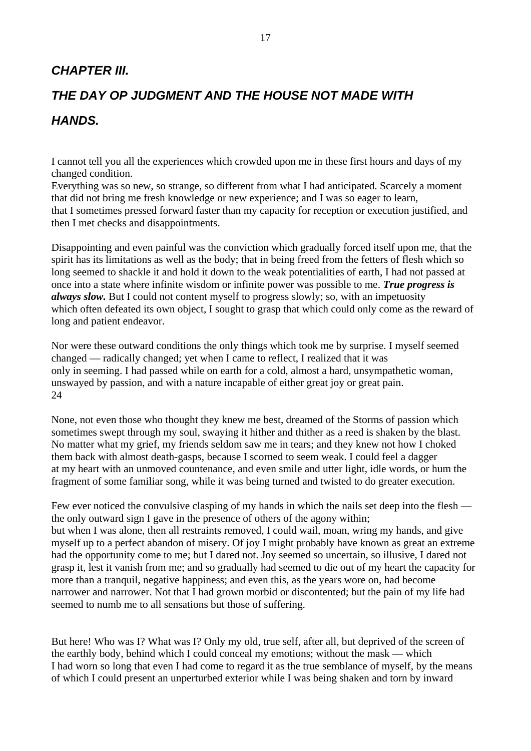## *CHAPTER III.*

## *THE DAY OP JUDGMENT AND THE HOUSE NOT MADE WITH HANDS.*

I cannot tell you all the experiences which crowded upon me in these first hours and days of my changed condition.
Everything was so new, so strange, so different from what I had anticipated. Scarcely a moment that did not bring me fresh knowledge or new experience; and I was so eager to learn, that I sometimes pressed forward faster than my capacity for reception or execution justified, and then I met checks and disappointments.

Disappointing and even painful was the conviction which gradually forced itself upon me, that the spirit has its limitations as well as the body; that in being freed from the fetters of flesh which so long seemed to shackle it and hold it down to the weak potentialities of earth, I had not passed at once into a state where infinite wisdom or infinite power was possible to me. ***True progress is always slow.*** But I could not content myself to progress slowly; so, with an impetuosity which often defeated its own object, I sought to grasp that which could only come as the reward of long and patient endeavor.

Nor were these outward conditions the only things which took me by surprise. I myself seemed changed — radically changed; yet when I came to reflect, I realized that it was only in seeming. I had passed while on earth for a cold, almost a hard, unsympathetic woman, unswayed by passion, and with a nature incapable of either great joy or great pain.
24

None, not even those who thought they knew me best, dreamed of the Storms of passion which sometimes swept through my soul, swaying it hither and thither as a reed is shaken by the blast. No matter what my grief, my friends seldom saw me in tears; and they knew not how I choked them back with almost death-gasps, because I scorned to seem weak. I could feel a dagger at my heart with an unmoved countenance, and even smile and utter light, idle words, or hum the fragment of some familiar song, while it was being turned and twisted to do greater execution.

Few ever noticed the convulsive clasping of my hands in which the nails set deep into the flesh — the only outward sign I gave in the presence of others of the agony within;
but when I was alone, then all restraints removed, I could wail, moan, wring my hands, and give myself up to a perfect abandon of misery. Of joy I might probably have known as great an extreme had the opportunity come to me; but I dared not. Joy seemed so uncertain, so illusive, I dared not grasp it, lest it vanish from me; and so gradually had seemed to die out of my heart the capacity for more than a tranquil, negative happiness; and even this, as the years wore on, had become narrower and narrower. Not that I had grown morbid or discontented; but the pain of my life had seemed to numb me to all sensations but those of suffering.

But here! Who was I? What was I? Only my old, true self, after all, but deprived of the screen of the earthly body, behind which I could conceal my emotions; without the mask — which I had worn so long that even I had come to regard it as the true semblance of myself, by the means of which I could present an unperturbed exterior while I was being shaken and torn by inward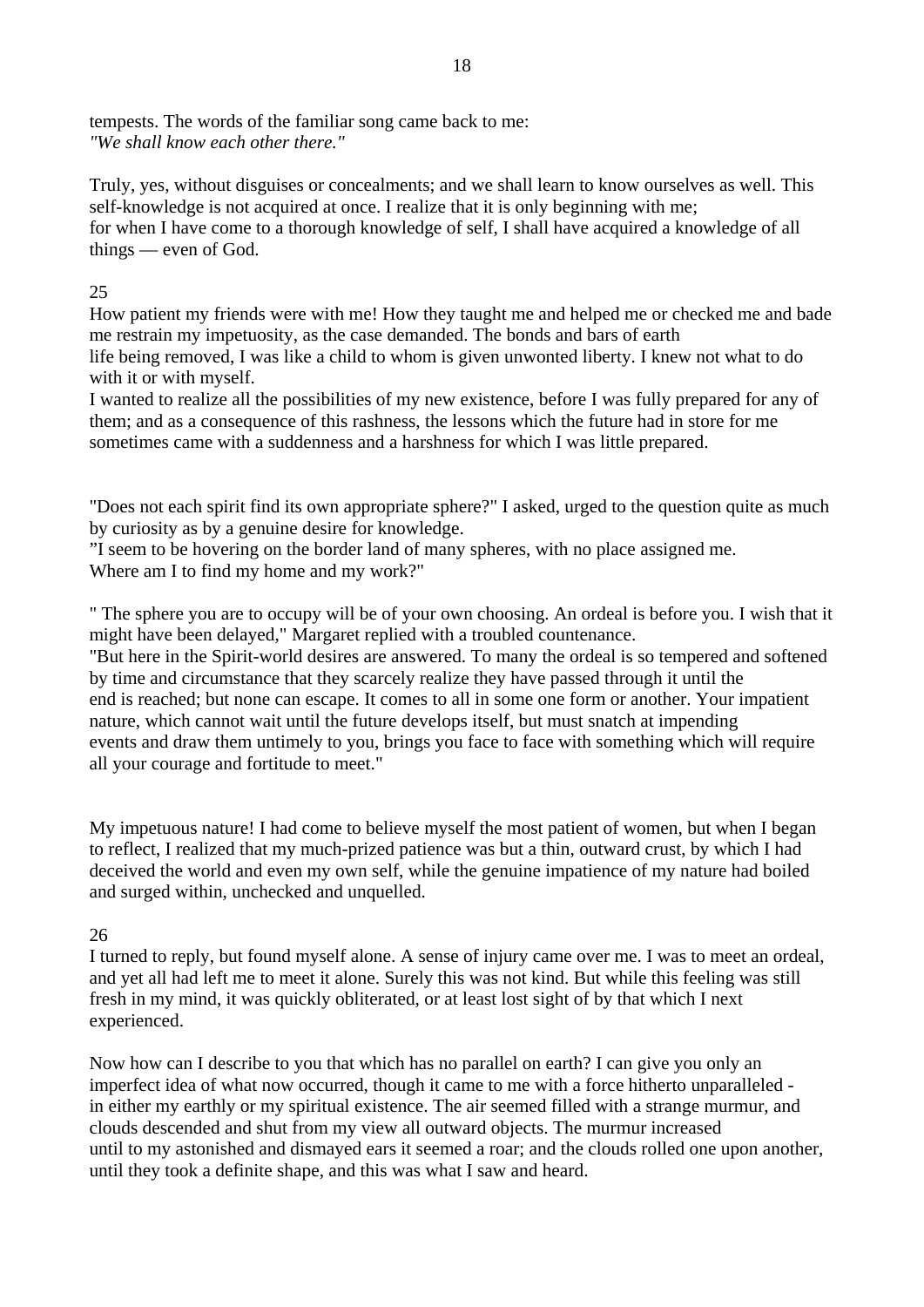tempests. The words of the familiar song came back to me:
*"We shall know each other there."*

Truly, yes, without disguises or concealments; and we shall learn to know ourselves as well. This self-knowledge is not acquired at once. I realize that it is only beginning with me; for when I have come to a thorough knowledge of self, I shall have acquired a knowledge of all things — even of God.

25

How patient my friends were with me! How they taught me and helped me or checked me and bade me restrain my impetuosity, as the case demanded. The bonds and bars of earth life being removed, I was like a child to whom is given unwonted liberty. I knew not what to do with it or with myself.
I wanted to realize all the possibilities of my new existence, before I was fully prepared for any of them; and as a consequence of this rashness, the lessons which the future had in store for me sometimes came with a suddenness and a harshness for which I was little prepared.

"Does not each spirit find its own appropriate sphere?" I asked, urged to the question quite as much by curiosity as by a genuine desire for knowledge.
"I seem to be hovering on the border land of many spheres, with no place assigned me. Where am I to find my home and my work?"

" The sphere you are to occupy will be of your own choosing. An ordeal is before you. I wish that it might have been delayed," Margaret replied with a troubled countenance.
"But here in the Spirit-world desires are answered. To many the ordeal is so tempered and softened by time and circumstance that they scarcely realize they have passed through it until the end is reached; but none can escape. It comes to all in some one form or another. Your impatient nature, which cannot wait until the future develops itself, but must snatch at impending events and draw them untimely to you, brings you face to face with something which will require all your courage and fortitude to meet."

My impetuous nature! I had come to believe myself the most patient of women, but when I began to reflect, I realized that my much-prized patience was but a thin, outward crust, by which I had deceived the world and even my own self, while the genuine impatience of my nature had boiled and surged within, unchecked and unquelled.

26

I turned to reply, but found myself alone. A sense of injury came over me. I was to meet an ordeal, and yet all had left me to meet it alone. Surely this was not kind. But while this feeling was still fresh in my mind, it was quickly obliterated, or at least lost sight of by that which I next experienced.

Now how can I describe to you that which has no parallel on earth? I can give you only an imperfect idea of what now occurred, though it came to me with a force hitherto unparalleled - in either my earthly or my spiritual existence. The air seemed filled with a strange murmur, and clouds descended and shut from my view all outward objects. The murmur increased until to my astonished and dismayed ears it seemed a roar; and the clouds rolled one upon another, until they took a definite shape, and this was what I saw and heard.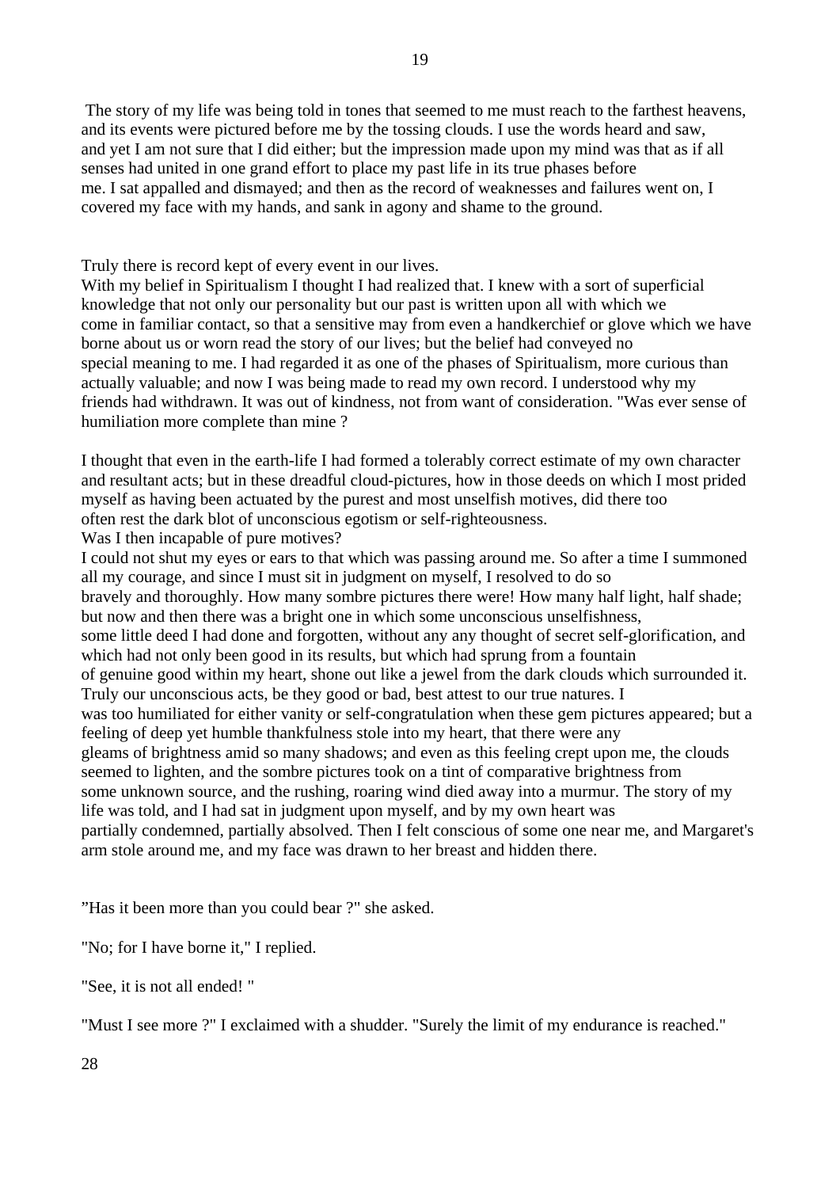The story of my life was being told in tones that seemed to me must reach to the farthest heavens, and its events were pictured before me by the tossing clouds. I use the words heard and saw, and yet I am not sure that I did either; but the impression made upon my mind was that as if all senses had united in one grand effort to place my past life in its true phases before me. I sat appalled and dismayed; and then as the record of weaknesses and failures went on, I covered my face with my hands, and sank in agony and shame to the ground.

Truly there is record kept of every event in our lives.
With my belief in Spiritualism I thought I had realized that. I knew with a sort of superficial knowledge that not only our personality but our past is written upon all with which we come in familiar contact, so that a sensitive may from even a handkerchief or glove which we have borne about us or worn read the story of our lives; but the belief had conveyed no special meaning to me. I had regarded it as one of the phases of Spiritualism, more curious than actually valuable; and now I was being made to read my own record. I understood why my friends had withdrawn. It was out of kindness, not from want of consideration. "Was ever sense of humiliation more complete than mine ?

I thought that even in the earth-life I had formed a tolerably correct estimate of my own character and resultant acts; but in these dreadful cloud-pictures, how in those deeds on which I most prided myself as having been actuated by the purest and most unselfish motives, did there too often rest the dark blot of unconscious egotism or self-righteousness.
Was I then incapable of pure motives?
I could not shut my eyes or ears to that which was passing around me. So after a time I summoned all my courage, and since I must sit in judgment on myself, I resolved to do so bravely and thoroughly. How many sombre pictures there were! How many half light, half shade; but now and then there was a bright one in which some unconscious unselfishness, some little deed I had done and forgotten, without any any thought of secret self-glorification, and which had not only been good in its results, but which had sprung from a fountain of genuine good within my heart, shone out like a jewel from the dark clouds which surrounded it. Truly our unconscious acts, be they good or bad, best attest to our true natures. I was too humiliated for either vanity or self-congratulation when these gem pictures appeared; but a feeling of deep yet humble thankfulness stole into my heart, that there were any gleams of brightness amid so many shadows; and even as this feeling crept upon me, the clouds seemed to lighten, and the sombre pictures took on a tint of comparative brightness from some unknown source, and the rushing, roaring wind died away into a murmur. The story of my life was told, and I had sat in judgment upon myself, and by my own heart was partially condemned, partially absolved. Then I felt conscious of some one near me, and Margaret's arm stole around me, and my face was drawn to her breast and hidden there.

"Has it been more than you could bear ?" she asked.

"No; for I have borne it," I replied.

"See, it is not all ended! "

"Must I see more ?" I exclaimed with a shudder. "Surely the limit of my endurance is reached."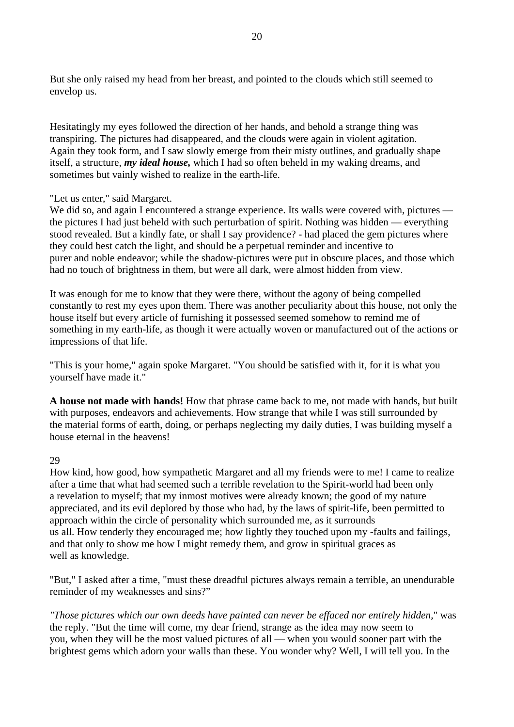But she only raised my head from her breast, and pointed to the clouds which still seemed to envelop us.

Hesitatingly my eyes followed the direction of her hands, and behold a strange thing was transpiring. The pictures had disappeared, and the clouds were again in violent agitation. Again they took form, and I saw slowly emerge from their misty outlines, and gradually shape itself, a structure, ***my ideal house,*** which I had so often beheld in my waking dreams, and sometimes but vainly wished to realize in the earth-life.

"Let us enter," said Margaret.
We did so, and again I encountered a strange experience. Its walls were covered with, pictures — the pictures I had just beheld with such perturbation of spirit. Nothing was hidden — everything stood revealed. But a kindly fate, or shall I say providence? - had placed the gem pictures where they could best catch the light, and should be a perpetual reminder and incentive to purer and noble endeavor; while the shadow-pictures were put in obscure places, and those which had no touch of brightness in them, but were all dark, were almost hidden from view.

It was enough for me to know that they were there, without the agony of being compelled constantly to rest my eyes upon them. There was another peculiarity about this house, not only the house itself but every article of furnishing it possessed seemed somehow to remind me of something in my earth-life, as though it were actually woven or manufactured out of the actions or impressions of that life.

"This is your home," again spoke Margaret. "You should be satisfied with it, for it is what you yourself have made it."

**A house not made with hands!** How that phrase came back to me, not made with hands, but built with purposes, endeavors and achievements. How strange that while I was still surrounded by the material forms of earth, doing, or perhaps neglecting my daily duties, I was building myself a house eternal in the heavens!

29
How kind, how good, how sympathetic Margaret and all my friends were to me! I came to realize after a time that what had seemed such a terrible revelation to the Spirit-world had been only a revelation to myself; that my inmost motives were already known; the good of my nature appreciated, and its evil deplored by those who had, by the laws of spirit-life, been permitted to approach within the circle of personality which surrounded me, as it surrounds us all. How tenderly they encouraged me; how lightly they touched upon my -faults and failings, and that only to show me how I might remedy them, and grow in spiritual graces as well as knowledge.

"But," I asked after a time, "must these dreadful pictures always remain a terrible, an unendurable reminder of my weaknesses and sins?"

*"Those pictures which our own deeds have painted can never be effaced nor entirely hidden,*" was the reply. "But the time will come, my dear friend, strange as the idea may now seem to you, when they will be the most valued pictures of all — when you would sooner part with the brightest gems which adorn your walls than these. You wonder why? Well, I will tell you. In the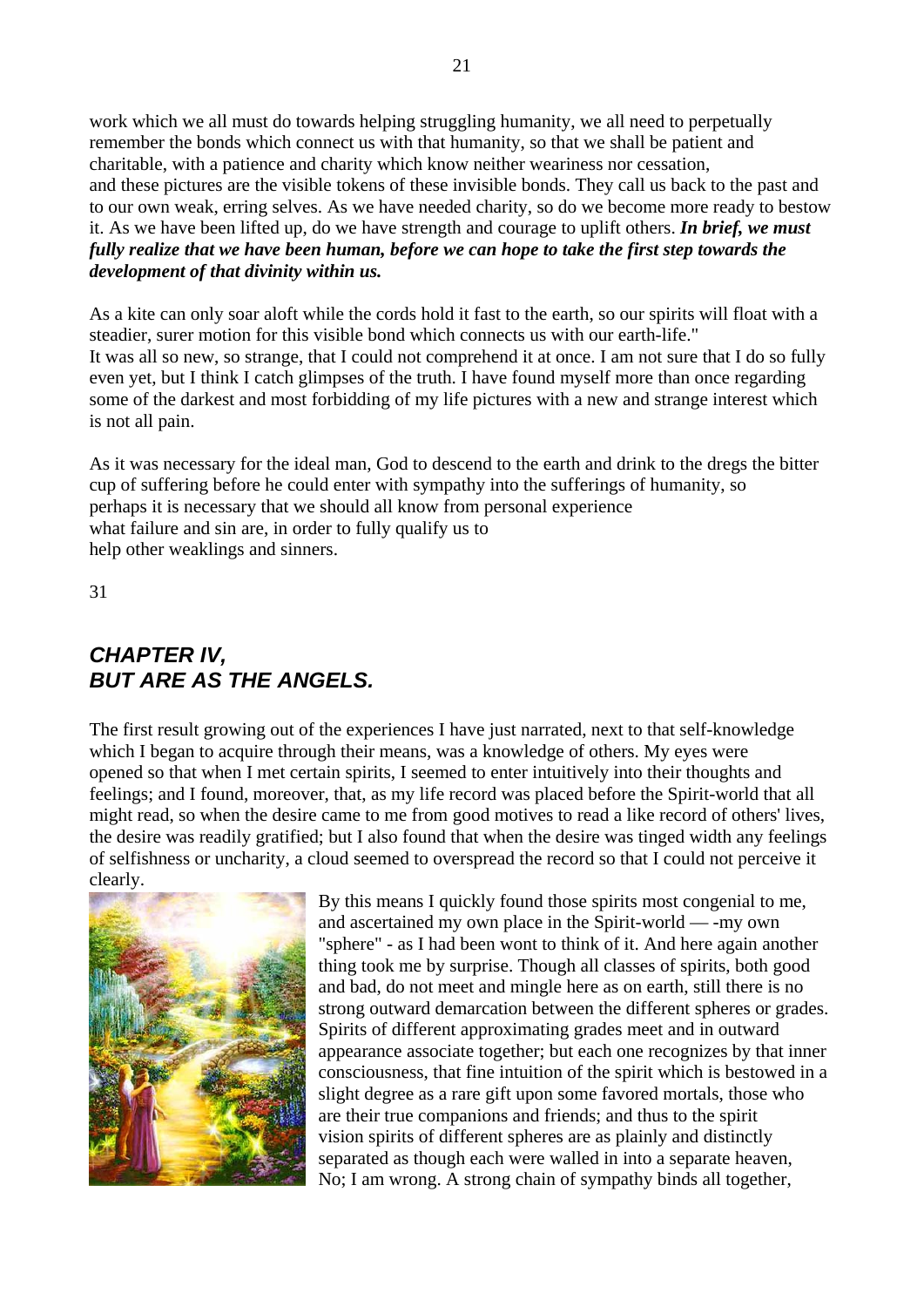work which we all must do towards helping struggling humanity, we all need to perpetually remember the bonds which connect us with that humanity, so that we shall be patient and charitable, with a patience and charity which know neither weariness nor cessation, and these pictures are the visible tokens of these invisible bonds. They call us back to the past and to our own weak, erring selves. As we have needed charity, so do we become more ready to bestow it. As we have been lifted up, do we have strength and courage to uplift others. ***In brief, we must fully realize that we have been human, before we can hope to take the first step towards the development of that divinity within us.***

As a kite can only soar aloft while the cords hold it fast to the earth, so our spirits will float with a steadier, surer motion for this visible bond which connects us with our earth-life."
It was all so new, so strange, that I could not comprehend it at once. I am not sure that I do so fully even yet, but I think I catch glimpses of the truth. I have found myself more than once regarding some of the darkest and most forbidding of my life pictures with a new and strange interest which is not all pain.

As it was necessary for the ideal man, God to descend to the earth and drink to the dregs the bitter cup of suffering before he could enter with sympathy into the sufferings of humanity, so perhaps it is necessary that we should all know from personal experience what failure and sin are, in order to fully qualify us to help other weaklings and sinners.

31

## *CHAPTER IV, BUT ARE AS THE ANGELS.*

The first result growing out of the experiences I have just narrated, next to that self-knowledge which I began to acquire through their means, was a knowledge of others. My eyes were opened so that when I met certain spirits, I seemed to enter intuitively into their thoughts and feelings; and I found, moreover, that, as my life record was placed before the Spirit-world that all might read, so when the desire came to me from good motives to read a like record of others' lives, the desire was readily gratified; but I also found that when the desire was tinged width any feelings of selfishness or uncharity, a cloud seemed to overspread the record so that I could not perceive it clearly.

By this means I quickly found those spirits most congenial to me, and ascertained my own place in the Spirit-world — -my own "sphere" - as I had been wont to think of it. And here again another thing took me by surprise. Though all classes of spirits, both good and bad, do not meet and mingle here as on earth, still there is no strong outward demarcation between the different spheres or grades. Spirits of different approximating grades meet and in outward appearance associate together; but each one recognizes by that inner consciousness, that fine intuition of the spirit which is bestowed in a slight degree as a rare gift upon some favored mortals, those who are their true companions and friends; and thus to the spirit vision spirits of different spheres are as plainly and distinctly separated as though each were walled in into a separate heaven, No; I am wrong. A strong chain of sympathy binds all together,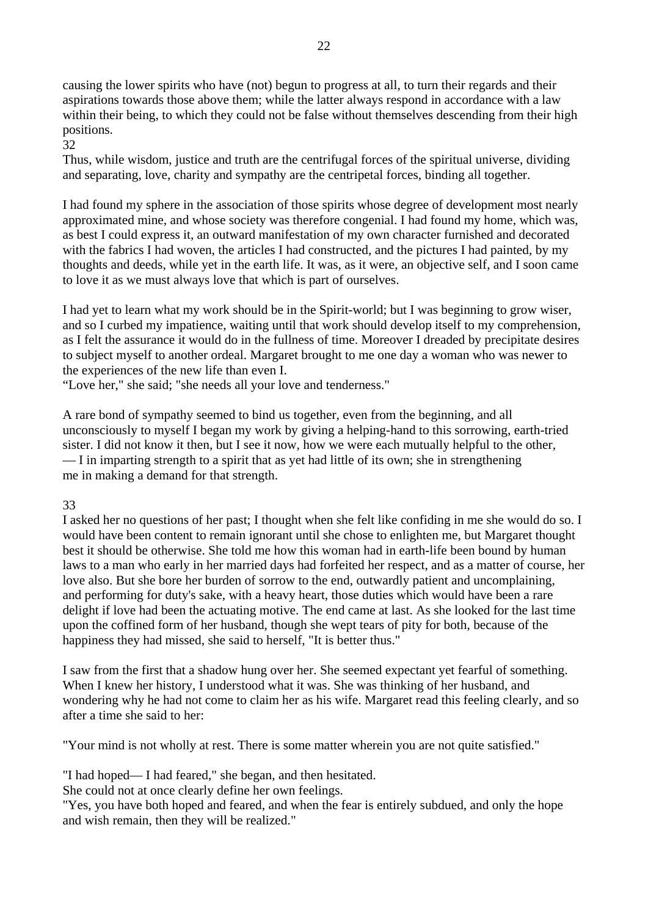causing the lower spirits who have (not) begun to progress at all, to turn their regards and their aspirations towards those above them; while the latter always respond in accordance with a law within their being, to which they could not be false without themselves descending from their high positions.

32

Thus, while wisdom, justice and truth are the centrifugal forces of the spiritual universe, dividing and separating, love, charity and sympathy are the centripetal forces, binding all together.

I had found my sphere in the association of those spirits whose degree of development most nearly approximated mine, and whose society was therefore congenial. I had found my home, which was, as best I could express it, an outward manifestation of my own character furnished and decorated with the fabrics I had woven, the articles I had constructed, and the pictures I had painted, by my thoughts and deeds, while yet in the earth life. It was, as it were, an objective self, and I soon came to love it as we must always love that which is part of ourselves.

I had yet to learn what my work should be in the Spirit-world; but I was beginning to grow wiser, and so I curbed my impatience, waiting until that work should develop itself to my comprehension, as I felt the assurance it would do in the fullness of time. Moreover I dreaded by precipitate desires to subject myself to another ordeal. Margaret brought to me one day a woman who was newer to the experiences of the new life than even I.

“Love her," she said; "she needs all your love and tenderness."

A rare bond of sympathy seemed to bind us together, even from the beginning, and all unconsciously to myself I began my work by giving a helping-hand to this sorrowing, earth-tried sister. I did not know it then, but I see it now, how we were each mutually helpful to the other, — I in imparting strength to a spirit that as yet had little of its own; she in strengthening me in making a demand for that strength.

33

I asked her no questions of her past; I thought when she felt like confiding in me she would do so. I would have been content to remain ignorant until she chose to enlighten me, but Margaret thought best it should be otherwise. She told me how this woman had in earth-life been bound by human laws to a man who early in her married days had forfeited her respect, and as a matter of course, her love also. But she bore her burden of sorrow to the end, outwardly patient and uncomplaining, and performing for duty's sake, with a heavy heart, those duties which would have been a rare delight if love had been the actuating motive. The end came at last. As she looked for the last time upon the coffined form of her husband, though she wept tears of pity for both, because of the happiness they had missed, she said to herself, "It is better thus."

I saw from the first that a shadow hung over her. She seemed expectant yet fearful of something. When I knew her history, I understood what it was. She was thinking of her husband, and wondering why he had not come to claim her as his wife. Margaret read this feeling clearly, and so after a time she said to her:

"Your mind is not wholly at rest. There is some matter wherein you are not quite satisfied."

"I had hoped— I had feared," she began, and then hesitated.

She could not at once clearly define her own feelings.

"Yes, you have both hoped and feared, and when the fear is entirely subdued, and only the hope and wish remain, then they will be realized."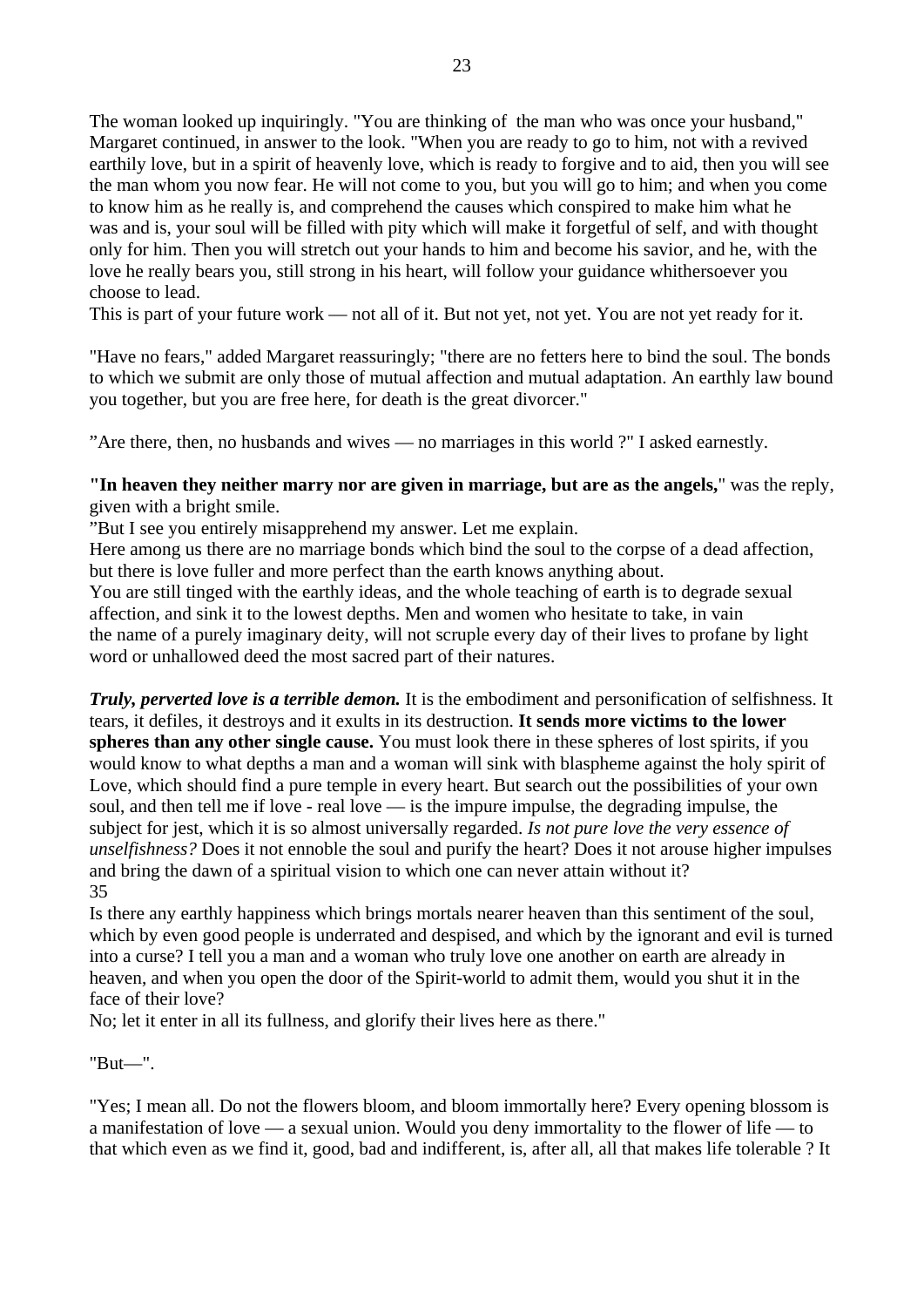The woman looked up inquiringly. "You are thinking of the man who was once your husband," Margaret continued, in answer to the look. "When you are ready to go to him, not with a revived earthily love, but in a spirit of heavenly love, which is ready to forgive and to aid, then you will see the man whom you now fear. He will not come to you, but you will go to him; and when you come to know him as he really is, and comprehend the causes which conspired to make him what he was and is, your soul will be filled with pity which will make it forgetful of self, and with thought only for him. Then you will stretch out your hands to him and become his savior, and he, with the love he really bears you, still strong in his heart, will follow your guidance whithersoever you choose to lead.
This is part of your future work — not all of it. But not yet, not yet. You are not yet ready for it.

"Have no fears," added Margaret reassuringly; "there are no fetters here to bind the soul. The bonds to which we submit are only those of mutual affection and mutual adaptation. An earthly law bound you together, but you are free here, for death is the great divorcer."

”Are there, then, no husbands and wives — no marriages in this world ?" I asked earnestly.

**"In heaven they neither marry nor are given in marriage, but are as the angels,**" was the reply, given with a bright smile.
”But I see you entirely misapprehend my answer. Let me explain.
Here among us there are no marriage bonds which bind the soul to the corpse of a dead affection, but there is love fuller and more perfect than the earth knows anything about.
You are still tinged with the earthly ideas, and the whole teaching of earth is to degrade sexual affection, and sink it to the lowest depths. Men and women who hesitate to take, in vain the name of a purely imaginary deity, will not scruple every day of their lives to profane by light word or unhallowed deed the most sacred part of their natures.

***Truly, perverted love is a terrible demon.*** It is the embodiment and personification of selfishness. It tears, it defiles, it destroys and it exults in its destruction. **It sends more victims to the lower spheres than any other single cause.** You must look there in these spheres of lost spirits, if you would know to what depths a man and a woman will sink with blaspheme against the holy spirit of Love, which should find a pure temple in every heart. But search out the possibilities of your own soul, and then tell me if love - real love — is the impure impulse, the degrading impulse, the subject for jest, which it is so almost universally regarded. *Is not pure love the very essence of unselfishness?* Does it not ennoble the soul and purify the heart? Does it not arouse higher impulses and bring the dawn of a spiritual vision to which one can never attain without it?
35
Is there any earthly happiness which brings mortals nearer heaven than this sentiment of the soul, which by even good people is underrated and despised, and which by the ignorant and evil is turned into a curse? I tell you a man and a woman who truly love one another on earth are already in heaven, and when you open the door of the Spirit-world to admit them, would you shut it in the face of their love?
No; let it enter in all its fullness, and glorify their lives here as there."

"But—".

"Yes; I mean all. Do not the flowers bloom, and bloom immortally here? Every opening blossom is a manifestation of love — a sexual union. Would you deny immortality to the flower of life — to that which even as we find it, good, bad and indifferent, is, after all, all that makes life tolerable ? It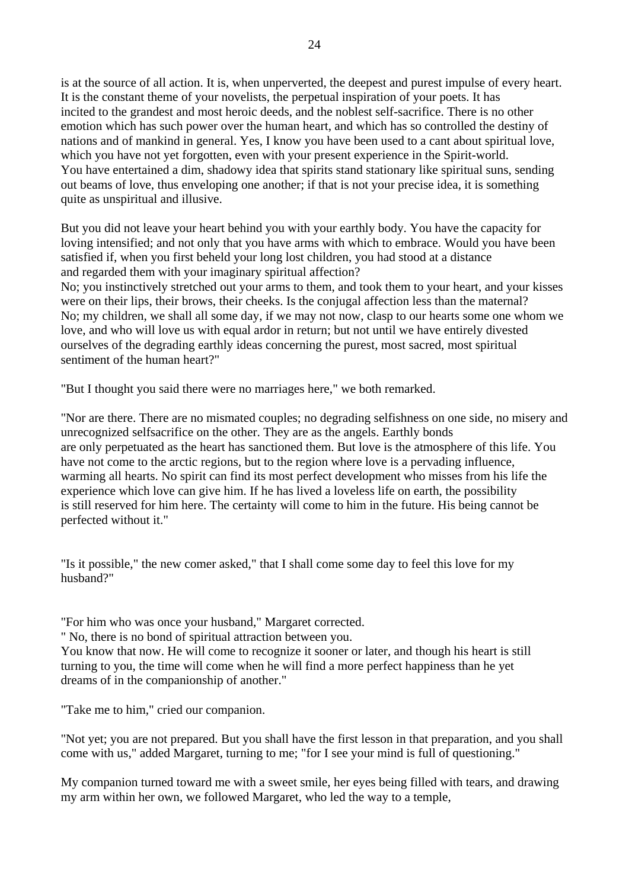is at the source of all action. It is, when unperverted, the deepest and purest impulse of every heart. It is the constant theme of your novelists, the perpetual inspiration of your poets. It has incited to the grandest and most heroic deeds, and the noblest self-sacrifice. There is no other emotion which has such power over the human heart, and which has so controlled the destiny of nations and of mankind in general. Yes, I know you have been used to a cant about spiritual love, which you have not yet forgotten, even with your present experience in the Spirit-world. You have entertained a dim, shadowy idea that spirits stand stationary like spiritual suns, sending out beams of love, thus enveloping one another; if that is not your precise idea, it is something quite as unspiritual and illusive.

But you did not leave your heart behind you with your earthly body. You have the capacity for loving intensified; and not only that you have arms with which to embrace. Would you have been satisfied if, when you first beheld your long lost children, you had stood at a distance and regarded them with your imaginary spiritual affection?
No; you instinctively stretched out your arms to them, and took them to your heart, and your kisses were on their lips, their brows, their cheeks. Is the conjugal affection less than the maternal? No; my children, we shall all some day, if we may not now, clasp to our hearts some one whom we love, and who will love us with equal ardor in return; but not until we have entirely divested ourselves of the degrading earthly ideas concerning the purest, most sacred, most spiritual sentiment of the human heart?"

"But I thought you said there were no marriages here," we both remarked.

"Nor are there. There are no mismated couples; no degrading selfishness on one side, no misery and unrecognized selfsacrifice on the other. They are as the angels. Earthly bonds are only perpetuated as the heart has sanctioned them. But love is the atmosphere of this life. You have not come to the arctic regions, but to the region where love is a pervading influence, warming all hearts. No spirit can find its most perfect development who misses from his life the experience which love can give him. If he has lived a loveless life on earth, the possibility is still reserved for him here. The certainty will come to him in the future. His being cannot be perfected without it."

"Is it possible," the new comer asked," that I shall come some day to feel this love for my husband?"

"For him who was once your husband," Margaret corrected.
" No, there is no bond of spiritual attraction between you.
You know that now. He will come to recognize it sooner or later, and though his heart is still turning to you, the time will come when he will find a more perfect happiness than he yet dreams of in the companionship of another."

"Take me to him," cried our companion.

"Not yet; you are not prepared. But you shall have the first lesson in that preparation, and you shall come with us," added Margaret, turning to me; "for I see your mind is full of questioning."

My companion turned toward me with a sweet smile, her eyes being filled with tears, and drawing my arm within her own, we followed Margaret, who led the way to a temple,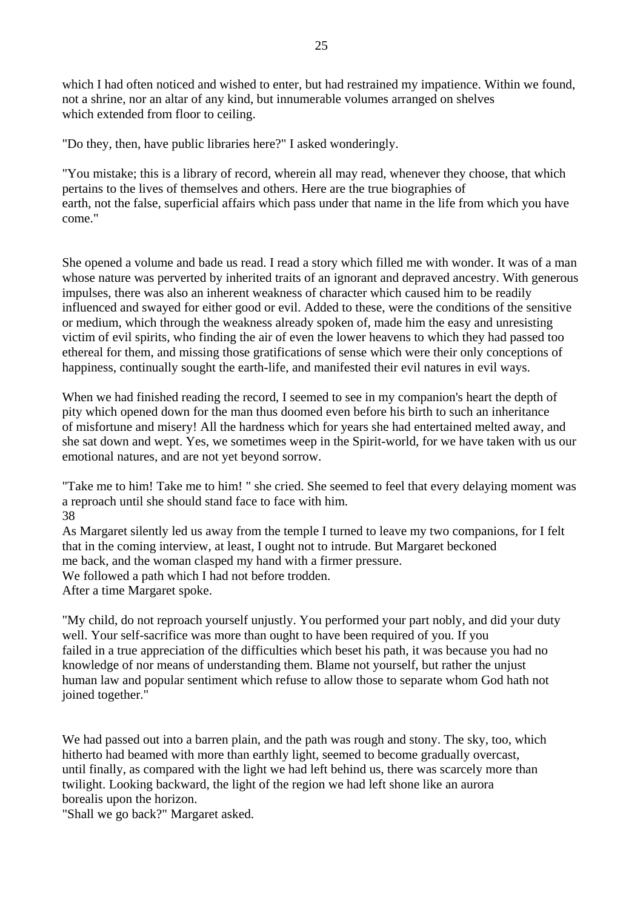which I had often noticed and wished to enter, but had restrained my impatience. Within we found, not a shrine, nor an altar of any kind, but innumerable volumes arranged on shelves which extended from floor to ceiling.

"Do they, then, have public libraries here?" I asked wonderingly.

"You mistake; this is a library of record, wherein all may read, whenever they choose, that which pertains to the lives of themselves and others. Here are the true biographies of earth, not the false, superficial affairs which pass under that name in the life from which you have come."

She opened a volume and bade us read. I read a story which filled me with wonder. It was of a man whose nature was perverted by inherited traits of an ignorant and depraved ancestry. With generous impulses, there was also an inherent weakness of character which caused him to be readily influenced and swayed for either good or evil. Added to these, were the conditions of the sensitive or medium, which through the weakness already spoken of, made him the easy and unresisting victim of evil spirits, who finding the air of even the lower heavens to which they had passed too ethereal for them, and missing those gratifications of sense which were their only conceptions of happiness, continually sought the earth-life, and manifested their evil natures in evil ways.

When we had finished reading the record, I seemed to see in my companion's heart the depth of pity which opened down for the man thus doomed even before his birth to such an inheritance of misfortune and misery! All the hardness which for years she had entertained melted away, and she sat down and wept. Yes, we sometimes weep in the Spirit-world, for we have taken with us our emotional natures, and are not yet beyond sorrow.

"Take me to him! Take me to him! " she cried. She seemed to feel that every delaying moment was a reproach until she should stand face to face with him.

38

As Margaret silently led us away from the temple I turned to leave my two companions, for I felt that in the coming interview, at least, I ought not to intrude. But Margaret beckoned me back, and the woman clasped my hand with a firmer pressure.

We followed a path which I had not before trodden.

After a time Margaret spoke.

"My child, do not reproach yourself unjustly. You performed your part nobly, and did your duty well. Your self-sacrifice was more than ought to have been required of you. If you failed in a true appreciation of the difficulties which beset his path, it was because you had no knowledge of nor means of understanding them. Blame not yourself, but rather the unjust human law and popular sentiment which refuse to allow those to separate whom God hath not joined together."

We had passed out into a barren plain, and the path was rough and stony. The sky, too, which hitherto had beamed with more than earthly light, seemed to become gradually overcast, until finally, as compared with the light we had left behind us, there was scarcely more than twilight. Looking backward, the light of the region we had left shone like an aurora borealis upon the horizon.

"Shall we go back?" Margaret asked.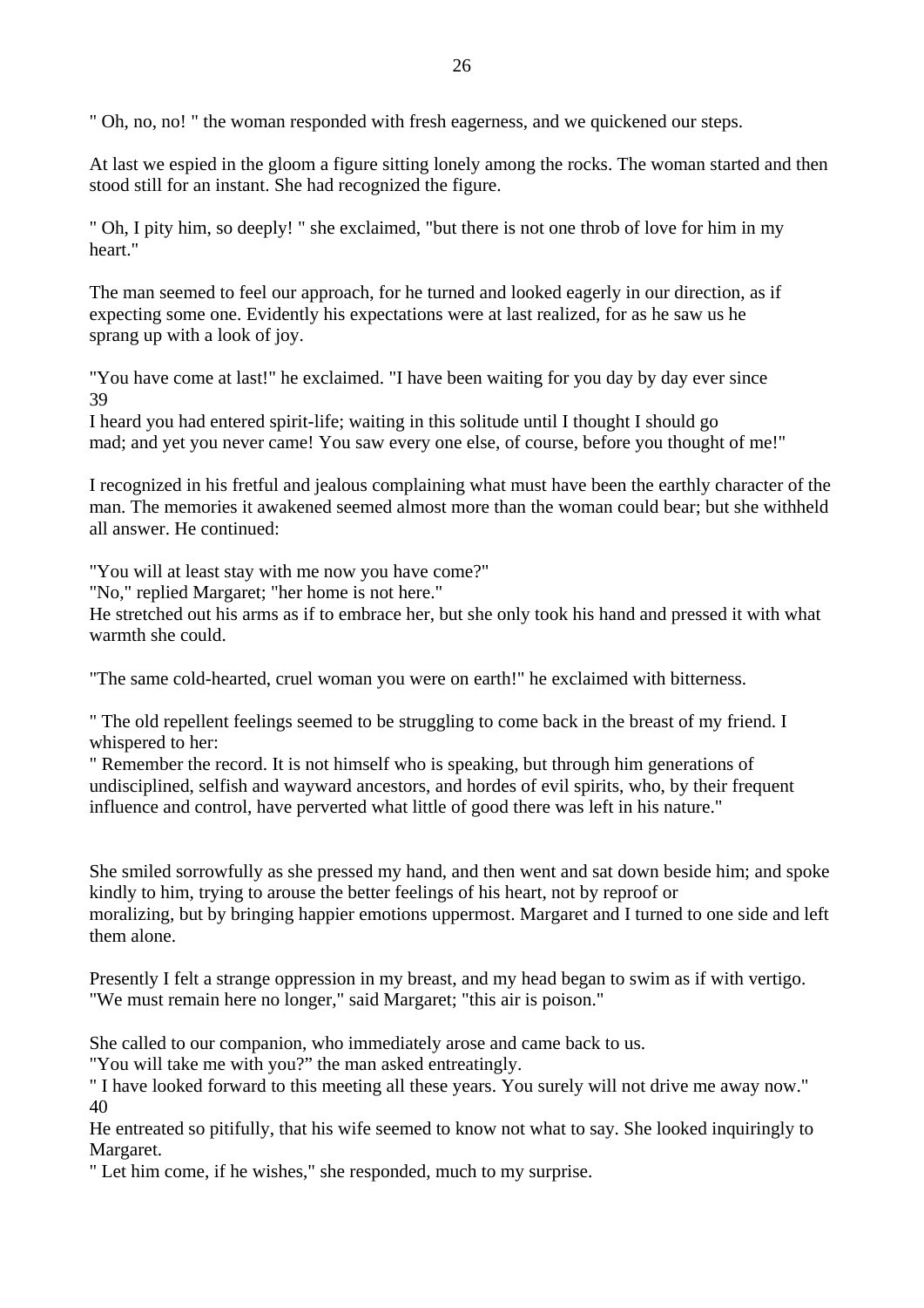" Oh, no, no! " the woman responded with fresh eagerness, and we quickened our steps.

At last we espied in the gloom a figure sitting lonely among the rocks. The woman started and then stood still for an instant. She had recognized the figure.

" Oh, I pity him, so deeply! " she exclaimed, "but there is not one throb of love for him in my heart."

The man seemed to feel our approach, for he turned and looked eagerly in our direction, as if expecting some one. Evidently his expectations were at last realized, for as he saw us he sprang up with a look of joy.

"You have come at last!" he exclaimed. "I have been waiting for you day by day ever since
39
I heard you had entered spirit-life; waiting in this solitude until I thought I should go mad; and yet you never came! You saw every one else, of course, before you thought of me!"

I recognized in his fretful and jealous complaining what must have been the earthly character of the man. The memories it awakened seemed almost more than the woman could bear; but she withheld all answer. He continued:

"You will at least stay with me now you have come?"
"No," replied Margaret; "her home is not here."
He stretched out his arms as if to embrace her, but she only took his hand and pressed it with what warmth she could.

"The same cold-hearted, cruel woman you were on earth!" he exclaimed with bitterness.

" The old repellent feelings seemed to be struggling to come back in the breast of my friend. I whispered to her:
" Remember the record. It is not himself who is speaking, but through him generations of undisciplined, selfish and wayward ancestors, and hordes of evil spirits, who, by their frequent influence and control, have perverted what little of good there was left in his nature."

She smiled sorrowfully as she pressed my hand, and then went and sat down beside him; and spoke kindly to him, trying to arouse the better feelings of his heart, not by reproof or moralizing, but by bringing happier emotions uppermost. Margaret and I turned to one side and left them alone.

Presently I felt a strange oppression in my breast, and my head began to swim as if with vertigo.
"We must remain here no longer," said Margaret; "this air is poison."

She called to our companion, who immediately arose and came back to us.
"You will take me with you?" the man asked entreatingly.
" I have looked forward to this meeting all these years. You surely will not drive me away now."
40
He entreated so pitifully, that his wife seemed to know not what to say. She looked inquiringly to Margaret.
" Let him come, if he wishes," she responded, much to my surprise.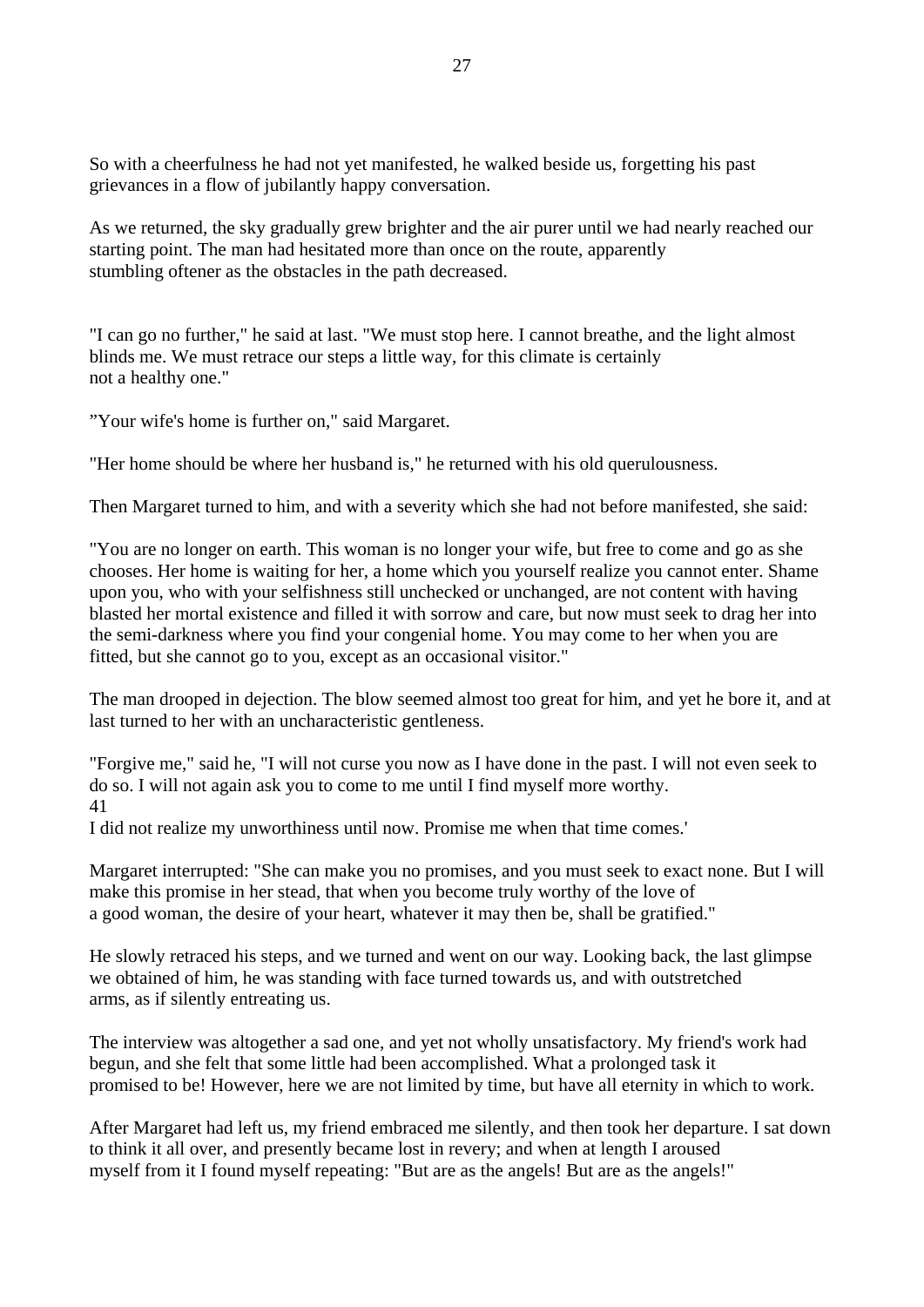So with a cheerfulness he had not yet manifested, he walked beside us, forgetting his past grievances in a flow of jubilantly happy conversation.

As we returned, the sky gradually grew brighter and the air purer until we had nearly reached our starting point. The man had hesitated more than once on the route, apparently stumbling oftener as the obstacles in the path decreased.

"I can go no further," he said at last. "We must stop here. I cannot breathe, and the light almost blinds me. We must retrace our steps a little way, for this climate is certainly not a healthy one."

"Your wife's home is further on," said Margaret.

"Her home should be where her husband is," he returned with his old querulousness.

Then Margaret turned to him, and with a severity which she had not before manifested, she said:

"You are no longer on earth. This woman is no longer your wife, but free to come and go as she chooses. Her home is waiting for her, a home which you yourself realize you cannot enter. Shame upon you, who with your selfishness still unchecked or unchanged, are not content with having blasted her mortal existence and filled it with sorrow and care, but now must seek to drag her into the semi-darkness where you find your congenial home. You may come to her when you are fitted, but she cannot go to you, except as an occasional visitor."

The man drooped in dejection. The blow seemed almost too great for him, and yet he bore it, and at last turned to her with an uncharacteristic gentleness.

"Forgive me," said he, "I will not curse you now as I have done in the past. I will not even seek to do so. I will not again ask you to come to me until I find myself more worthy.
41
I did not realize my unworthiness until now. Promise me when that time comes.'

Margaret interrupted: "She can make you no promises, and you must seek to exact none. But I will make this promise in her stead, that when you become truly worthy of the love of a good woman, the desire of your heart, whatever it may then be, shall be gratified."

He slowly retraced his steps, and we turned and went on our way. Looking back, the last glimpse we obtained of him, he was standing with face turned towards us, and with outstretched arms, as if silently entreating us.

The interview was altogether a sad one, and yet not wholly unsatisfactory. My friend's work had begun, and she felt that some little had been accomplished. What a prolonged task it promised to be! However, here we are not limited by time, but have all eternity in which to work.

After Margaret had left us, my friend embraced me silently, and then took her departure. I sat down to think it all over, and presently became lost in revery; and when at length I aroused myself from it I found myself repeating: "But are as the angels! But are as the angels!"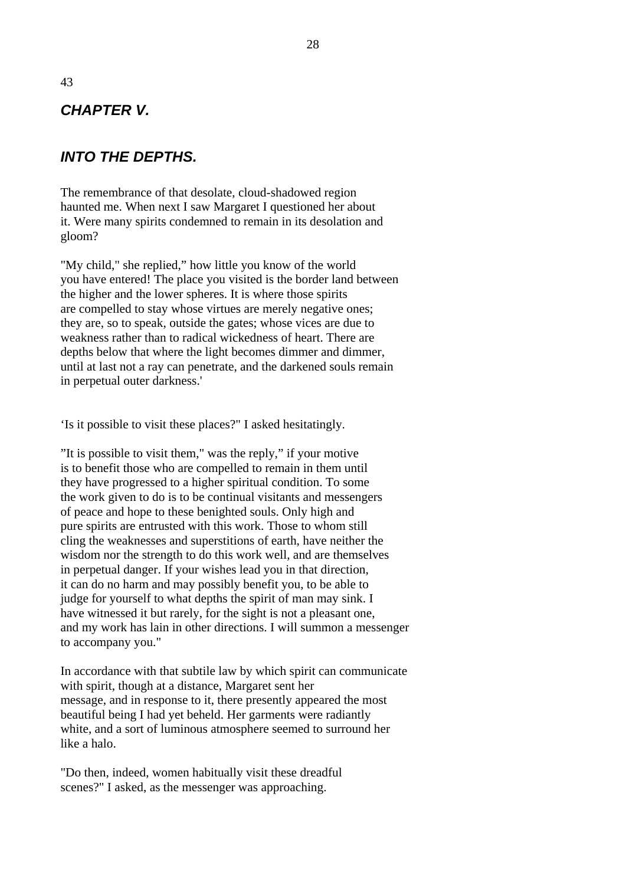43

## *CHAPTER V.*

## *INTO THE DEPTHS.*

The remembrance of that desolate, cloud-shadowed region haunted me. When next I saw Margaret I questioned her about it. Were many spirits condemned to remain in its desolation and gloom?

"My child," she replied," how little you know of the world you have entered! The place you visited is the border land between the higher and the lower spheres. It is where those spirits are compelled to stay whose virtues are merely negative ones; they are, so to speak, outside the gates; whose vices are due to weakness rather than to radical wickedness of heart. There are depths below that where the light becomes dimmer and dimmer, until at last not a ray can penetrate, and the darkened souls remain in perpetual outer darkness.'

'Is it possible to visit these places?" I asked hesitatingly.

"It is possible to visit them," was the reply," if your motive is to benefit those who are compelled to remain in them until they have progressed to a higher spiritual condition. To some the work given to do is to be continual visitants and messengers of peace and hope to these benighted souls. Only high and pure spirits are entrusted with this work. Those to whom still cling the weaknesses and superstitions of earth, have neither the wisdom nor the strength to do this work well, and are themselves in perpetual danger. If your wishes lead you in that direction, it can do no harm and may possibly benefit you, to be able to judge for yourself to what depths the spirit of man may sink. I have witnessed it but rarely, for the sight is not a pleasant one, and my work has lain in other directions. I will summon a messenger to accompany you."

In accordance with that subtile law by which spirit can communicate with spirit, though at a distance, Margaret sent her message, and in response to it, there presently appeared the most beautiful being I had yet beheld. Her garments were radiantly white, and a sort of luminous atmosphere seemed to surround her like a halo.

"Do then, indeed, women habitually visit these dreadful scenes?" I asked, as the messenger was approaching.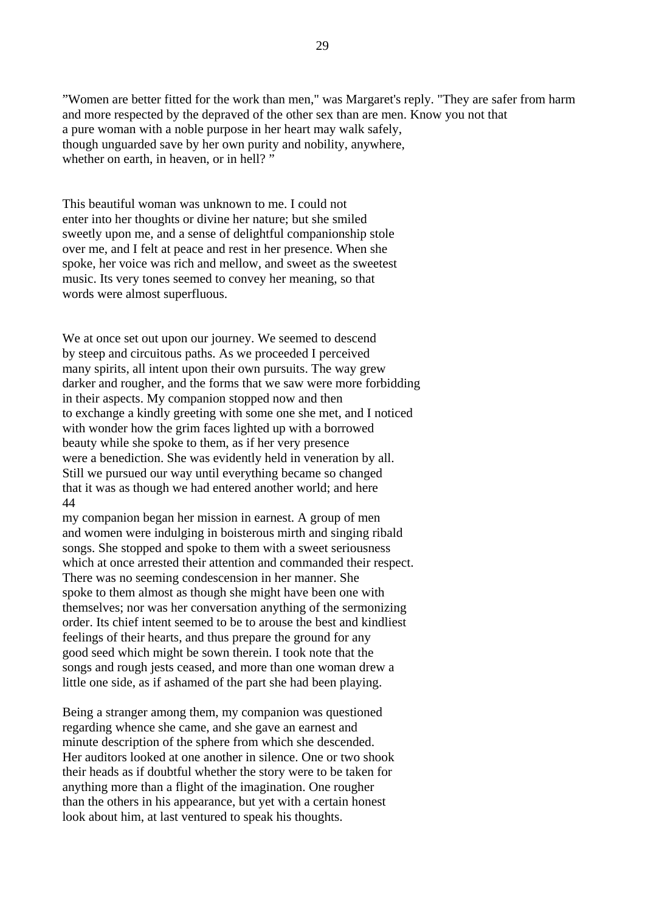"Women are better fitted for the work than men," was Margaret's reply. "They are safer from harm and more respected by the depraved of the other sex than are men. Know you not that a pure woman with a noble purpose in her heart may walk safely, though unguarded save by her own purity and nobility, anywhere, whether on earth, in heaven, or in hell? "

This beautiful woman was unknown to me. I could not enter into her thoughts or divine her nature; but she smiled sweetly upon me, and a sense of delightful companionship stole over me, and I felt at peace and rest in her presence. When she spoke, her voice was rich and mellow, and sweet as the sweetest music. Its very tones seemed to convey her meaning, so that words were almost superfluous.

We at once set out upon our journey. We seemed to descend by steep and circuitous paths. As we proceeded I perceived many spirits, all intent upon their own pursuits. The way grew darker and rougher, and the forms that we saw were more forbidding in their aspects. My companion stopped now and then to exchange a kindly greeting with some one she met, and I noticed with wonder how the grim faces lighted up with a borrowed beauty while she spoke to them, as if her very presence were a benediction. She was evidently held in veneration by all. Still we pursued our way until everything became so changed that it was as though we had entered another world; and here my companion began her mission in earnest. A group of men and women were indulging in boisterous mirth and singing ribald songs. She stopped and spoke to them with a sweet seriousness which at once arrested their attention and commanded their respect. There was no seeming condescension in her manner. She spoke to them almost as though she might have been one with themselves; nor was her conversation anything of the sermonizing order. Its chief intent seemed to be to arouse the best and kindliest feelings of their hearts, and thus prepare the ground for any good seed which might be sown therein. I took note that the songs and rough jests ceased, and more than one woman drew a little one side, as if ashamed of the part she had been playing.

Being a stranger among them, my companion was questioned regarding whence she came, and she gave an earnest and minute description of the sphere from which she descended. Her auditors looked at one another in silence. One or two shook their heads as if doubtful whether the story were to be taken for anything more than a flight of the imagination. One rougher than the others in his appearance, but yet with a certain honest look about him, at last ventured to speak his thoughts.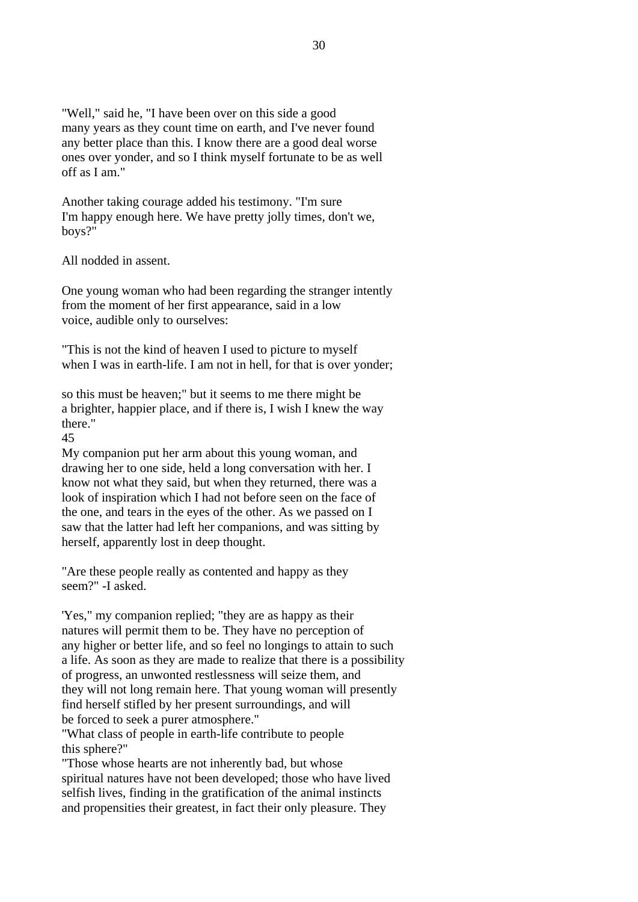"Well," said he, "I have been over on this side a good many years as they count time on earth, and I've never found any better place than this. I know there are a good deal worse ones over yonder, and so I think myself fortunate to be as well off as I am."

Another taking courage added his testimony. "I'm sure I'm happy enough here. We have pretty jolly times, don't we, boys?"

All nodded in assent.

One young woman who had been regarding the stranger intently from the moment of her first appearance, said in a low voice, audible only to ourselves:

"This is not the kind of heaven I used to picture to myself when I was in earth-life. I am not in hell, for that is over yonder;

so this must be heaven;" but it seems to me there might be a brighter, happier place, and if there is, I wish I knew the way there."

45

My companion put her arm about this young woman, and drawing her to one side, held a long conversation with her. I know not what they said, but when they returned, there was a look of inspiration which I had not before seen on the face of the one, and tears in the eyes of the other. As we passed on I saw that the latter had left her companions, and was sitting by herself, apparently lost in deep thought.

"Are these people really as contented and happy as they seem?" -I asked.

'Yes," my companion replied; "they are as happy as their natures will permit them to be. They have no perception of any higher or better life, and so feel no longings to attain to such a life. As soon as they are made to realize that there is a possibility of progress, an unwonted restlessness will seize them, and they will not long remain here. That young woman will presently find herself stifled by her present surroundings, and will be forced to seek a purer atmosphere."

"What class of people in earth-life contribute to people this sphere?"

"Those whose hearts are not inherently bad, but whose spiritual natures have not been developed; those who have lived selfish lives, finding in the gratification of the animal instincts and propensities their greatest, in fact their only pleasure. They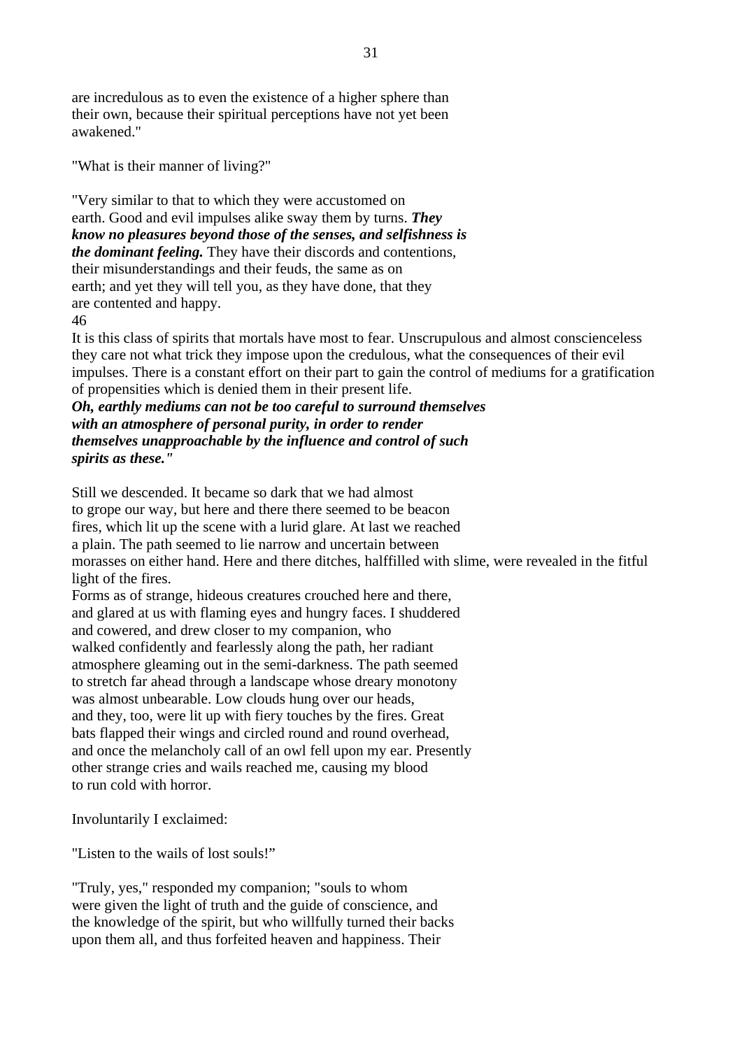are incredulous as to even the existence of a higher sphere than their own, because their spiritual perceptions have not yet been awakened."

"What is their manner of living?"

"Very similar to that to which they were accustomed on earth. Good and evil impulses alike sway them by turns. ***They know no pleasures beyond those of the senses, and selfishness is the dominant feeling.*** They have their discords and contentions, their misunderstandings and their feuds, the same as on earth; and yet they will tell you, as they have done, that they are contented and happy.

46

It is this class of spirits that mortals have most to fear. Unscrupulous and almost conscienceless they care not what trick they impose upon the credulous, what the consequences of their evil impulses. There is a constant effort on their part to gain the control of mediums for a gratification of propensities which is denied them in their present life.

***Oh, earthly mediums can not be too careful to surround themselves with an atmosphere of personal purity, in order to render themselves unapproachable by the influence and control of such spirits as these."***

Still we descended. It became so dark that we had almost to grope our way, but here and there there seemed to be beacon fires, which lit up the scene with a lurid glare. At last we reached a plain. The path seemed to lie narrow and uncertain between morasses on either hand. Here and there ditches, halffilled with slime, were revealed in the fitful light of the fires.

Forms as of strange, hideous creatures crouched here and there, and glared at us with flaming eyes and hungry faces. I shuddered and cowered, and drew closer to my companion, who walked confidently and fearlessly along the path, her radiant atmosphere gleaming out in the semi-darkness. The path seemed to stretch far ahead through a landscape whose dreary monotony was almost unbearable. Low clouds hung over our heads, and they, too, were lit up with fiery touches by the fires. Great bats flapped their wings and circled round and round overhead, and once the melancholy call of an owl fell upon my ear. Presently other strange cries and wails reached me, causing my blood to run cold with horror.

Involuntarily I exclaimed:

"Listen to the wails of lost souls!"

"Truly, yes," responded my companion; "souls to whom were given the light of truth and the guide of conscience, and the knowledge of the spirit, but who willfully turned their backs upon them all, and thus forfeited heaven and happiness. Their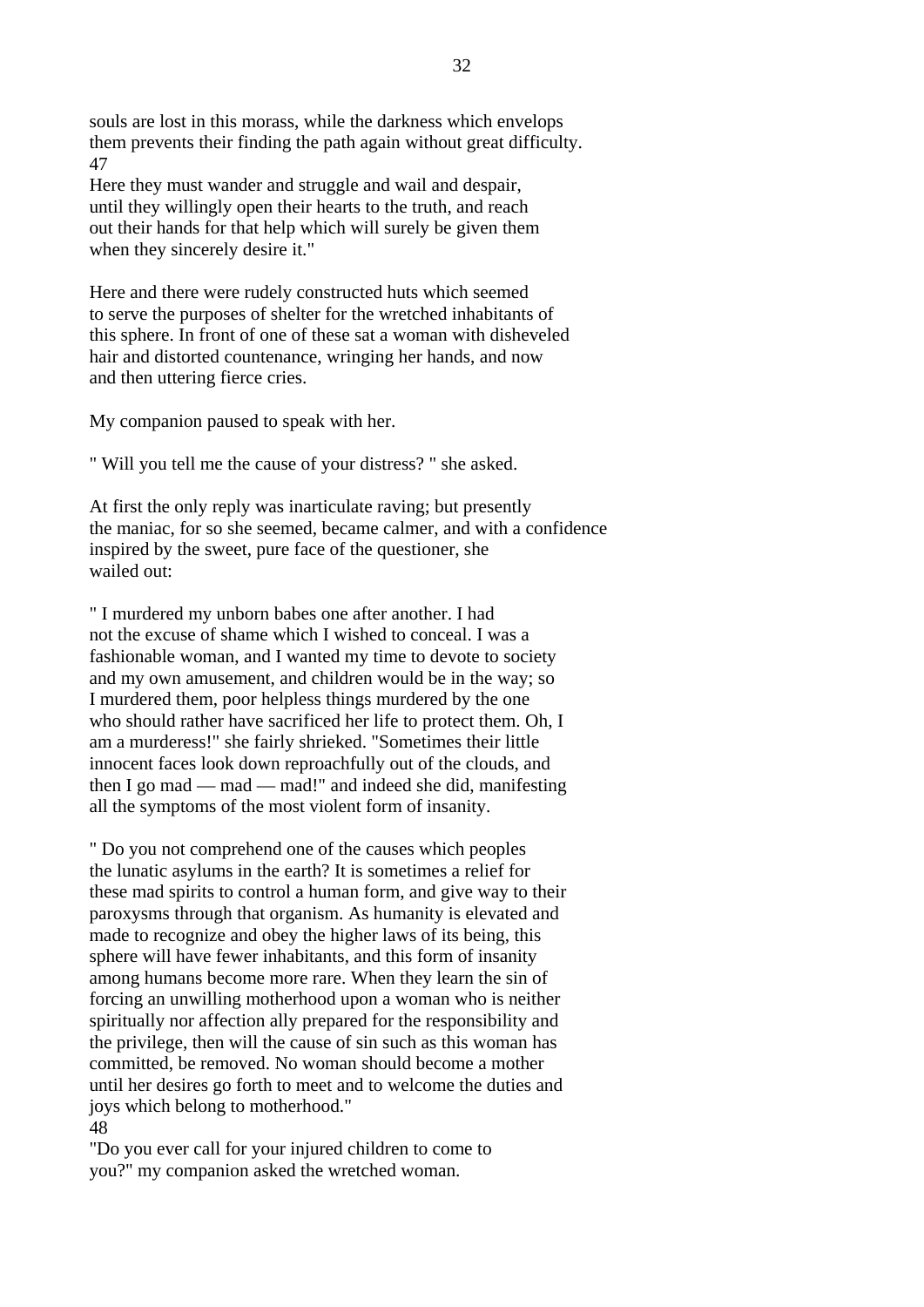souls are lost in this morass, while the darkness which envelops them prevents their finding the path again without great difficulty.

47

Here they must wander and struggle and wail and despair, until they willingly open their hearts to the truth, and reach out their hands for that help which will surely be given them when they sincerely desire it."

Here and there were rudely constructed huts which seemed to serve the purposes of shelter for the wretched inhabitants of this sphere. In front of one of these sat a woman with disheveled hair and distorted countenance, wringing her hands, and now and then uttering fierce cries.

My companion paused to speak with her.

" Will you tell me the cause of your distress? " she asked.

At first the only reply was inarticulate raving; but presently the maniac, for so she seemed, became calmer, and with a confidence inspired by the sweet, pure face of the questioner, she wailed out:

" I murdered my unborn babes one after another. I had not the excuse of shame which I wished to conceal. I was a fashionable woman, and I wanted my time to devote to society and my own amusement, and children would be in the way; so I murdered them, poor helpless things murdered by the one who should rather have sacrificed her life to protect them. Oh, I am a murderess!" she fairly shrieked. "Sometimes their little innocent faces look down reproachfully out of the clouds, and then I go mad — mad — mad!" and indeed she did, manifesting all the symptoms of the most violent form of insanity.

" Do you not comprehend one of the causes which peoples the lunatic asylums in the earth? It is sometimes a relief for these mad spirits to control a human form, and give way to their paroxysms through that organism. As humanity is elevated and made to recognize and obey the higher laws of its being, this sphere will have fewer inhabitants, and this form of insanity among humans become more rare. When they learn the sin of forcing an unwilling motherhood upon a woman who is neither spiritually nor affection ally prepared for the responsibility and the privilege, then will the cause of sin such as this woman has committed, be removed. No woman should become a mother until her desires go forth to meet and to welcome the duties and joys which belong to motherhood."

48

"Do you ever call for your injured children to come to you?" my companion asked the wretched woman.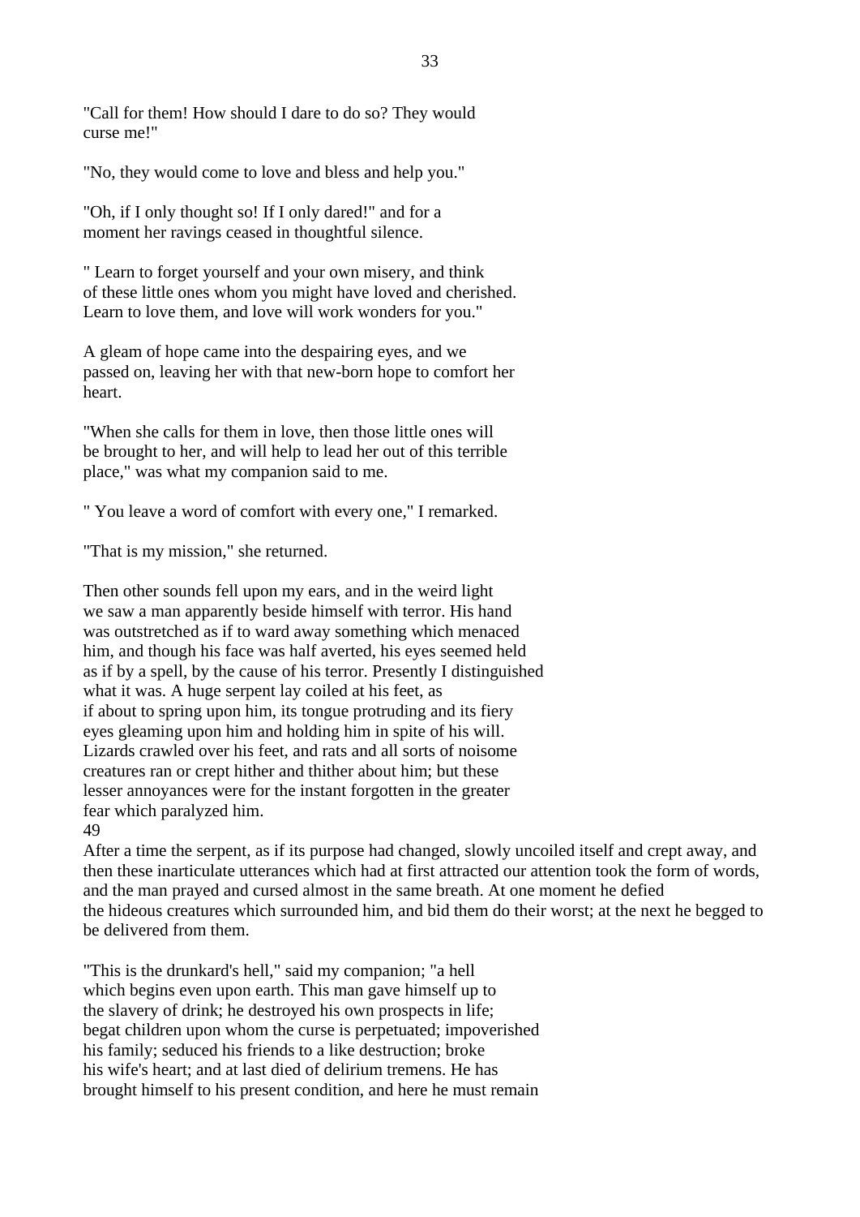"Call for them! How should I dare to do so? They would curse me!"

"No, they would come to love and bless and help you."

"Oh, if I only thought so! If I only dared!" and for a moment her ravings ceased in thoughtful silence.

" Learn to forget yourself and your own misery, and think of these little ones whom you might have loved and cherished. Learn to love them, and love will work wonders for you."

A gleam of hope came into the despairing eyes, and we passed on, leaving her with that new-born hope to comfort her heart.

"When she calls for them in love, then those little ones will be brought to her, and will help to lead her out of this terrible place," was what my companion said to me.

" You leave a word of comfort with every one," I remarked.

"That is my mission," she returned.

Then other sounds fell upon my ears, and in the weird light we saw a man apparently beside himself with terror. His hand was outstretched as if to ward away something which menaced him, and though his face was half averted, his eyes seemed held as if by a spell, by the cause of his terror. Presently I distinguished what it was. A huge serpent lay coiled at his feet, as if about to spring upon him, its tongue protruding and its fiery eyes gleaming upon him and holding him in spite of his will. Lizards crawled over his feet, and rats and all sorts of noisome creatures ran or crept hither and thither about him; but these lesser annoyances were for the instant forgotten in the greater fear which paralyzed him.

After a time the serpent, as if its purpose had changed, slowly uncoiled itself and crept away, and then these inarticulate utterances which had at first attracted our attention took the form of words, and the man prayed and cursed almost in the same breath. At one moment he defied the hideous creatures which surrounded him, and bid them do their worst; at the next he begged to be delivered from them.

"This is the drunkard's hell," said my companion; "a hell which begins even upon earth. This man gave himself up to the slavery of drink; he destroyed his own prospects in life; begat children upon whom the curse is perpetuated; impoverished his family; seduced his friends to a like destruction; broke his wife's heart; and at last died of delirium tremens. He has brought himself to his present condition, and here he must remain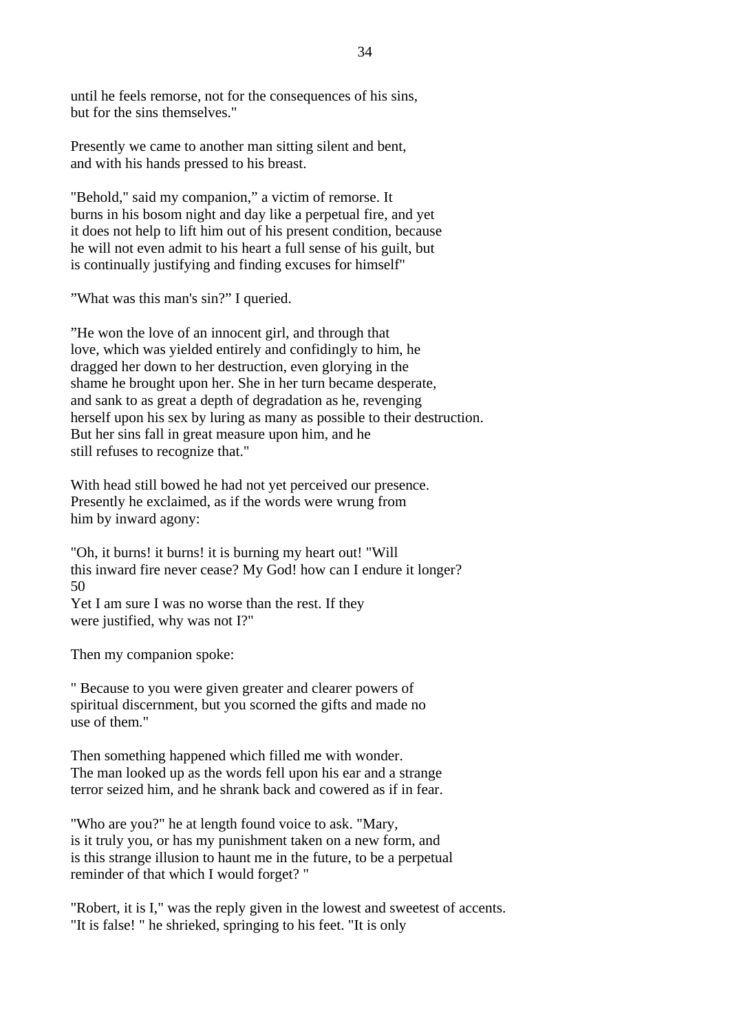until he feels remorse, not for the consequences of his sins, but for the sins themselves."

Presently we came to another man sitting silent and bent, and with his hands pressed to his breast.

"Behold," said my companion," a victim of remorse. It burns in his bosom night and day like a perpetual fire, and yet it does not help to lift him out of his present condition, because he will not even admit to his heart a full sense of his guilt, but is continually justifying and finding excuses for himself"

"What was this man's sin?" I queried.

"He won the love of an innocent girl, and through that love, which was yielded entirely and confidingly to him, he dragged her down to her destruction, even glorying in the shame he brought upon her. She in her turn became desperate, and sank to as great a depth of degradation as he, revenging herself upon his sex by luring as many as possible to their destruction. But her sins fall in great measure upon him, and he still refuses to recognize that."

With head still bowed he had not yet perceived our presence. Presently he exclaimed, as if the words were wrung from him by inward agony:

"Oh, it burns! it burns! it is burning my heart out! "Will this inward fire never cease? My God! how can I endure it longer? 50
Yet I am sure I was no worse than the rest. If they were justified, why was not I?"

Then my companion spoke:

" Because to you were given greater and clearer powers of spiritual discernment, but you scorned the gifts and made no use of them."

Then something happened which filled me with wonder. The man looked up as the words fell upon his ear and a strange terror seized him, and he shrank back and cowered as if in fear.

"Who are you?" he at length found voice to ask. "Mary, is it truly you, or has my punishment taken on a new form, and is this strange illusion to haunt me in the future, to be a perpetual reminder of that which I would forget? "

"Robert, it is I," was the reply given in the lowest and sweetest of accents.
"It is false! " he shrieked, springing to his feet. "It is only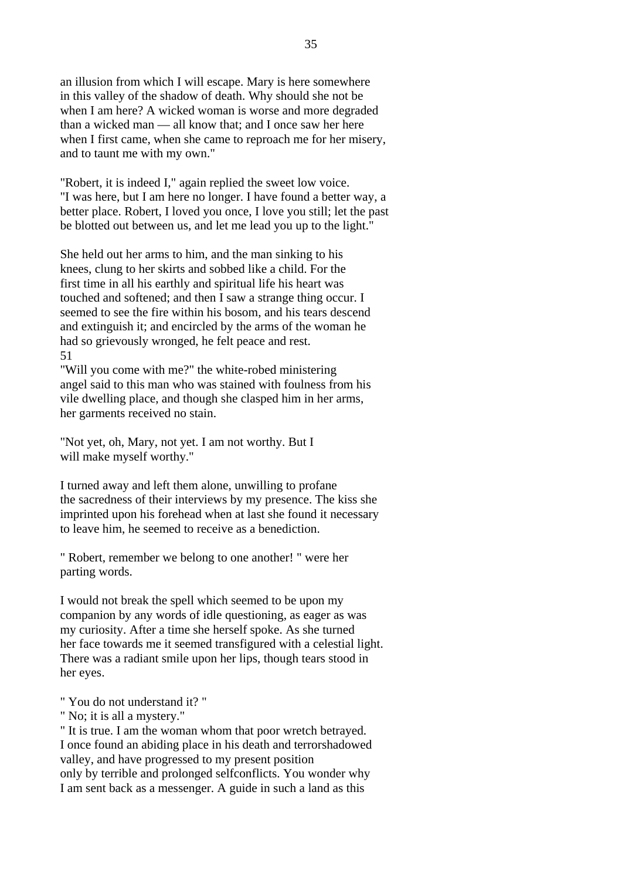an illusion from which I will escape. Mary is here somewhere in this valley of the shadow of death. Why should she not be when I am here? A wicked woman is worse and more degraded than a wicked man — all know that; and I once saw her here when I first came, when she came to reproach me for her misery, and to taunt me with my own."

"Robert, it is indeed I," again replied the sweet low voice. "I was here, but I am here no longer. I have found a better way, a better place. Robert, I loved you once, I love you still; let the past be blotted out between us, and let me lead you up to the light."

She held out her arms to him, and the man sinking to his knees, clung to her skirts and sobbed like a child. For the first time in all his earthly and spiritual life his heart was touched and softened; and then I saw a strange thing occur. I seemed to see the fire within his bosom, and his tears descend and extinguish it; and encircled by the arms of the woman he had so grievously wronged, he felt peace and rest.

"Will you come with me?" the white-robed ministering angel said to this man who was stained with foulness from his vile dwelling place, and though she clasped him in her arms, her garments received no stain.

"Not yet, oh, Mary, not yet. I am not worthy. But I will make myself worthy."

I turned away and left them alone, unwilling to profane the sacredness of their interviews by my presence. The kiss she imprinted upon his forehead when at last she found it necessary to leave him, he seemed to receive as a benediction.

" Robert, remember we belong to one another! " were her parting words.

I would not break the spell which seemed to be upon my companion by any words of idle questioning, as eager as was my curiosity. After a time she herself spoke. As she turned her face towards me it seemed transfigured with a celestial light. There was a radiant smile upon her lips, though tears stood in her eyes.

" You do not understand it? "

" No; it is all a mystery."

" It is true. I am the woman whom that poor wretch betrayed. I once found an abiding place in his death and terrorshadowed valley, and have progressed to my present position only by terrible and prolonged selfconflicts. You wonder why I am sent back as a messenger. A guide in such a land as this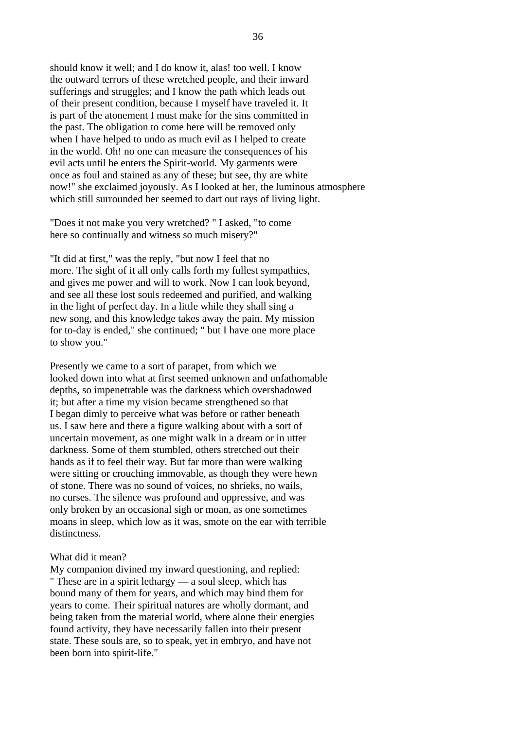should know it well; and I do know it, alas! too well. I know the outward terrors of these wretched people, and their inward sufferings and struggles; and I know the path which leads out of their present condition, because I myself have traveled it. It is part of the atonement I must make for the sins committed in the past. The obligation to come here will be removed only when I have helped to undo as much evil as I helped to create in the world. Oh! no one can measure the consequences of his evil acts until he enters the Spirit-world. My garments were once as foul and stained as any of these; but see, thy are white now!" she exclaimed joyously. As I looked at her, the luminous atmosphere which still surrounded her seemed to dart out rays of living light.

"Does it not make you very wretched? " I asked, "to come here so continually and witness so much misery?"

"It did at first," was the reply, "but now I feel that no more. The sight of it all only calls forth my fullest sympathies, and gives me power and will to work. Now I can look beyond, and see all these lost souls redeemed and purified, and walking in the light of perfect day. In a little while they shall sing a new song, and this knowledge takes away the pain. My mission for to-day is ended," she continued; " but I have one more place to show you."

Presently we came to a sort of parapet, from which we looked down into what at first seemed unknown and unfathomable depths, so impenetrable was the darkness which overshadowed it; but after a time my vision became strengthened so that I began dimly to perceive what was before or rather beneath us. I saw here and there a figure walking about with a sort of uncertain movement, as one might walk in a dream or in utter darkness. Some of them stumbled, others stretched out their hands as if to feel their way. But far more than were walking were sitting or crouching immovable, as though they were hewn of stone. There was no sound of voices, no shrieks, no wails, no curses. The silence was profound and oppressive, and was only broken by an occasional sigh or moan, as one sometimes moans in sleep, which low as it was, smote on the ear with terrible distinctness.

What did it mean?

My companion divined my inward questioning, and replied: " These are in a spirit lethargy — a soul sleep, which has bound many of them for years, and which may bind them for years to come. Their spiritual natures are wholly dormant, and being taken from the material world, where alone their energies found activity, they have necessarily fallen into their present state. These souls are, so to speak, yet in embryo, and have not been born into spirit-life."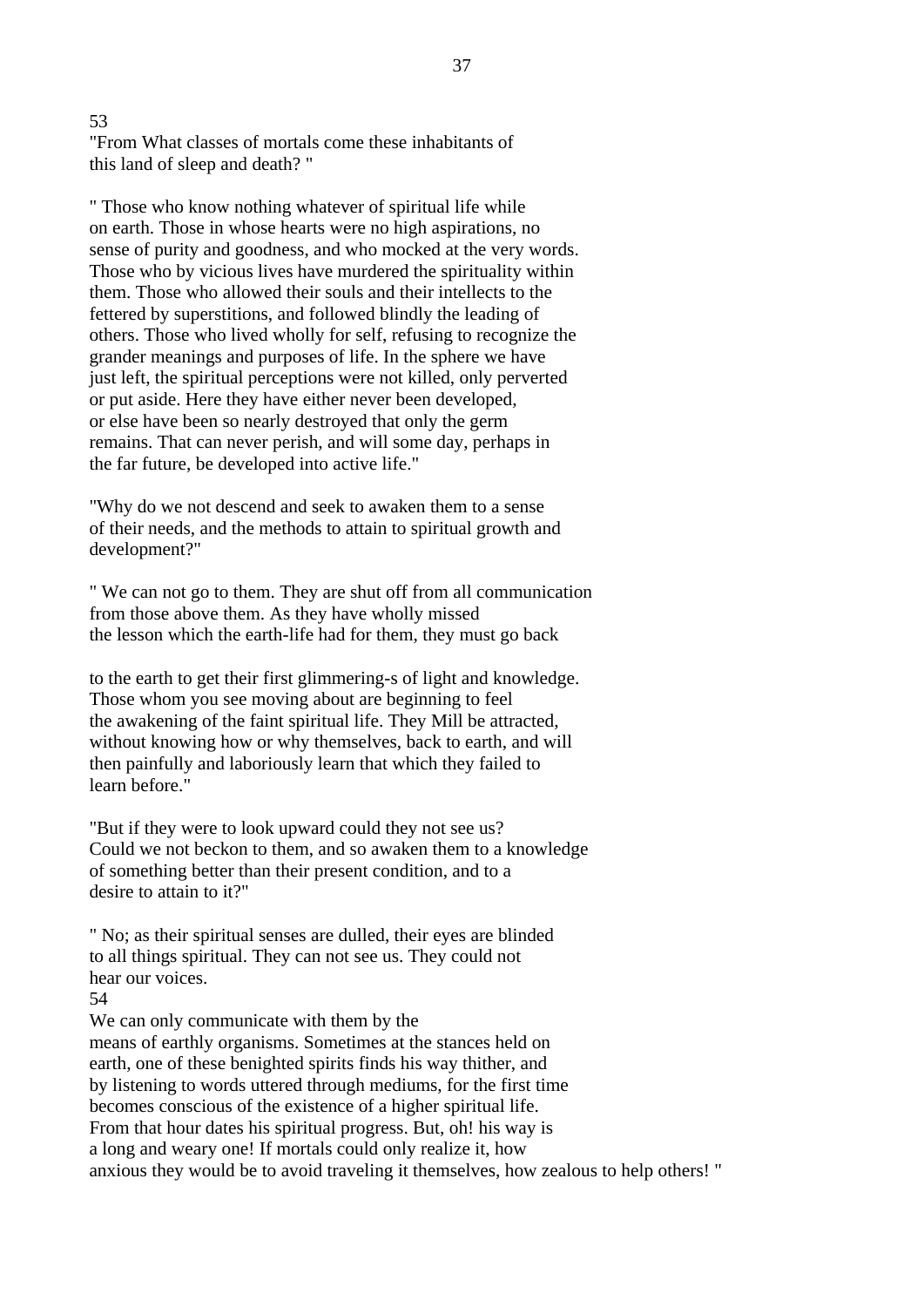53

"From What classes of mortals come these inhabitants of this land of sleep and death? "

" Those who know nothing whatever of spiritual life while on earth. Those in whose hearts were no high aspirations, no sense of purity and goodness, and who mocked at the very words. Those who by vicious lives have murdered the spirituality within them. Those who allowed their souls and their intellects to the fettered by superstitions, and followed blindly the leading of others. Those who lived wholly for self, refusing to recognize the grander meanings and purposes of life. In the sphere we have just left, the spiritual perceptions were not killed, only perverted or put aside. Here they have either never been developed, or else have been so nearly destroyed that only the germ remains. That can never perish, and will some day, perhaps in the far future, be developed into active life."

"Why do we not descend and seek to awaken them to a sense of their needs, and the methods to attain to spiritual growth and development?"

" We can not go to them. They are shut off from all communication from those above them. As they have wholly missed the lesson which the earth-life had for them, they must go back to the earth to get their first glimmering-s of light and knowledge. Those whom you see moving about are beginning to feel the awakening of the faint spiritual life. They Mill be attracted, without knowing how or why themselves, back to earth, and will then painfully and laboriously learn that which they failed to learn before."

"But if they were to look upward could they not see us? Could we not beckon to them, and so awaken them to a knowledge of something better than their present condition, and to a desire to attain to it?"

" No; as their spiritual senses are dulled, their eyes are blinded to all things spiritual. They can not see us. They could not hear our voices.

54

We can only communicate with them by the means of earthly organisms. Sometimes at the stances held on earth, one of these benighted spirits finds his way thither, and by listening to words uttered through mediums, for the first time becomes conscious of the existence of a higher spiritual life. From that hour dates his spiritual progress. But, oh! his way is a long and weary one! If mortals could only realize it, how anxious they would be to avoid traveling it themselves, how zealous to help others! "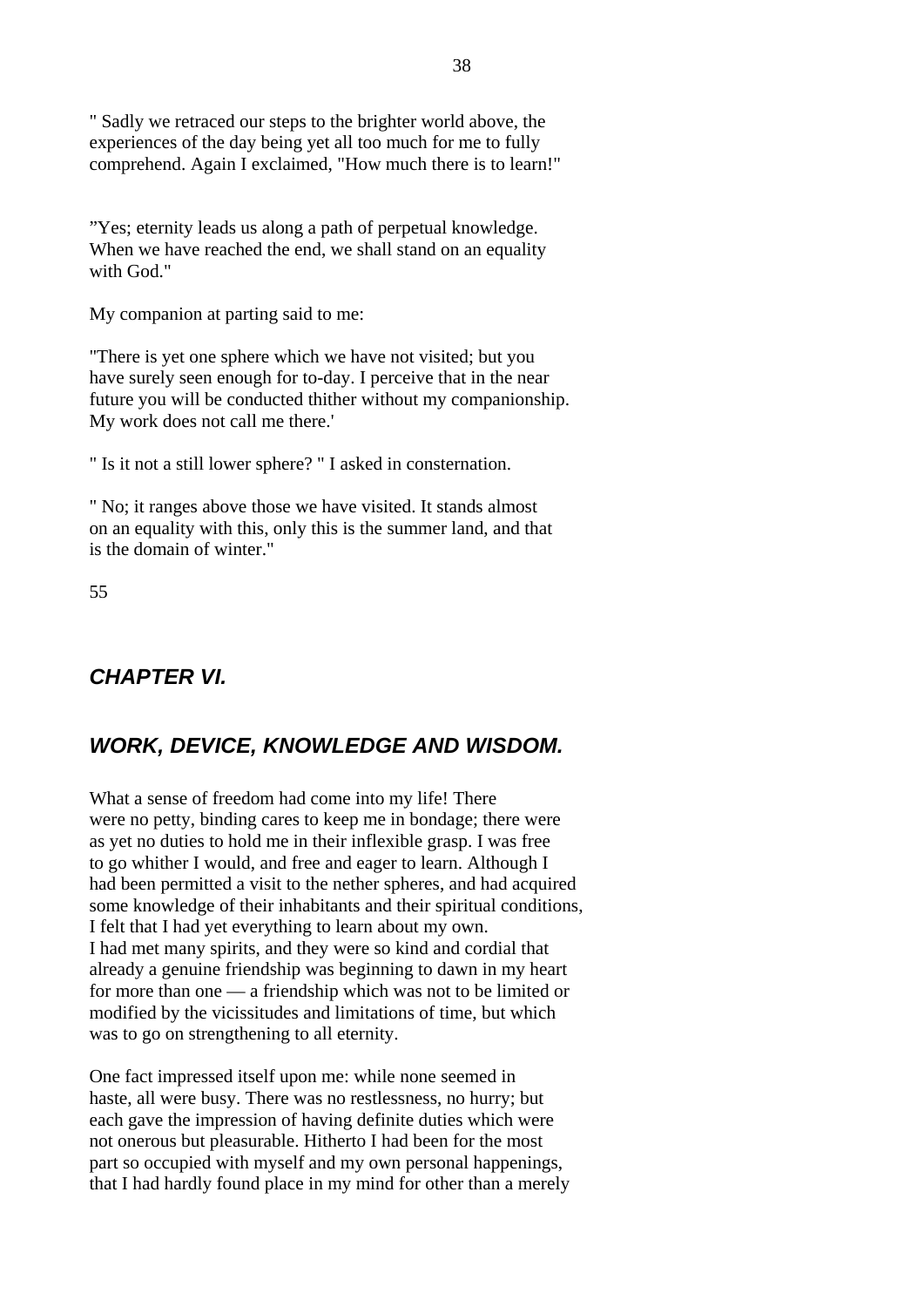" Sadly we retraced our steps to the brighter world above, the experiences of the day being yet all too much for me to fully comprehend. Again I exclaimed, "How much there is to learn!"

"Yes; eternity leads us along a path of perpetual knowledge. When we have reached the end, we shall stand on an equality with God."

My companion at parting said to me:

"There is yet one sphere which we have not visited; but you have surely seen enough for to-day. I perceive that in the near future you will be conducted thither without my companionship. My work does not call me there.'

" Is it not a still lower sphere? " I asked in consternation.

" No; it ranges above those we have visited. It stands almost on an equality with this, only this is the summer land, and that is the domain of winter."

55

## *CHAPTER VI.*

## *WORK, DEVICE, KNOWLEDGE AND WISDOM.*

What a sense of freedom had come into my life! There were no petty, binding cares to keep me in bondage; there were as yet no duties to hold me in their inflexible grasp. I was free to go whither I would, and free and eager to learn. Although I had been permitted a visit to the nether spheres, and had acquired some knowledge of their inhabitants and their spiritual conditions, I felt that I had yet everything to learn about my own. I had met many spirits, and they were so kind and cordial that already a genuine friendship was beginning to dawn in my heart for more than one — a friendship which was not to be limited or modified by the vicissitudes and limitations of time, but which was to go on strengthening to all eternity.

One fact impressed itself upon me: while none seemed in haste, all were busy. There was no restlessness, no hurry; but each gave the impression of having definite duties which were not onerous but pleasurable. Hitherto I had been for the most part so occupied with myself and my own personal happenings, that I had hardly found place in my mind for other than a merely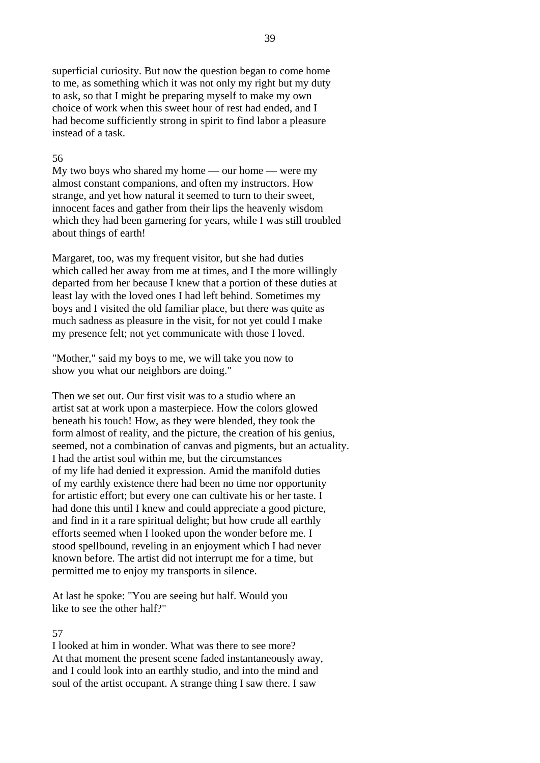superficial curiosity. But now the question began to come home to me, as something which it was not only my right but my duty to ask, so that I might be preparing myself to make my own choice of work when this sweet hour of rest had ended, and I had become sufficiently strong in spirit to find labor a pleasure instead of a task.

56

My two boys who shared my home — our home — were my almost constant companions, and often my instructors. How strange, and yet how natural it seemed to turn to their sweet, innocent faces and gather from their lips the heavenly wisdom which they had been garnering for years, while I was still troubled about things of earth!

Margaret, too, was my frequent visitor, but she had duties which called her away from me at times, and I the more willingly departed from her because I knew that a portion of these duties at least lay with the loved ones I had left behind. Sometimes my boys and I visited the old familiar place, but there was quite as much sadness as pleasure in the visit, for not yet could I make my presence felt; not yet communicate with those I loved.

"Mother," said my boys to me, we will take you now to show you what our neighbors are doing."

Then we set out. Our first visit was to a studio where an artist sat at work upon a masterpiece. How the colors glowed beneath his touch! How, as they were blended, they took the form almost of reality, and the picture, the creation of his genius, seemed, not a combination of canvas and pigments, but an actuality. I had the artist soul within me, but the circumstances of my life had denied it expression. Amid the manifold duties of my earthly existence there had been no time nor opportunity for artistic effort; but every one can cultivate his or her taste. I had done this until I knew and could appreciate a good picture, and find in it a rare spiritual delight; but how crude all earthly efforts seemed when I looked upon the wonder before me. I stood spellbound, reveling in an enjoyment which I had never known before. The artist did not interrupt me for a time, but permitted me to enjoy my transports in silence.

At last he spoke: "You are seeing but half. Would you like to see the other half?"

57

I looked at him in wonder. What was there to see more? At that moment the present scene faded instantaneously away, and I could look into an earthly studio, and into the mind and soul of the artist occupant. A strange thing I saw there. I saw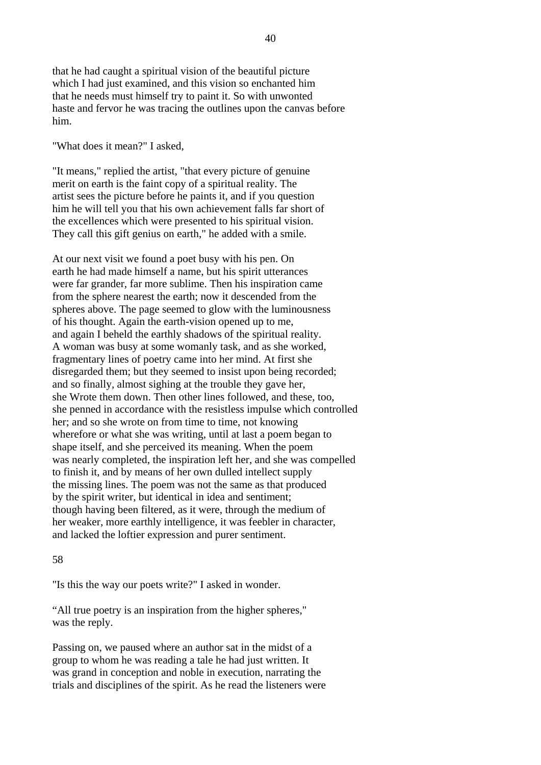that he had caught a spiritual vision of the beautiful picture which I had just examined, and this vision so enchanted him that he needs must himself try to paint it. So with unwonted haste and fervor he was tracing the outlines upon the canvas before him.

"What does it mean?" I asked,

"It means," replied the artist, "that every picture of genuine merit on earth is the faint copy of a spiritual reality. The artist sees the picture before he paints it, and if you question him he will tell you that his own achievement falls far short of the excellences which were presented to his spiritual vision. They call this gift genius on earth," he added with a smile.

At our next visit we found a poet busy with his pen. On earth he had made himself a name, but his spirit utterances were far grander, far more sublime. Then his inspiration came from the sphere nearest the earth; now it descended from the spheres above. The page seemed to glow with the luminousness of his thought. Again the earth-vision opened up to me, and again I beheld the earthly shadows of the spiritual reality. A woman was busy at some womanly task, and as she worked, fragmentary lines of poetry came into her mind. At first she disregarded them; but they seemed to insist upon being recorded; and so finally, almost sighing at the trouble they gave her, she Wrote them down. Then other lines followed, and these, too, she penned in accordance with the resistless impulse which controlled her; and so she wrote on from time to time, not knowing wherefore or what she was writing, until at last a poem began to shape itself, and she perceived its meaning. When the poem was nearly completed, the inspiration left her, and she was compelled to finish it, and by means of her own dulled intellect supply the missing lines. The poem was not the same as that produced by the spirit writer, but identical in idea and sentiment; though having been filtered, as it were, through the medium of her weaker, more earthly intelligence, it was feebler in character, and lacked the loftier expression and purer sentiment.

"Is this the way our poets write?" I asked in wonder.

"All true poetry is an inspiration from the higher spheres," was the reply.

Passing on, we paused where an author sat in the midst of a group to whom he was reading a tale he had just written. It was grand in conception and noble in execution, narrating the trials and disciplines of the spirit. As he read the listeners were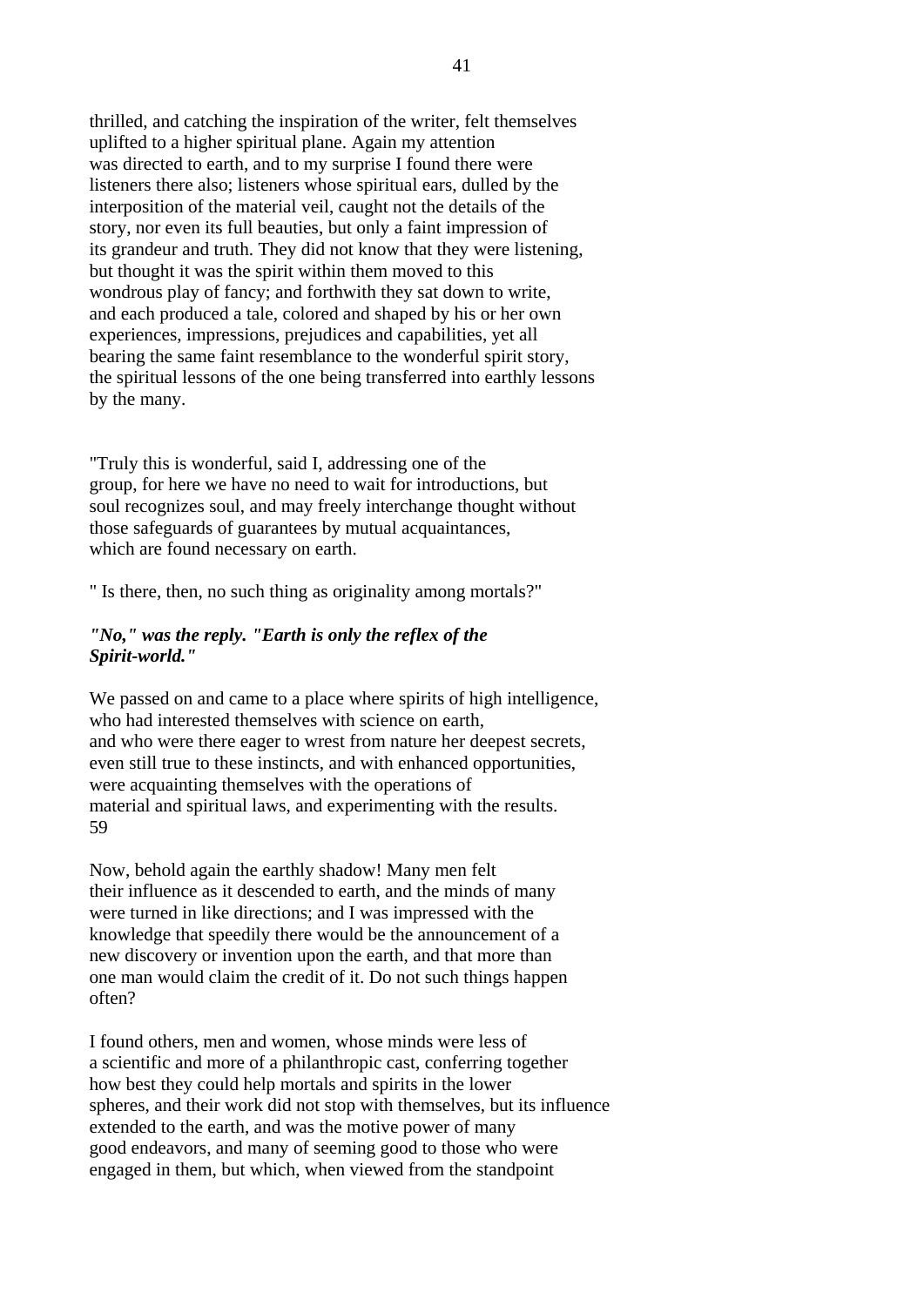thrilled, and catching the inspiration of the writer, felt themselves uplifted to a higher spiritual plane. Again my attention was directed to earth, and to my surprise I found there were listeners there also; listeners whose spiritual ears, dulled by the interposition of the material veil, caught not the details of the story, nor even its full beauties, but only a faint impression of its grandeur and truth. They did not know that they were listening, but thought it was the spirit within them moved to this wondrous play of fancy; and forthwith they sat down to write, and each produced a tale, colored and shaped by his or her own experiences, impressions, prejudices and capabilities, yet all bearing the same faint resemblance to the wonderful spirit story, the spiritual lessons of the one being transferred into earthly lessons by the many.

"Truly this is wonderful, said I, addressing one of the group, for here we have no need to wait for introductions, but soul recognizes soul, and may freely interchange thought without those safeguards of guarantees by mutual acquaintances, which are found necessary on earth.

" Is there, then, no such thing as originality among mortals?"

***"No," was the reply. "Earth is only the reflex of the Spirit-world."***

We passed on and came to a place where spirits of high intelligence, who had interested themselves with science on earth, and who were there eager to wrest from nature her deepest secrets, even still true to these instincts, and with enhanced opportunities, were acquainting themselves with the operations of material and spiritual laws, and experimenting with the results. 59

Now, behold again the earthly shadow! Many men felt their influence as it descended to earth, and the minds of many were turned in like directions; and I was impressed with the knowledge that speedily there would be the announcement of a new discovery or invention upon the earth, and that more than one man would claim the credit of it. Do not such things happen often?

I found others, men and women, whose minds were less of a scientific and more of a philanthropic cast, conferring together how best they could help mortals and spirits in the lower spheres, and their work did not stop with themselves, but its influence extended to the earth, and was the motive power of many good endeavors, and many of seeming good to those who were engaged in them, but which, when viewed from the standpoint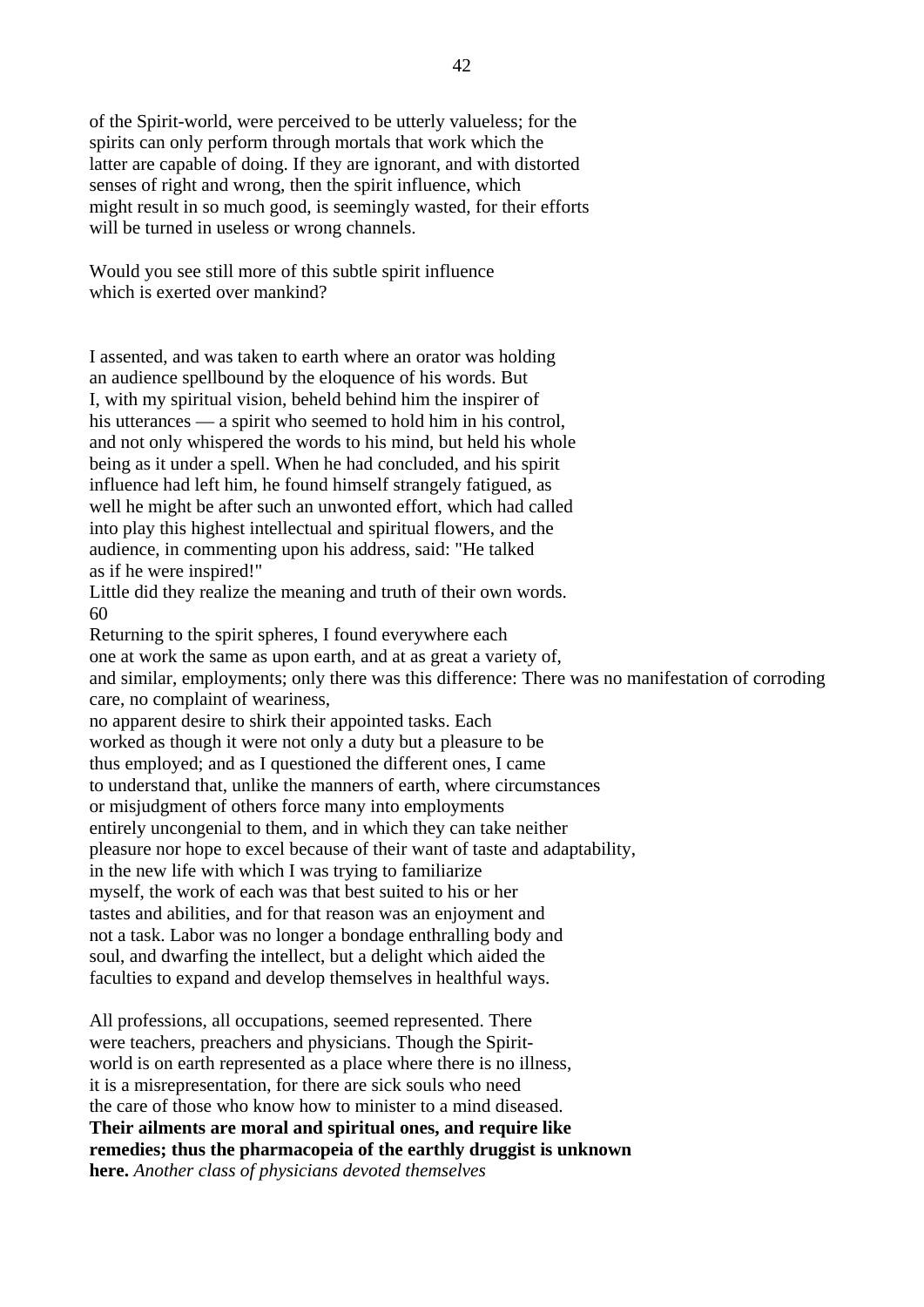of the Spirit-world, were perceived to be utterly valueless; for the spirits can only perform through mortals that work which the latter are capable of doing. If they are ignorant, and with distorted senses of right and wrong, then the spirit influence, which might result in so much good, is seemingly wasted, for their efforts will be turned in useless or wrong channels.

Would you see still more of this subtle spirit influence which is exerted over mankind?

I assented, and was taken to earth where an orator was holding an audience spellbound by the eloquence of his words. But I, with my spiritual vision, beheld behind him the inspirer of his utterances — a spirit who seemed to hold him in his control, and not only whispered the words to his mind, but held his whole being as it under a spell. When he had concluded, and his spirit influence had left him, he found himself strangely fatigued, as well he might be after such an unwonted effort, which had called into play this highest intellectual and spiritual flowers, and the audience, in commenting upon his address, said: "He talked as if he were inspired!"
Little did they realize the meaning and truth of their own words.
60
Returning to the spirit spheres, I found everywhere each one at work the same as upon earth, and at as great a variety of, and similar, employments; only there was this difference: There was no manifestation of corroding care, no complaint of weariness, no apparent desire to shirk their appointed tasks. Each worked as though it were not only a duty but a pleasure to be thus employed; and as I questioned the different ones, I came to understand that, unlike the manners of earth, where circumstances or misjudgment of others force many into employments entirely uncongenial to them, and in which they can take neither pleasure nor hope to excel because of their want of taste and adaptability, in the new life with which I was trying to familiarize myself, the work of each was that best suited to his or her tastes and abilities, and for that reason was an enjoyment and not a task. Labor was no longer a bondage enthralling body and soul, and dwarfing the intellect, but a delight which aided the faculties to expand and develop themselves in healthful ways.

All professions, all occupations, seemed represented. There were teachers, preachers and physicians. Though the Spirit-world is on earth represented as a place where there is no illness, it is a misrepresentation, for there are sick souls who need the care of those who know how to minister to a mind diseased. **Their ailments are moral and spiritual ones, and require like remedies; thus the pharmacopeia of the earthly druggist is unknown here.** *Another class of physicians devoted themselves*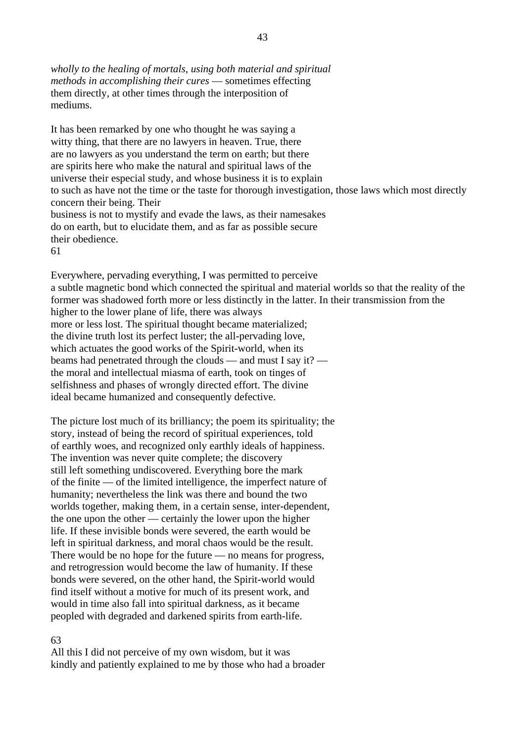*wholly to the healing of mortals, using both material and spiritual methods in accomplishing their cures* — sometimes effecting them directly, at other times through the interposition of mediums.

It has been remarked by one who thought he was saying a witty thing, that there are no lawyers in heaven. True, there are no lawyers as you understand the term on earth; but there are spirits here who make the natural and spiritual laws of the universe their especial study, and whose business it is to explain to such as have not the time or the taste for thorough investigation, those laws which most directly concern their being. Their business is not to mystify and evade the laws, as their namesakes do on earth, but to elucidate them, and as far as possible secure their obedience.

Everywhere, pervading everything, I was permitted to perceive a subtle magnetic bond which connected the spiritual and material worlds so that the reality of the former was shadowed forth more or less distinctly in the latter. In their transmission from the higher to the lower plane of life, there was always more or less lost. The spiritual thought became materialized; the divine truth lost its perfect luster; the all-pervading love, which actuates the good works of the Spirit-world, when its beams had penetrated through the clouds — and must I say it? — the moral and intellectual miasma of earth, took on tinges of selfishness and phases of wrongly directed effort. The divine ideal became humanized and consequently defective.

The picture lost much of its brilliancy; the poem its spirituality; the story, instead of being the record of spiritual experiences, told of earthly woes, and recognized only earthly ideals of happiness. The invention was never quite complete; the discovery still left something undiscovered. Everything bore the mark of the finite — of the limited intelligence, the imperfect nature of humanity; nevertheless the link was there and bound the two worlds together, making them, in a certain sense, inter-dependent, the one upon the other — certainly the lower upon the higher life. If these invisible bonds were severed, the earth would be left in spiritual darkness, and moral chaos would be the result. There would be no hope for the future — no means for progress, and retrogression would become the law of humanity. If these bonds were severed, on the other hand, the Spirit-world would find itself without a motive for much of its present work, and would in time also fall into spiritual darkness, as it became peopled with degraded and darkened spirits from earth-life.

All this I did not perceive of my own wisdom, but it was kindly and patiently explained to me by those who had a broader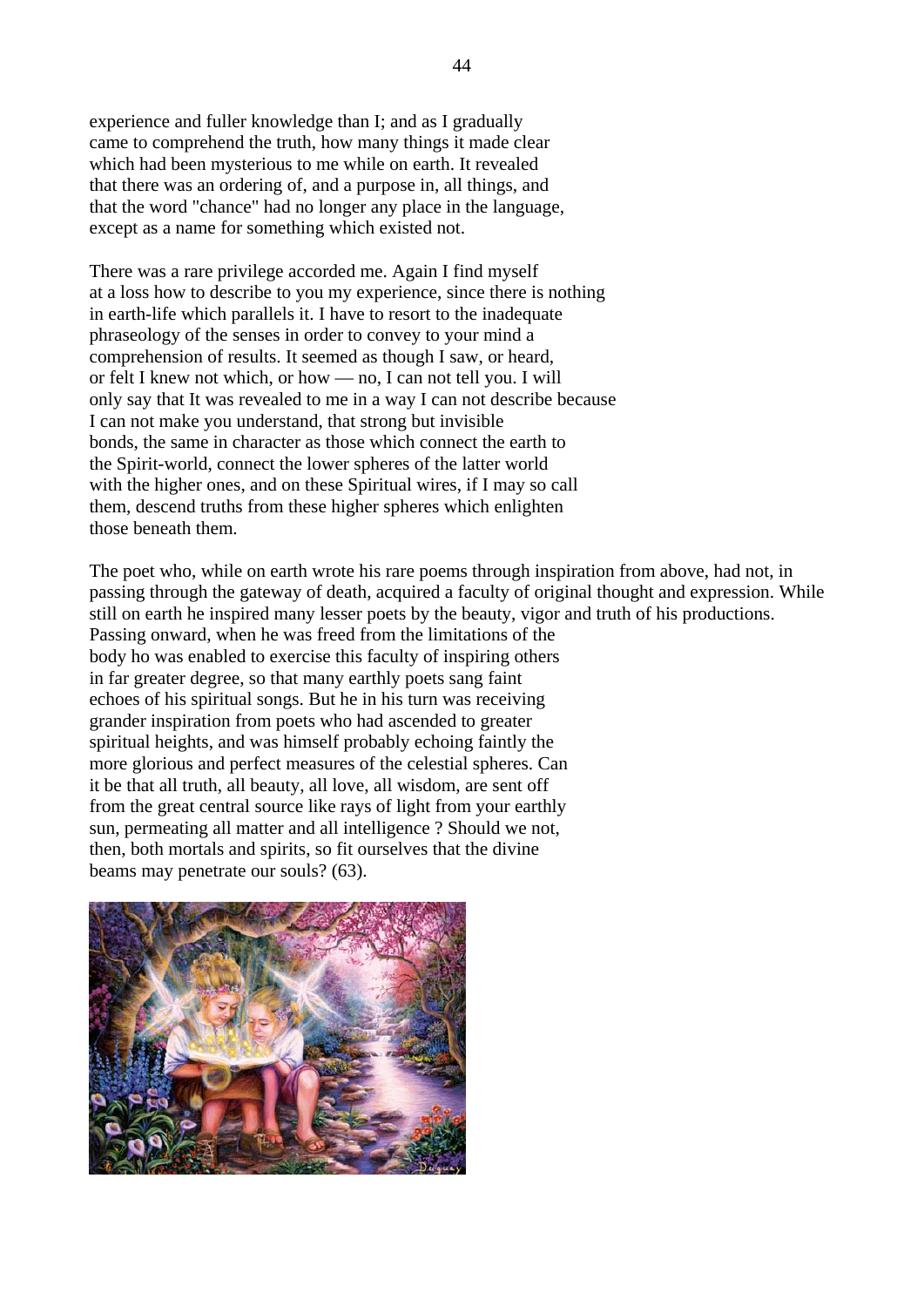experience and fuller knowledge than I; and as I gradually came to comprehend the truth, how many things it made clear which had been mysterious to me while on earth. It revealed that there was an ordering of, and a purpose in, all things, and that the word "chance" had no longer any place in the language, except as a name for something which existed not.

There was a rare privilege accorded me. Again I find myself at a loss how to describe to you my experience, since there is nothing in earth-life which parallels it. I have to resort to the inadequate phraseology of the senses in order to convey to your mind a comprehension of results. It seemed as though I saw, or heard, or felt I knew not which, or how — no, I can not tell you. I will only say that It was revealed to me in a way I can not describe because I can not make you understand, that strong but invisible bonds, the same in character as those which connect the earth to the Spirit-world, connect the lower spheres of the latter world with the higher ones, and on these Spiritual wires, if I may so call them, descend truths from these higher spheres which enlighten those beneath them.

The poet who, while on earth wrote his rare poems through inspiration from above, had not, in passing through the gateway of death, acquired a faculty of original thought and expression. While still on earth he inspired many lesser poets by the beauty, vigor and truth of his productions. Passing onward, when he was freed from the limitations of the body ho was enabled to exercise this faculty of inspiring others in far greater degree, so that many earthly poets sang faint echoes of his spiritual songs. But he in his turn was receiving grander inspiration from poets who had ascended to greater spiritual heights, and was himself probably echoing faintly the more glorious and perfect measures of the celestial spheres. Can it be that all truth, all beauty, all love, all wisdom, are sent off from the great central source like rays of light from your earthly sun, permeating all matter and all intelligence ? Should we not, then, both mortals and spirits, so fit ourselves that the divine beams may penetrate our souls? (63).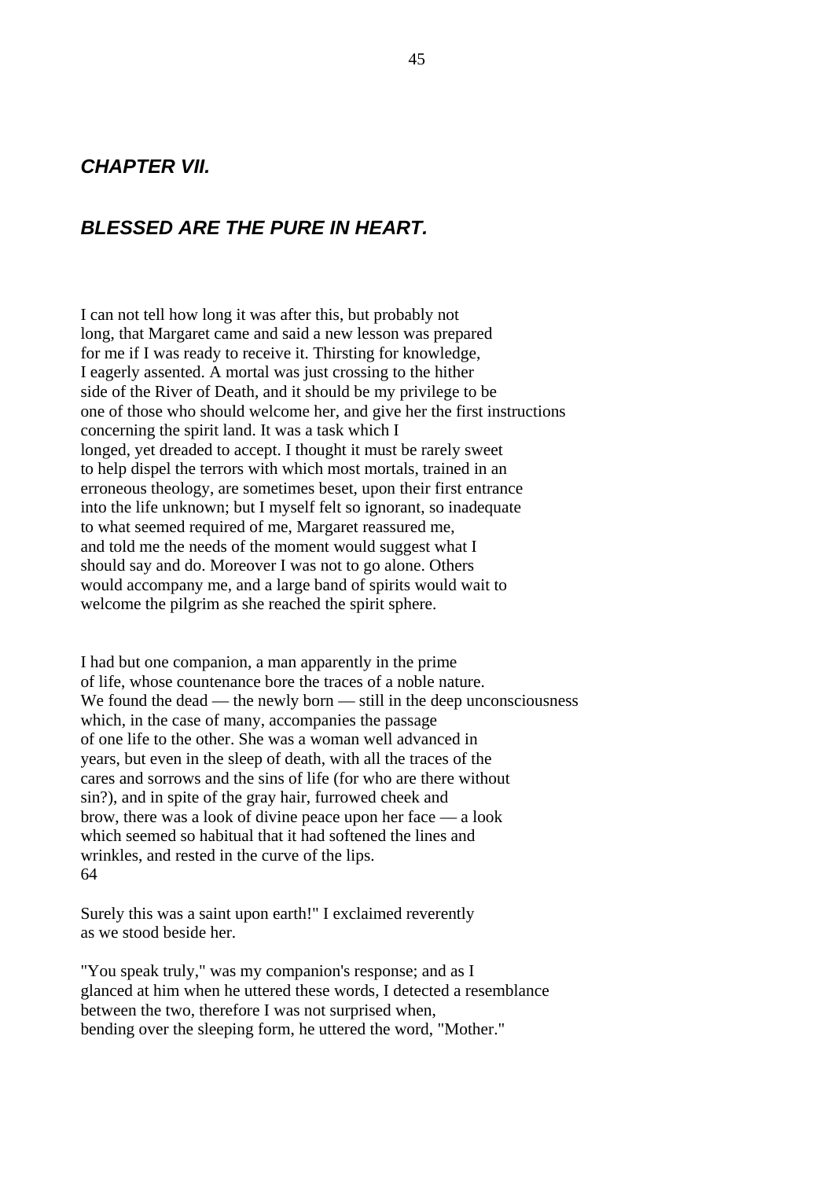## *CHAPTER VII.*

## *BLESSED ARE THE PURE IN HEART.*

I can not tell how long it was after this, but probably not long, that Margaret came and said a new lesson was prepared for me if I was ready to receive it. Thirsting for knowledge, I eagerly assented. A mortal was just crossing to the hither side of the River of Death, and it should be my privilege to be one of those who should welcome her, and give her the first instructions concerning the spirit land. It was a task which I longed, yet dreaded to accept. I thought it must be rarely sweet to help dispel the terrors with which most mortals, trained in an erroneous theology, are sometimes beset, upon their first entrance into the life unknown; but I myself felt so ignorant, so inadequate to what seemed required of me, Margaret reassured me, and told me the needs of the moment would suggest what I should say and do. Moreover I was not to go alone. Others would accompany me, and a large band of spirits would wait to welcome the pilgrim as she reached the spirit sphere.

I had but one companion, a man apparently in the prime of life, whose countenance bore the traces of a noble nature. We found the dead — the newly born — still in the deep unconsciousness which, in the case of many, accompanies the passage of one life to the other. She was a woman well advanced in years, but even in the sleep of death, with all the traces of the cares and sorrows and the sins of life (for who are there without sin?), and in spite of the gray hair, furrowed cheek and brow, there was a look of divine peace upon her face — a look which seemed so habitual that it had softened the lines and wrinkles, and rested in the curve of the lips.
64

Surely this was a saint upon earth!" I exclaimed reverently as we stood beside her.

"You speak truly," was my companion's response; and as I glanced at him when he uttered these words, I detected a resemblance between the two, therefore I was not surprised when, bending over the sleeping form, he uttered the word, "Mother."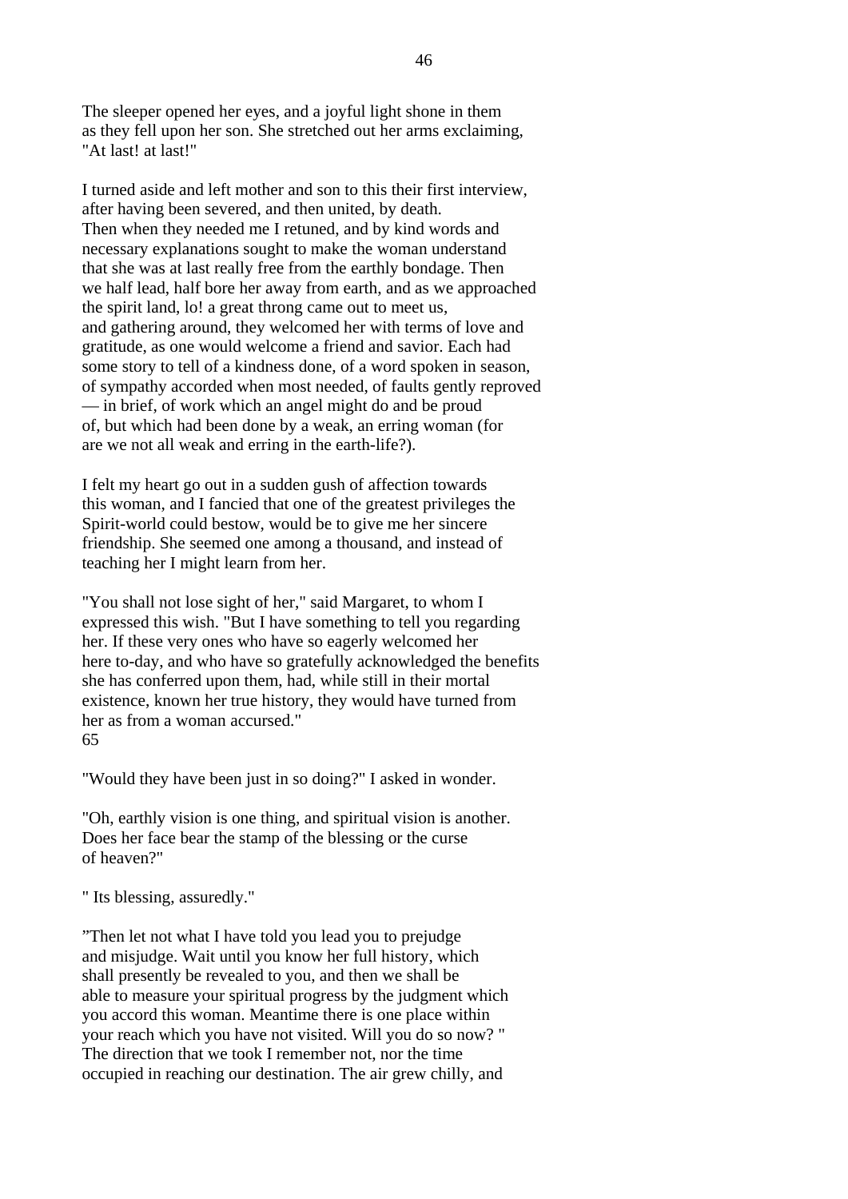The sleeper opened her eyes, and a joyful light shone in them as they fell upon her son. She stretched out her arms exclaiming, "At last! at last!"

I turned aside and left mother and son to this their first interview, after having been severed, and then united, by death. Then when they needed me I retuned, and by kind words and necessary explanations sought to make the woman understand that she was at last really free from the earthly bondage. Then we half lead, half bore her away from earth, and as we approached the spirit land, lo! a great throng came out to meet us, and gathering around, they welcomed her with terms of love and gratitude, as one would welcome a friend and savior. Each had some story to tell of a kindness done, of a word spoken in season, of sympathy accorded when most needed, of faults gently reproved — in brief, of work which an angel might do and be proud of, but which had been done by a weak, an erring woman (for are we not all weak and erring in the earth-life?).

I felt my heart go out in a sudden gush of affection towards this woman, and I fancied that one of the greatest privileges the Spirit-world could bestow, would be to give me her sincere friendship. She seemed one among a thousand, and instead of teaching her I might learn from her.

"You shall not lose sight of her," said Margaret, to whom I expressed this wish. "But I have something to tell you regarding her. If these very ones who have so eagerly welcomed her here to-day, and who have so gratefully acknowledged the benefits she has conferred upon them, had, while still in their mortal existence, known her true history, they would have turned from her as from a woman accursed."
65

"Would they have been just in so doing?" I asked in wonder.

"Oh, earthly vision is one thing, and spiritual vision is another. Does her face bear the stamp of the blessing or the curse of heaven?"

" Its blessing, assuredly."

"Then let not what I have told you lead you to prejudge and misjudge. Wait until you know her full history, which shall presently be revealed to you, and then we shall be able to measure your spiritual progress by the judgment which you accord this woman. Meantime there is one place within your reach which you have not visited. Will you do so now? " The direction that we took I remember not, nor the time occupied in reaching our destination. The air grew chilly, and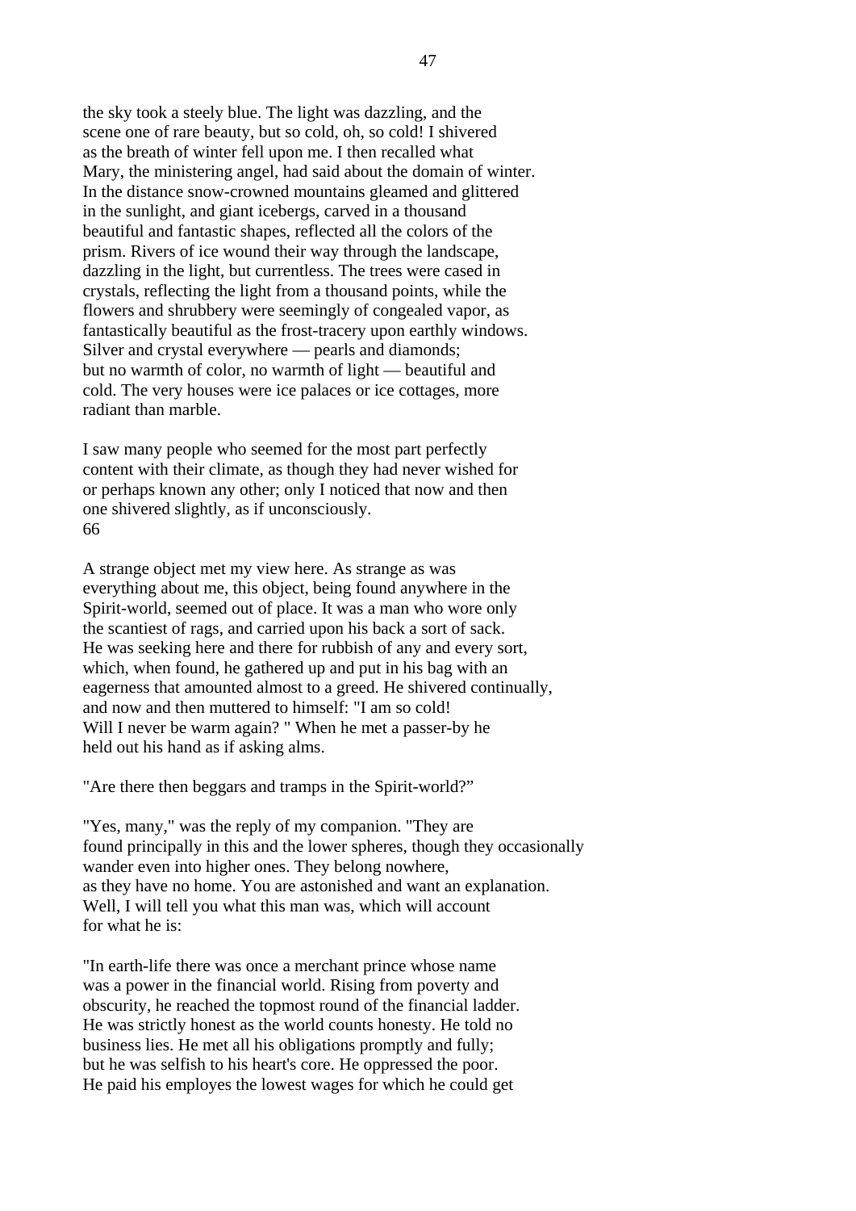the sky took a steely blue. The light was dazzling, and the scene one of rare beauty, but so cold, oh, so cold! I shivered as the breath of winter fell upon me. I then recalled what Mary, the ministering angel, had said about the domain of winter. In the distance snow-crowned mountains gleamed and glittered in the sunlight, and giant icebergs, carved in a thousand beautiful and fantastic shapes, reflected all the colors of the prism. Rivers of ice wound their way through the landscape, dazzling in the light, but currentless. The trees were cased in crystals, reflecting the light from a thousand points, while the flowers and shrubbery were seemingly of congealed vapor, as fantastically beautiful as the frost-tracery upon earthly windows. Silver and crystal everywhere — pearls and diamonds; but no warmth of color, no warmth of light — beautiful and cold. The very houses were ice palaces or ice cottages, more radiant than marble.

I saw many people who seemed for the most part perfectly content with their climate, as though they had never wished for or perhaps known any other; only I noticed that now and then one shivered slightly, as if unconsciously.
66

A strange object met my view here. As strange as was everything about me, this object, being found anywhere in the Spirit-world, seemed out of place. It was a man who wore only the scantiest of rags, and carried upon his back a sort of sack. He was seeking here and there for rubbish of any and every sort, which, when found, he gathered up and put in his bag with an eagerness that amounted almost to a greed. He shivered continually, and now and then muttered to himself: "I am so cold! Will I never be warm again? " When he met a passer-by he held out his hand as if asking alms.

"Are there then beggars and tramps in the Spirit-world?"

"Yes, many," was the reply of my companion. "They are found principally in this and the lower spheres, though they occasionally wander even into higher ones. They belong nowhere, as they have no home. You are astonished and want an explanation. Well, I will tell you what this man was, which will account for what he is:

"In earth-life there was once a merchant prince whose name was a power in the financial world. Rising from poverty and obscurity, he reached the topmost round of the financial ladder. He was strictly honest as the world counts honesty. He told no business lies. He met all his obligations promptly and fully; but he was selfish to his heart's core. He oppressed the poor. He paid his employes the lowest wages for which he could get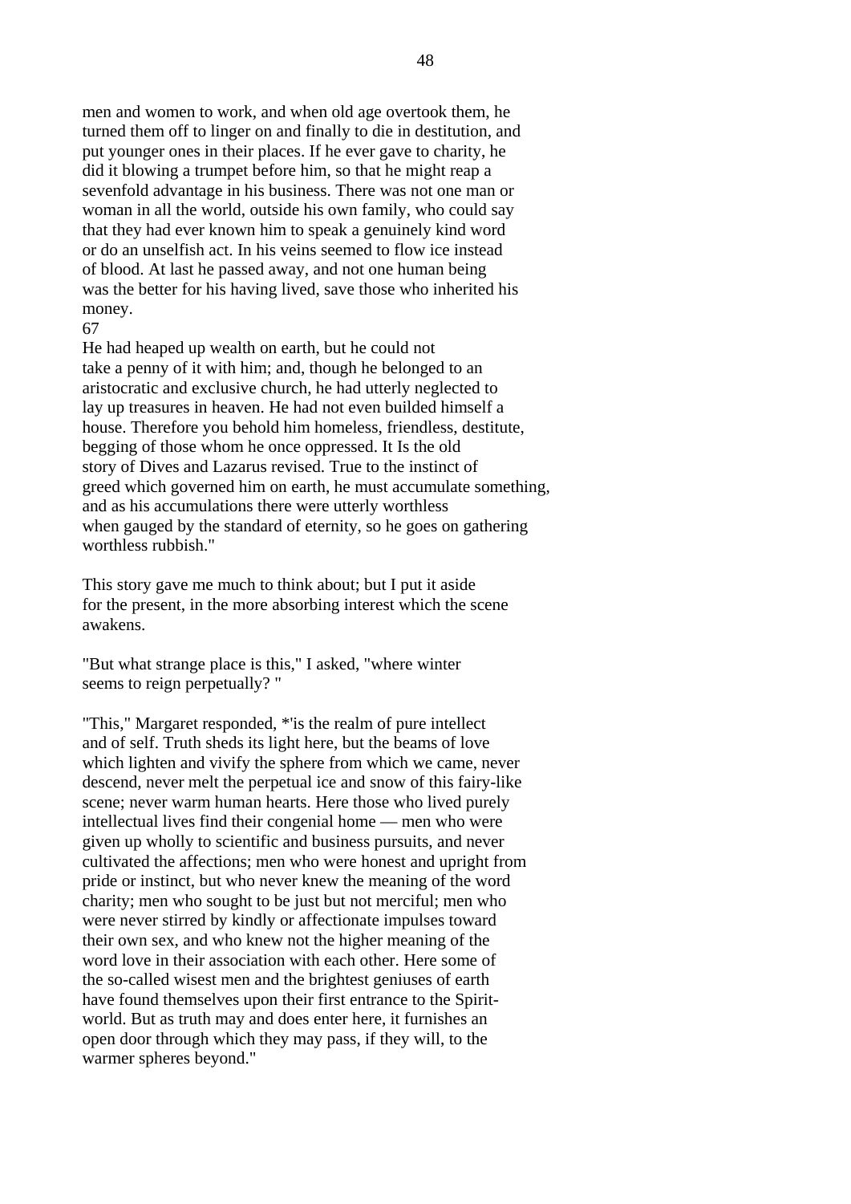men and women to work, and when old age overtook them, he turned them off to linger on and finally to die in destitution, and put younger ones in their places. If he ever gave to charity, he did it blowing a trumpet before him, so that he might reap a sevenfold advantage in his business. There was not one man or woman in all the world, outside his own family, who could say that they had ever known him to speak a genuinely kind word or do an unselfish act. In his veins seemed to flow ice instead of blood. At last he passed away, and not one human being was the better for his having lived, save those who inherited his money.

He had heaped up wealth on earth, but he could not take a penny of it with him; and, though he belonged to an aristocratic and exclusive church, he had utterly neglected to lay up treasures in heaven. He had not even builded himself a house. Therefore you behold him homeless, friendless, destitute, begging of those whom he once oppressed. It Is the old story of Dives and Lazarus revised. True to the instinct of greed which governed him on earth, he must accumulate something, and as his accumulations there were utterly worthless when gauged by the standard of eternity, so he goes on gathering worthless rubbish."

This story gave me much to think about; but I put it aside for the present, in the more absorbing interest which the scene awakens.

"But what strange place is this," I asked, "where winter seems to reign perpetually? "

"This," Margaret responded, *'is the realm of pure intellect and of self. Truth sheds its light here, but the beams of love which lighten and vivify the sphere from which we came, never descend, never melt the perpetual ice and snow of this fairy-like scene; never warm human hearts. Here those who lived purely intellectual lives find their congenial home — men who were given up wholly to scientific and business pursuits, and never cultivated the affections; men who were honest and upright from pride or instinct, but who never knew the meaning of the word charity; men who sought to be just but not merciful; men who were never stirred by kindly or affectionate impulses toward their own sex, and who knew not the higher meaning of the word love in their association with each other. Here some of the so-called wisest men and the brightest geniuses of earth have found themselves upon their first entrance to the Spirit-world. But as truth may and does enter here, it furnishes an open door through which they may pass, if they will, to the warmer spheres beyond."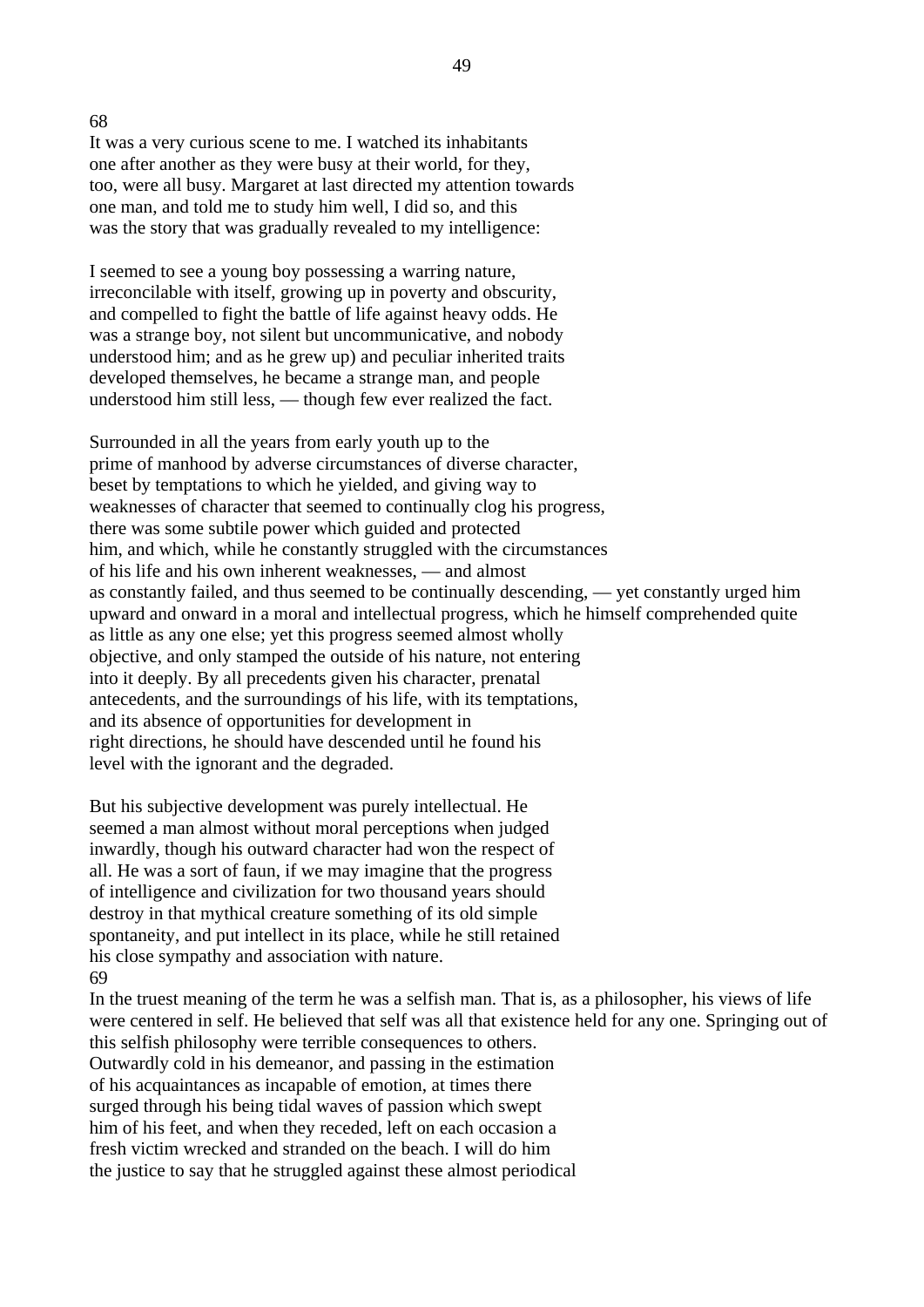68

It was a very curious scene to me. I watched its inhabitants one after another as they were busy at their world, for they, too, were all busy. Margaret at last directed my attention towards one man, and told me to study him well, I did so, and this was the story that was gradually revealed to my intelligence:

I seemed to see a young boy possessing a warring nature, irreconcilable with itself, growing up in poverty and obscurity, and compelled to fight the battle of life against heavy odds. He was a strange boy, not silent but uncommunicative, and nobody understood him; and as he grew up) and peculiar inherited traits developed themselves, he became a strange man, and people understood him still less, — though few ever realized the fact.

Surrounded in all the years from early youth up to the prime of manhood by adverse circumstances of diverse character, beset by temptations to which he yielded, and giving way to weaknesses of character that seemed to continually clog his progress, there was some subtile power which guided and protected him, and which, while he constantly struggled with the circumstances of his life and his own inherent weaknesses, — and almost as constantly failed, and thus seemed to be continually descending, — yet constantly urged him upward and onward in a moral and intellectual progress, which he himself comprehended quite as little as any one else; yet this progress seemed almost wholly objective, and only stamped the outside of his nature, not entering into it deeply. By all precedents given his character, prenatal antecedents, and the surroundings of his life, with its temptations, and its absence of opportunities for development in right directions, he should have descended until he found his level with the ignorant and the degraded.

But his subjective development was purely intellectual. He seemed a man almost without moral perceptions when judged inwardly, though his outward character had won the respect of all. He was a sort of faun, if we may imagine that the progress of intelligence and civilization for two thousand years should destroy in that mythical creature something of its old simple spontaneity, and put intellect in its place, while he still retained his close sympathy and association with nature.

69

In the truest meaning of the term he was a selfish man. That is, as a philosopher, his views of life were centered in self. He believed that self was all that existence held for any one. Springing out of this selfish philosophy were terrible consequences to others.
Outwardly cold in his demeanor, and passing in the estimation of his acquaintances as incapable of emotion, at times there surged through his being tidal waves of passion which swept him of his feet, and when they receded, left on each occasion a fresh victim wrecked and stranded on the beach. I will do him the justice to say that he struggled against these almost periodical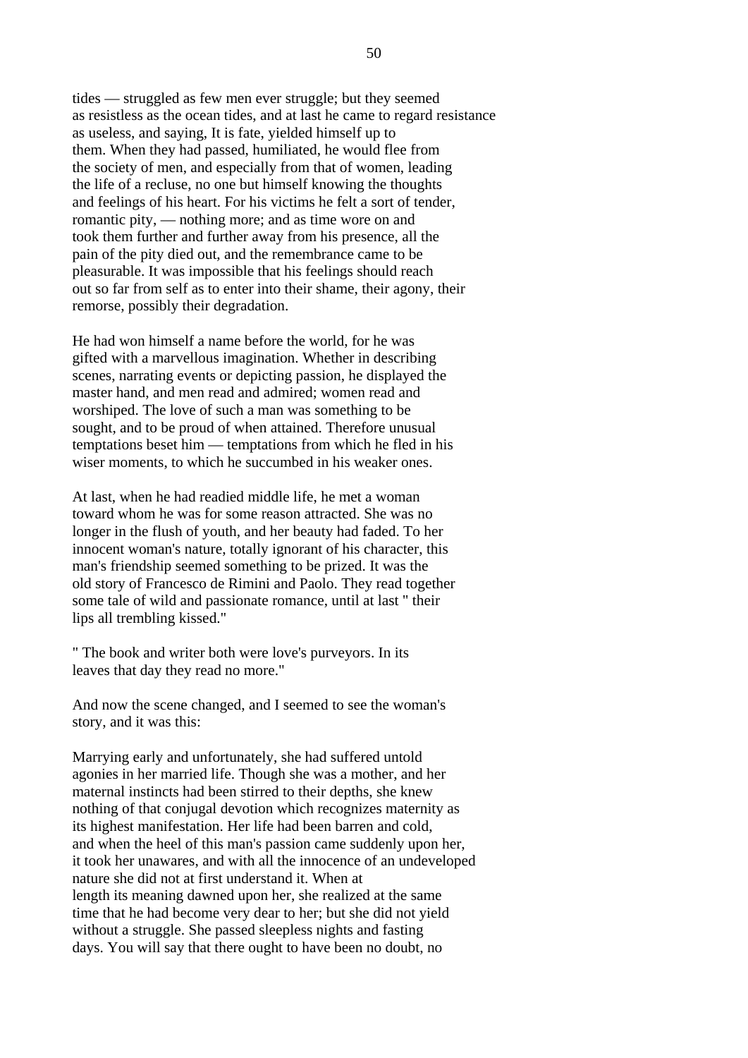tides — struggled as few men ever struggle; but they seemed as resistless as the ocean tides, and at last he came to regard resistance as useless, and saying, It is fate, yielded himself up to them. When they had passed, humiliated, he would flee from the society of men, and especially from that of women, leading the life of a recluse, no one but himself knowing the thoughts and feelings of his heart. For his victims he felt a sort of tender, romantic pity, — nothing more; and as time wore on and took them further and further away from his presence, all the pain of the pity died out, and the remembrance came to be pleasurable. It was impossible that his feelings should reach out so far from self as to enter into their shame, their agony, their remorse, possibly their degradation.

He had won himself a name before the world, for he was gifted with a marvellous imagination. Whether in describing scenes, narrating events or depicting passion, he displayed the master hand, and men read and admired; women read and worshiped. The love of such a man was something to be sought, and to be proud of when attained. Therefore unusual temptations beset him — temptations from which he fled in his wiser moments, to which he succumbed in his weaker ones.

At last, when he had readied middle life, he met a woman toward whom he was for some reason attracted. She was no longer in the flush of youth, and her beauty had faded. To her innocent woman's nature, totally ignorant of his character, this man's friendship seemed something to be prized. It was the old story of Francesco de Rimini and Paolo. They read together some tale of wild and passionate romance, until at last " their lips all trembling kissed."

" The book and writer both were love's purveyors. In its leaves that day they read no more."

And now the scene changed, and I seemed to see the woman's story, and it was this:

Marrying early and unfortunately, she had suffered untold agonies in her married life. Though she was a mother, and her maternal instincts had been stirred to their depths, she knew nothing of that conjugal devotion which recognizes maternity as its highest manifestation. Her life had been barren and cold, and when the heel of this man's passion came suddenly upon her, it took her unawares, and with all the innocence of an undeveloped nature she did not at first understand it. When at length its meaning dawned upon her, she realized at the same time that he had become very dear to her; but she did not yield without a struggle. She passed sleepless nights and fasting days. You will say that there ought to have been no doubt, no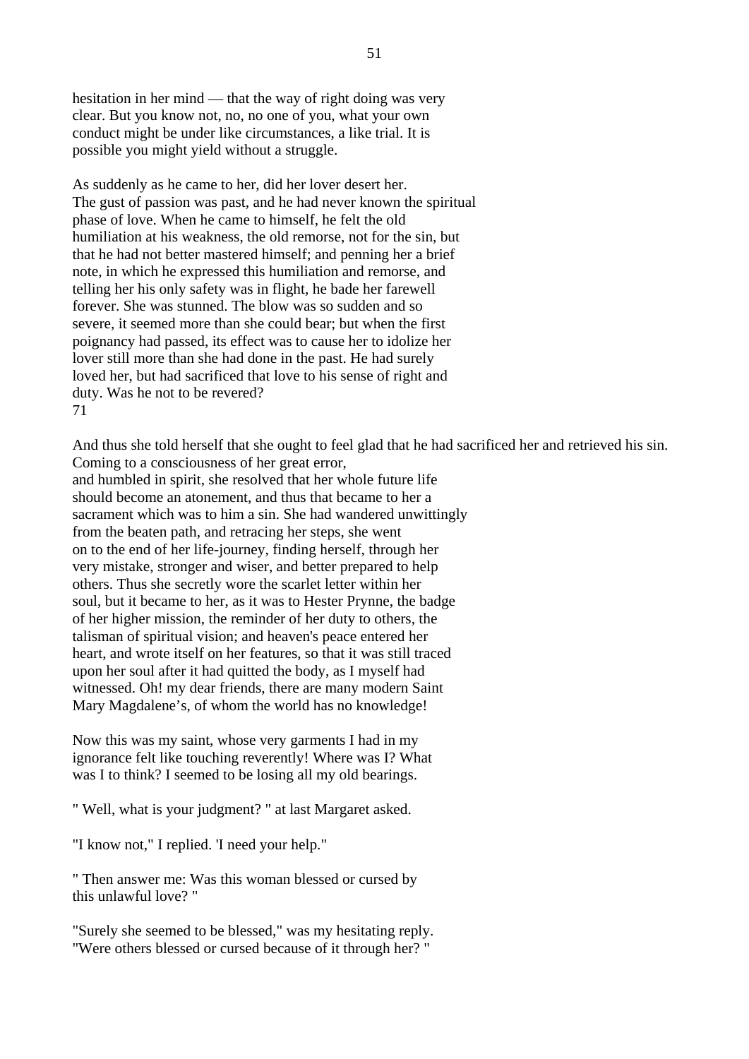hesitation in her mind — that the way of right doing was very clear. But you know not, no, no one of you, what your own conduct might be under like circumstances, a like trial. It is possible you might yield without a struggle.

As suddenly as he came to her, did her lover desert her. The gust of passion was past, and he had never known the spiritual phase of love. When he came to himself, he felt the old humiliation at his weakness, the old remorse, not for the sin, but that he had not better mastered himself; and penning her a brief note, in which he expressed this humiliation and remorse, and telling her his only safety was in flight, he bade her farewell forever. She was stunned. The blow was so sudden and so severe, it seemed more than she could bear; but when the first poignancy had passed, its effect was to cause her to idolize her lover still more than she had done in the past. He had surely loved her, but had sacrificed that love to his sense of right and duty. Was he not to be revered?
71

And thus she told herself that she ought to feel glad that he had sacrificed her and retrieved his sin. Coming to a consciousness of her great error, and humbled in spirit, she resolved that her whole future life should become an atonement, and thus that became to her a sacrament which was to him a sin. She had wandered unwittingly from the beaten path, and retracing her steps, she went on to the end of her life-journey, finding herself, through her very mistake, stronger and wiser, and better prepared to help others. Thus she secretly wore the scarlet letter within her soul, but it became to her, as it was to Hester Prynne, the badge of her higher mission, the reminder of her duty to others, the talisman of spiritual vision; and heaven's peace entered her heart, and wrote itself on her features, so that it was still traced upon her soul after it had quitted the body, as I myself had witnessed. Oh! my dear friends, there are many modern Saint Mary Magdalene’s, of whom the world has no knowledge!

Now this was my saint, whose very garments I had in my ignorance felt like touching reverently! Where was I? What was I to think? I seemed to be losing all my old bearings.

" Well, what is your judgment? " at last Margaret asked.

"I know not," I replied. 'I need your help."

" Then answer me: Was this woman blessed or cursed by this unlawful love? "

"Surely she seemed to be blessed," was my hesitating reply.
"Were others blessed or cursed because of it through her? "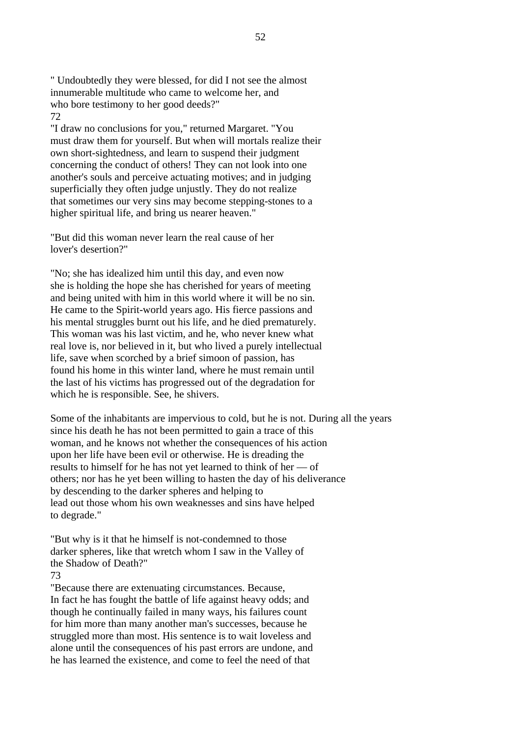" Undoubtedly they were blessed, for did I not see the almost innumerable multitude who came to welcome her, and who bore testimony to her good deeds?"

72

"I draw no conclusions for you," returned Margaret. "You must draw them for yourself. But when will mortals realize their own short-sightedness, and learn to suspend their judgment concerning the conduct of others! They can not look into one another's souls and perceive actuating motives; and in judging superficially they often judge unjustly. They do not realize that sometimes our very sins may become stepping-stones to a higher spiritual life, and bring us nearer heaven."

"But did this woman never learn the real cause of her lover's desertion?"

"No; she has idealized him until this day, and even now she is holding the hope she has cherished for years of meeting and being united with him in this world where it will be no sin. He came to the Spirit-world years ago. His fierce passions and his mental struggles burnt out his life, and he died prematurely. This woman was his last victim, and he, who never knew what real love is, nor believed in it, but who lived a purely intellectual life, save when scorched by a brief simoon of passion, has found his home in this winter land, where he must remain until the last of his victims has progressed out of the degradation for which he is responsible. See, he shivers.

Some of the inhabitants are impervious to cold, but he is not. During all the years since his death he has not been permitted to gain a trace of this woman, and he knows not whether the consequences of his action upon her life have been evil or otherwise. He is dreading the results to himself for he has not yet learned to think of her — of others; nor has he yet been willing to hasten the day of his deliverance by descending to the darker spheres and helping to lead out those whom his own weaknesses and sins have helped to degrade."

"But why is it that he himself is not-condemned to those darker spheres, like that wretch whom I saw in the Valley of the Shadow of Death?"

73

"Because there are extenuating circumstances. Because, In fact he has fought the battle of life against heavy odds; and though he continually failed in many ways, his failures count for him more than many another man's successes, because he struggled more than most. His sentence is to wait loveless and alone until the consequences of his past errors are undone, and he has learned the existence, and come to feel the need of that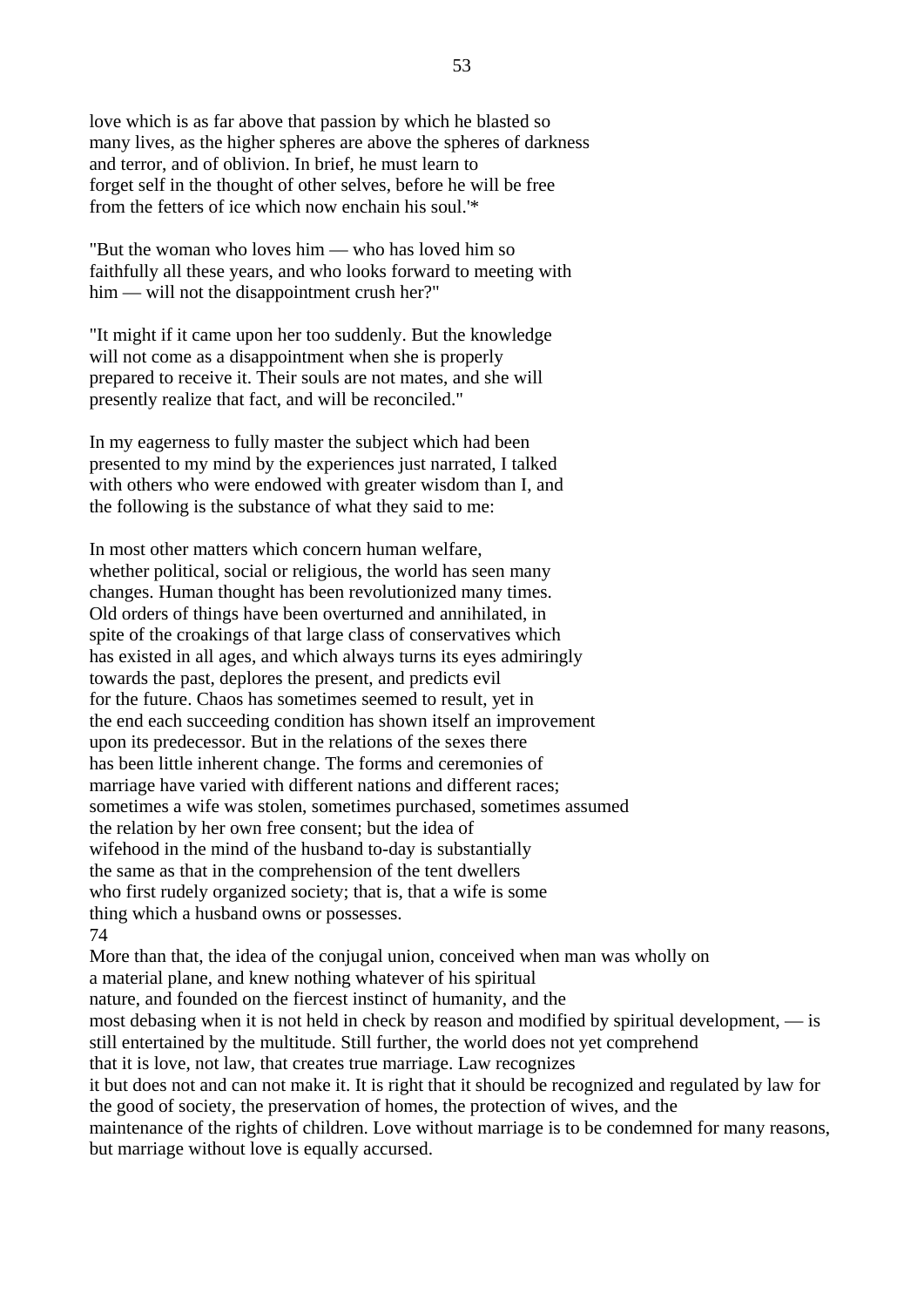love which is as far above that passion by which he blasted so many lives, as the higher spheres are above the spheres of darkness and terror, and of oblivion. In brief, he must learn to forget self in the thought of other selves, before he will be free from the fetters of ice which now enchain his soul.'*

"But the woman who loves him — who has loved him so faithfully all these years, and who looks forward to meeting with him — will not the disappointment crush her?"

"It might if it came upon her too suddenly. But the knowledge will not come as a disappointment when she is properly prepared to receive it. Their souls are not mates, and she will presently realize that fact, and will be reconciled."

In my eagerness to fully master the subject which had been presented to my mind by the experiences just narrated, I talked with others who were endowed with greater wisdom than I, and the following is the substance of what they said to me:

In most other matters which concern human welfare, whether political, social or religious, the world has seen many changes. Human thought has been revolutionized many times. Old orders of things have been overturned and annihilated, in spite of the croakings of that large class of conservatives which has existed in all ages, and which always turns its eyes admiringly towards the past, deplores the present, and predicts evil for the future. Chaos has sometimes seemed to result, yet in the end each succeeding condition has shown itself an improvement upon its predecessor. But in the relations of the sexes there has been little inherent change. The forms and ceremonies of marriage have varied with different nations and different races; sometimes a wife was stolen, sometimes purchased, sometimes assumed the relation by her own free consent; but the idea of wifehood in the mind of the husband to-day is substantially the same as that in the comprehension of the tent dwellers who first rudely organized society; that is, that a wife is some thing which a husband owns or possesses.

More than that, the idea of the conjugal union, conceived when man was wholly on a material plane, and knew nothing whatever of his spiritual nature, and founded on the fiercest instinct of humanity, and the most debasing when it is not held in check by reason and modified by spiritual development, — is still entertained by the multitude. Still further, the world does not yet comprehend that it is love, not law, that creates true marriage. Law recognizes it but does not and can not make it. It is right that it should be recognized and regulated by law for the good of society, the preservation of homes, the protection of wives, and the maintenance of the rights of children. Love without marriage is to be condemned for many reasons, but marriage without love is equally accursed.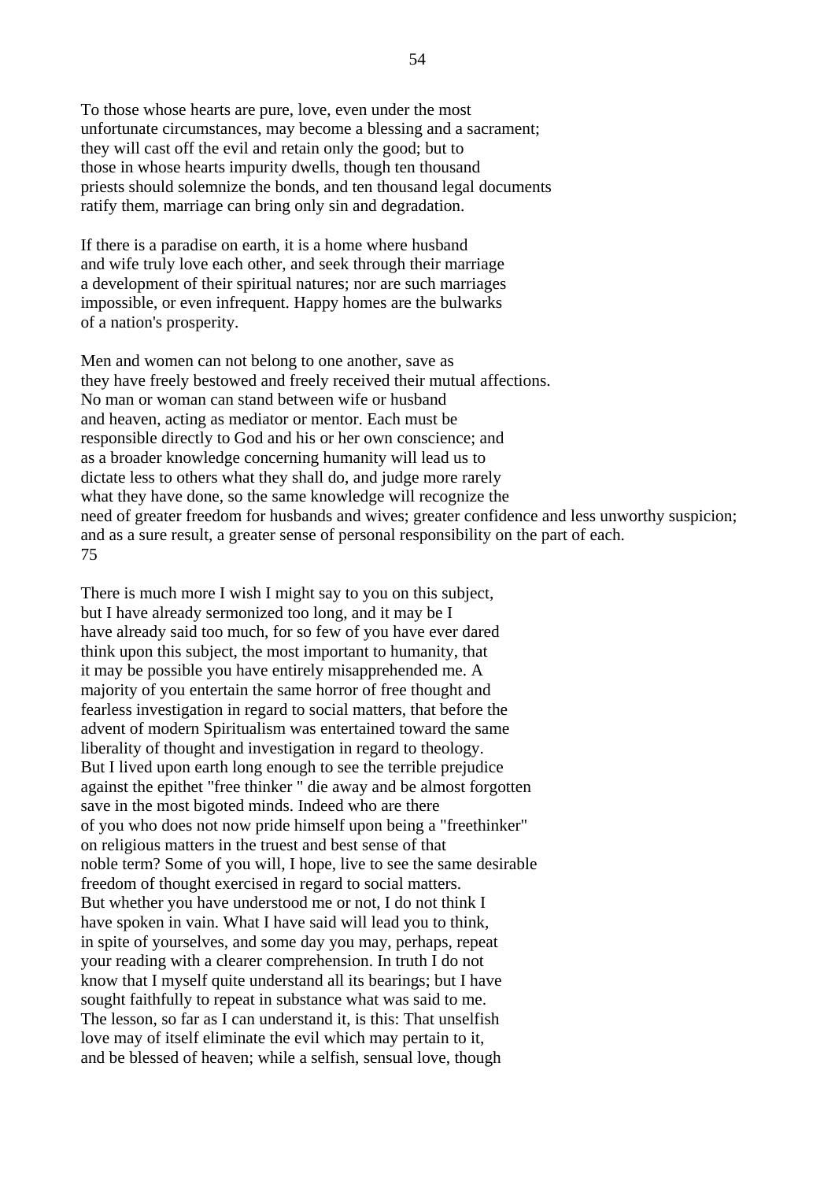To those whose hearts are pure, love, even under the most unfortunate circumstances, may become a blessing and a sacrament; they will cast off the evil and retain only the good; but to those in whose hearts impurity dwells, though ten thousand priests should solemnize the bonds, and ten thousand legal documents ratify them, marriage can bring only sin and degradation.

If there is a paradise on earth, it is a home where husband and wife truly love each other, and seek through their marriage a development of their spiritual natures; nor are such marriages impossible, or even infrequent. Happy homes are the bulwarks of a nation's prosperity.

Men and women can not belong to one another, save as they have freely bestowed and freely received their mutual affections. No man or woman can stand between wife or husband and heaven, acting as mediator or mentor. Each must be responsible directly to God and his or her own conscience; and as a broader knowledge concerning humanity will lead us to dictate less to others what they shall do, and judge more rarely what they have done, so the same knowledge will recognize the need of greater freedom for husbands and wives; greater confidence and less unworthy suspicion; and as a sure result, a greater sense of personal responsibility on the part of each.
75

There is much more I wish I might say to you on this subject, but I have already sermonized too long, and it may be I have already said too much, for so few of you have ever dared think upon this subject, the most important to humanity, that it may be possible you have entirely misapprehended me. A majority of you entertain the same horror of free thought and fearless investigation in regard to social matters, that before the advent of modern Spiritualism was entertained toward the same liberality of thought and investigation in regard to theology. But I lived upon earth long enough to see the terrible prejudice against the epithet "free thinker " die away and be almost forgotten save in the most bigoted minds. Indeed who are there of you who does not now pride himself upon being a "freethinker" on religious matters in the truest and best sense of that noble term? Some of you will, I hope, live to see the same desirable freedom of thought exercised in regard to social matters. But whether you have understood me or not, I do not think I have spoken in vain. What I have said will lead you to think, in spite of yourselves, and some day you may, perhaps, repeat your reading with a clearer comprehension. In truth I do not know that I myself quite understand all its bearings; but I have sought faithfully to repeat in substance what was said to me. The lesson, so far as I can understand it, is this: That unselfish love may of itself eliminate the evil which may pertain to it, and be blessed of heaven; while a selfish, sensual love, though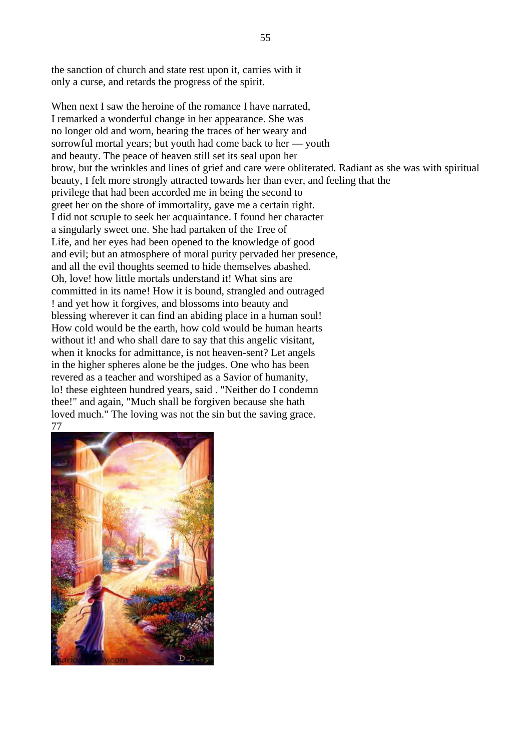the sanction of church and state rest upon it, carries with it only a curse, and retards the progress of the spirit.

When next I saw the heroine of the romance I have narrated, I remarked a wonderful change in her appearance. She was no longer old and worn, bearing the traces of her weary and sorrowful mortal years; but youth had come back to her — youth and beauty. The peace of heaven still set its seal upon her brow, but the wrinkles and lines of grief and care were obliterated. Radiant as she was with spiritual beauty, I felt more strongly attracted towards her than ever, and feeling that the privilege that had been accorded me in being the second to greet her on the shore of immortality, gave me a certain right. I did not scruple to seek her acquaintance. I found her character a singularly sweet one. She had partaken of the Tree of Life, and her eyes had been opened to the knowledge of good and evil; but an atmosphere of moral purity pervaded her presence, and all the evil thoughts seemed to hide themselves abashed. Oh, love! how little mortals understand it! What sins are committed in its name! How it is bound, strangled and outraged ! and yet how it forgives, and blossoms into beauty and blessing wherever it can find an abiding place in a human soul! How cold would be the earth, how cold would be human hearts without it! and who shall dare to say that this angelic visitant, when it knocks for admittance, is not heaven-sent? Let angels in the higher spheres alone be the judges. One who has been revered as a teacher and worshiped as a Savior of humanity, lo! these eighteen hundred years, said . "Neither do I condemn thee!" and again, "Much shall be forgiven because she hath loved much." The loving was not the sin but the saving grace.

77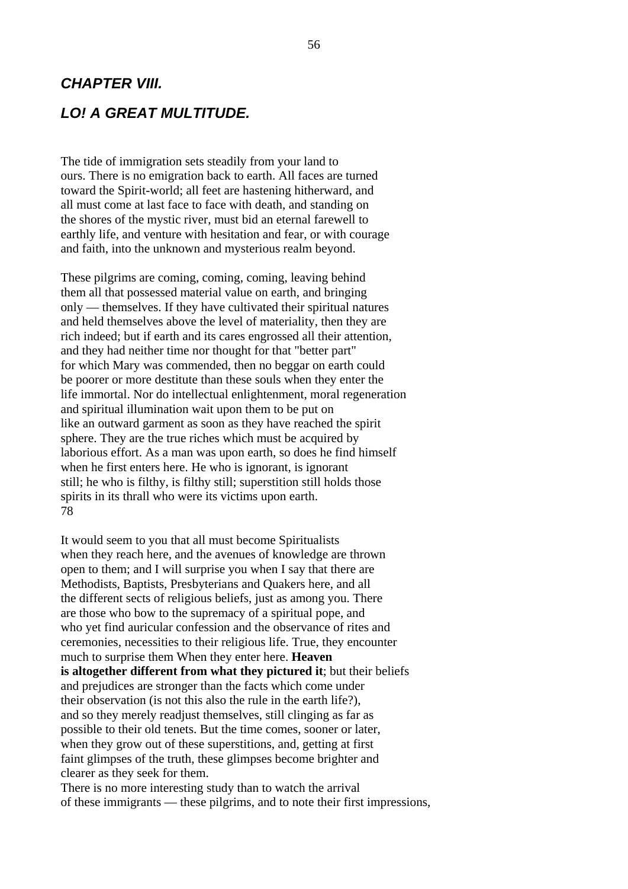## *CHAPTER VIII.*

## *LO! A GREAT MULTITUDE.*

The tide of immigration sets steadily from your land to ours. There is no emigration back to earth. All faces are turned toward the Spirit-world; all feet are hastening hitherward, and all must come at last face to face with death, and standing on the shores of the mystic river, must bid an eternal farewell to earthly life, and venture with hesitation and fear, or with courage and faith, into the unknown and mysterious realm beyond.

These pilgrims are coming, coming, coming, leaving behind them all that possessed material value on earth, and bringing only — themselves. If they have cultivated their spiritual natures and held themselves above the level of materiality, then they are rich indeed; but if earth and its cares engrossed all their attention, and they had neither time nor thought for that "better part" for which Mary was commended, then no beggar on earth could be poorer or more destitute than these souls when they enter the life immortal. Nor do intellectual enlightenment, moral regeneration and spiritual illumination wait upon them to be put on like an outward garment as soon as they have reached the spirit sphere. They are the true riches which must be acquired by laborious effort. As a man was upon earth, so does he find himself when he first enters here. He who is ignorant, is ignorant still; he who is filthy, is filthy still; superstition still holds those spirits in its thrall who were its victims upon earth.
78

It would seem to you that all must become Spiritualists when they reach here, and the avenues of knowledge are thrown open to them; and I will surprise you when I say that there are Methodists, Baptists, Presbyterians and Quakers here, and all the different sects of religious beliefs, just as among you. There are those who bow to the supremacy of a spiritual pope, and who yet find auricular confession and the observance of rites and ceremonies, necessities to their religious life. True, they encounter much to surprise them When they enter here. **Heaven is altogether different from what they pictured it**; but their beliefs and prejudices are stronger than the facts which come under their observation (is not this also the rule in the earth life?), and so they merely readjust themselves, still clinging as far as possible to their old tenets. But the time comes, sooner or later, when they grow out of these superstitions, and, getting at first faint glimpses of the truth, these glimpses become brighter and clearer as they seek for them.
There is no more interesting study than to watch the arrival of these immigrants — these pilgrims, and to note their first impressions,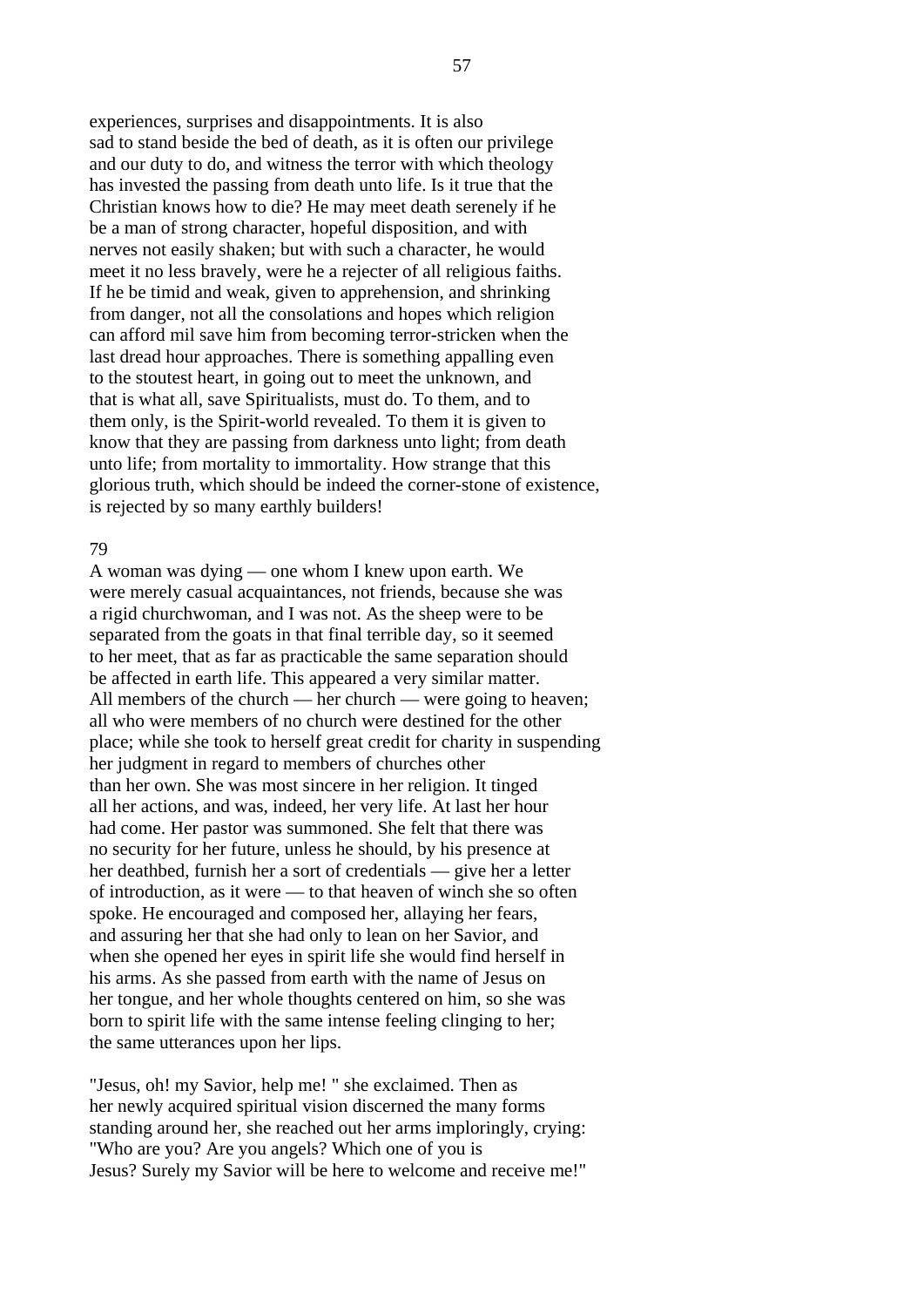experiences, surprises and disappointments. It is also sad to stand beside the bed of death, as it is often our privilege and our duty to do, and witness the terror with which theology has invested the passing from death unto life. Is it true that the Christian knows how to die? He may meet death serenely if he be a man of strong character, hopeful disposition, and with nerves not easily shaken; but with such a character, he would meet it no less bravely, were he a rejecter of all religious faiths. If he be timid and weak, given to apprehension, and shrinking from danger, not all the consolations and hopes which religion can afford mil save him from becoming terror-stricken when the last dread hour approaches. There is something appalling even to the stoutest heart, in going out to meet the unknown, and that is what all, save Spiritualists, must do. To them, and to them only, is the Spirit-world revealed. To them it is given to know that they are passing from darkness unto light; from death unto life; from mortality to immortality. How strange that this glorious truth, which should be indeed the corner-stone of existence, is rejected by so many earthly builders!

79

A woman was dying — one whom I knew upon earth. We were merely casual acquaintances, not friends, because she was a rigid churchwoman, and I was not. As the sheep were to be separated from the goats in that final terrible day, so it seemed to her meet, that as far as practicable the same separation should be affected in earth life. This appeared a very similar matter. All members of the church — her church — were going to heaven; all who were members of no church were destined for the other place; while she took to herself great credit for charity in suspending her judgment in regard to members of churches other than her own. She was most sincere in her religion. It tinged all her actions, and was, indeed, her very life. At last her hour had come. Her pastor was summoned. She felt that there was no security for her future, unless he should, by his presence at her deathbed, furnish her a sort of credentials — give her a letter of introduction, as it were — to that heaven of winch she so often spoke. He encouraged and composed her, allaying her fears, and assuring her that she had only to lean on her Savior, and when she opened her eyes in spirit life she would find herself in his arms. As she passed from earth with the name of Jesus on her tongue, and her whole thoughts centered on him, so she was born to spirit life with the same intense feeling clinging to her; the same utterances upon her lips.

"Jesus, oh! my Savior, help me! " she exclaimed. Then as her newly acquired spiritual vision discerned the many forms standing around her, she reached out her arms imploringly, crying: "Who are you? Are you angels? Which one of you is Jesus? Surely my Savior will be here to welcome and receive me!"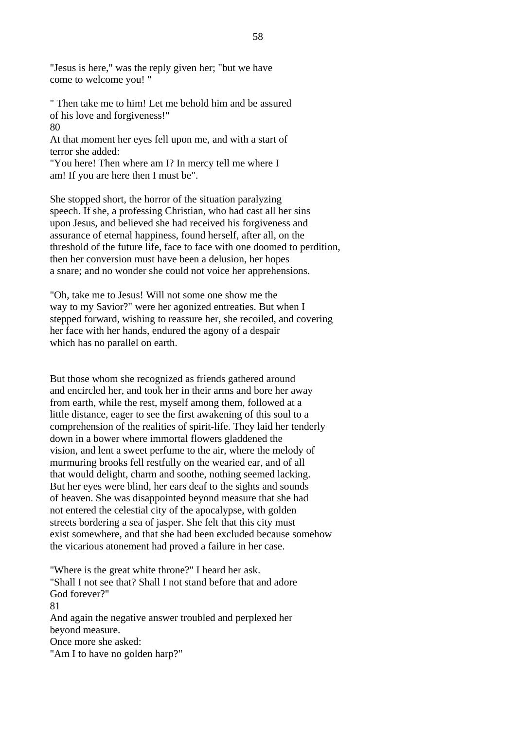"Jesus is here," was the reply given her; "but we have come to welcome you! "

" Then take me to him! Let me behold him and be assured of his love and forgiveness!"

80

At that moment her eyes fell upon me, and with a start of terror she added:

"You here! Then where am I? In mercy tell me where I am! If you are here then I must be".

She stopped short, the horror of the situation paralyzing speech. If she, a professing Christian, who had cast all her sins upon Jesus, and believed she had received his forgiveness and assurance of eternal happiness, found herself, after all, on the threshold of the future life, face to face with one doomed to perdition, then her conversion must have been a delusion, her hopes a snare; and no wonder she could not voice her apprehensions.

"Oh, take me to Jesus! Will not some one show me the way to my Savior?" were her agonized entreaties. But when I stepped forward, wishing to reassure her, she recoiled, and covering her face with her hands, endured the agony of a despair which has no parallel on earth.

But those whom she recognized as friends gathered around and encircled her, and took her in their arms and bore her away from earth, while the rest, myself among them, followed at a little distance, eager to see the first awakening of this soul to a comprehension of the realities of spirit-life. They laid her tenderly down in a bower where immortal flowers gladdened the vision, and lent a sweet perfume to the air, where the melody of murmuring brooks fell restfully on the wearied ear, and of all that would delight, charm and soothe, nothing seemed lacking. But her eyes were blind, her ears deaf to the sights and sounds of heaven. She was disappointed beyond measure that she had not entered the celestial city of the apocalypse, with golden streets bordering a sea of jasper. She felt that this city must exist somewhere, and that she had been excluded because somehow the vicarious atonement had proved a failure in her case.

"Where is the great white throne?" I heard her ask. "Shall I not see that? Shall I not stand before that and adore God forever?"

81

And again the negative answer troubled and perplexed her beyond measure.

Once more she asked:

"Am I to have no golden harp?"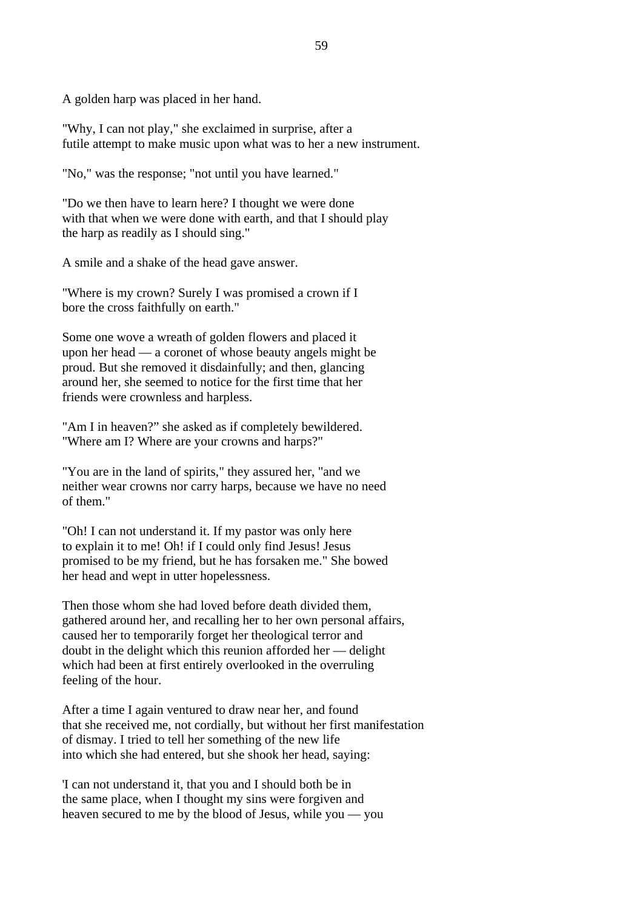A golden harp was placed in her hand.

"Why, I can not play," she exclaimed in surprise, after a futile attempt to make music upon what was to her a new instrument.

"No," was the response; "not until you have learned."

"Do we then have to learn here? I thought we were done with that when we were done with earth, and that I should play the harp as readily as I should sing."

A smile and a shake of the head gave answer.

"Where is my crown? Surely I was promised a crown if I bore the cross faithfully on earth."

Some one wove a wreath of golden flowers and placed it upon her head — a coronet of whose beauty angels might be proud. But she removed it disdainfully; and then, glancing around her, she seemed to notice for the first time that her friends were crownless and harpless.

"Am I in heaven?" she asked as if completely bewildered. "Where am I? Where are your crowns and harps?"

"You are in the land of spirits," they assured her, "and we neither wear crowns nor carry harps, because we have no need of them."

"Oh! I can not understand it. If my pastor was only here to explain it to me! Oh! if I could only find Jesus! Jesus promised to be my friend, but he has forsaken me." She bowed her head and wept in utter hopelessness.

Then those whom she had loved before death divided them, gathered around her, and recalling her to her own personal affairs, caused her to temporarily forget her theological terror and doubt in the delight which this reunion afforded her — delight which had been at first entirely overlooked in the overruling feeling of the hour.

After a time I again ventured to draw near her, and found that she received me, not cordially, but without her first manifestation of dismay. I tried to tell her something of the new life into which she had entered, but she shook her head, saying:

'I can not understand it, that you and I should both be in the same place, when I thought my sins were forgiven and heaven secured to me by the blood of Jesus, while you — you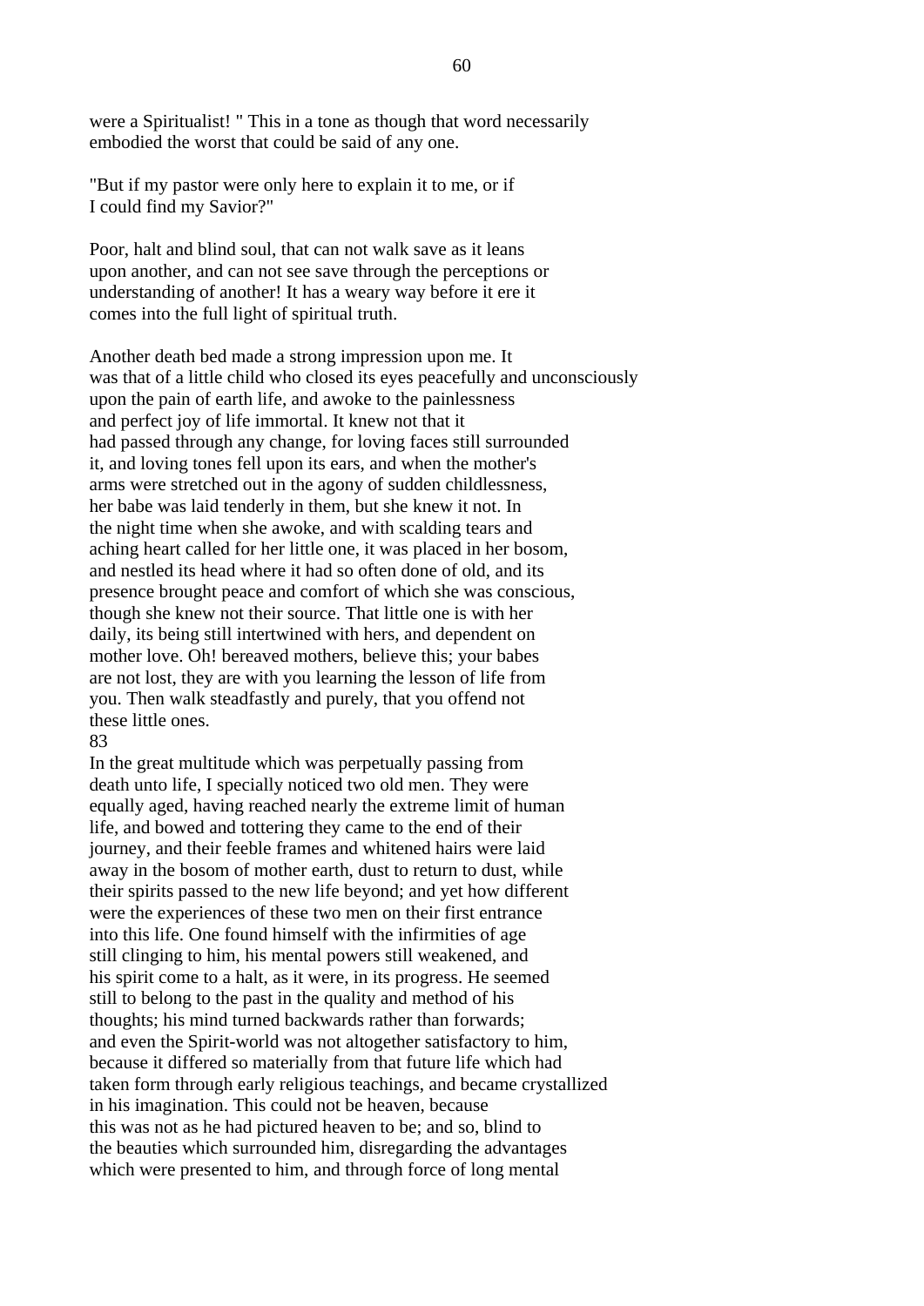were a Spiritualist! " This in a tone as though that word necessarily embodied the worst that could be said of any one.

"But if my pastor were only here to explain it to me, or if I could find my Savior?"

Poor, halt and blind soul, that can not walk save as it leans upon another, and can not see save through the perceptions or understanding of another! It has a weary way before it ere it comes into the full light of spiritual truth.

Another death bed made a strong impression upon me. It was that of a little child who closed its eyes peacefully and unconsciously upon the pain of earth life, and awoke to the painlessness and perfect joy of life immortal. It knew not that it had passed through any change, for loving faces still surrounded it, and loving tones fell upon its ears, and when the mother's arms were stretched out in the agony of sudden childlessness, her babe was laid tenderly in them, but she knew it not. In the night time when she awoke, and with scalding tears and aching heart called for her little one, it was placed in her bosom, and nestled its head where it had so often done of old, and its presence brought peace and comfort of which she was conscious, though she knew not their source. That little one is with her daily, its being still intertwined with hers, and dependent on mother love. Oh! bereaved mothers, believe this; your babes are not lost, they are with you learning the lesson of life from you. Then walk steadfastly and purely, that you offend not these little ones.

83

In the great multitude which was perpetually passing from death unto life, I specially noticed two old men. They were equally aged, having reached nearly the extreme limit of human life, and bowed and tottering they came to the end of their journey, and their feeble frames and whitened hairs were laid away in the bosom of mother earth, dust to return to dust, while their spirits passed to the new life beyond; and yet how different were the experiences of these two men on their first entrance into this life. One found himself with the infirmities of age still clinging to him, his mental powers still weakened, and his spirit come to a halt, as it were, in its progress. He seemed still to belong to the past in the quality and method of his thoughts; his mind turned backwards rather than forwards; and even the Spirit-world was not altogether satisfactory to him, because it differed so materially from that future life which had taken form through early religious teachings, and became crystallized in his imagination. This could not be heaven, because this was not as he had pictured heaven to be; and so, blind to the beauties which surrounded him, disregarding the advantages which were presented to him, and through force of long mental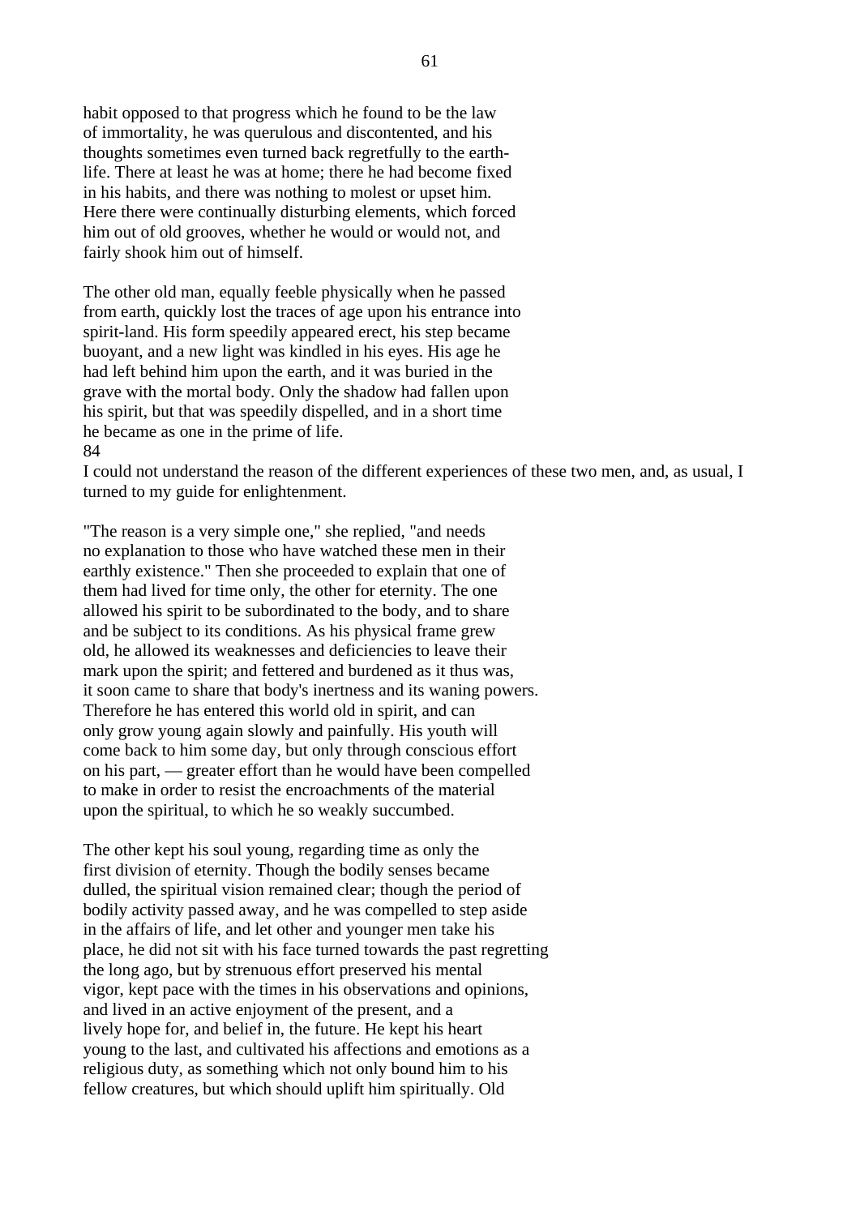habit opposed to that progress which he found to be the law of immortality, he was querulous and discontented, and his thoughts sometimes even turned back regretfully to the earth-life. There at least he was at home; there he had become fixed in his habits, and there was nothing to molest or upset him. Here there were continually disturbing elements, which forced him out of old grooves, whether he would or would not, and fairly shook him out of himself.

The other old man, equally feeble physically when he passed from earth, quickly lost the traces of age upon his entrance into spirit-land. His form speedily appeared erect, his step became buoyant, and a new light was kindled in his eyes. His age he had left behind him upon the earth, and it was buried in the grave with the mortal body. Only the shadow had fallen upon his spirit, but that was speedily dispelled, and in a short time he became as one in the prime of life.

I could not understand the reason of the different experiences of these two men, and, as usual, I turned to my guide for enlightenment.

"The reason is a very simple one," she replied, "and needs no explanation to those who have watched these men in their earthly existence." Then she proceeded to explain that one of them had lived for time only, the other for eternity. The one allowed his spirit to be subordinated to the body, and to share and be subject to its conditions. As his physical frame grew old, he allowed its weaknesses and deficiencies to leave their mark upon the spirit; and fettered and burdened as it thus was, it soon came to share that body's inertness and its waning powers. Therefore he has entered this world old in spirit, and can only grow young again slowly and painfully. His youth will come back to him some day, but only through conscious effort on his part, — greater effort than he would have been compelled to make in order to resist the encroachments of the material upon the spiritual, to which he so weakly succumbed.

The other kept his soul young, regarding time as only the first division of eternity. Though the bodily senses became dulled, the spiritual vision remained clear; though the period of bodily activity passed away, and he was compelled to step aside in the affairs of life, and let other and younger men take his place, he did not sit with his face turned towards the past regretting the long ago, but by strenuous effort preserved his mental vigor, kept pace with the times in his observations and opinions, and lived in an active enjoyment of the present, and a lively hope for, and belief in, the future. He kept his heart young to the last, and cultivated his affections and emotions as a religious duty, as something which not only bound him to his fellow creatures, but which should uplift him spiritually. Old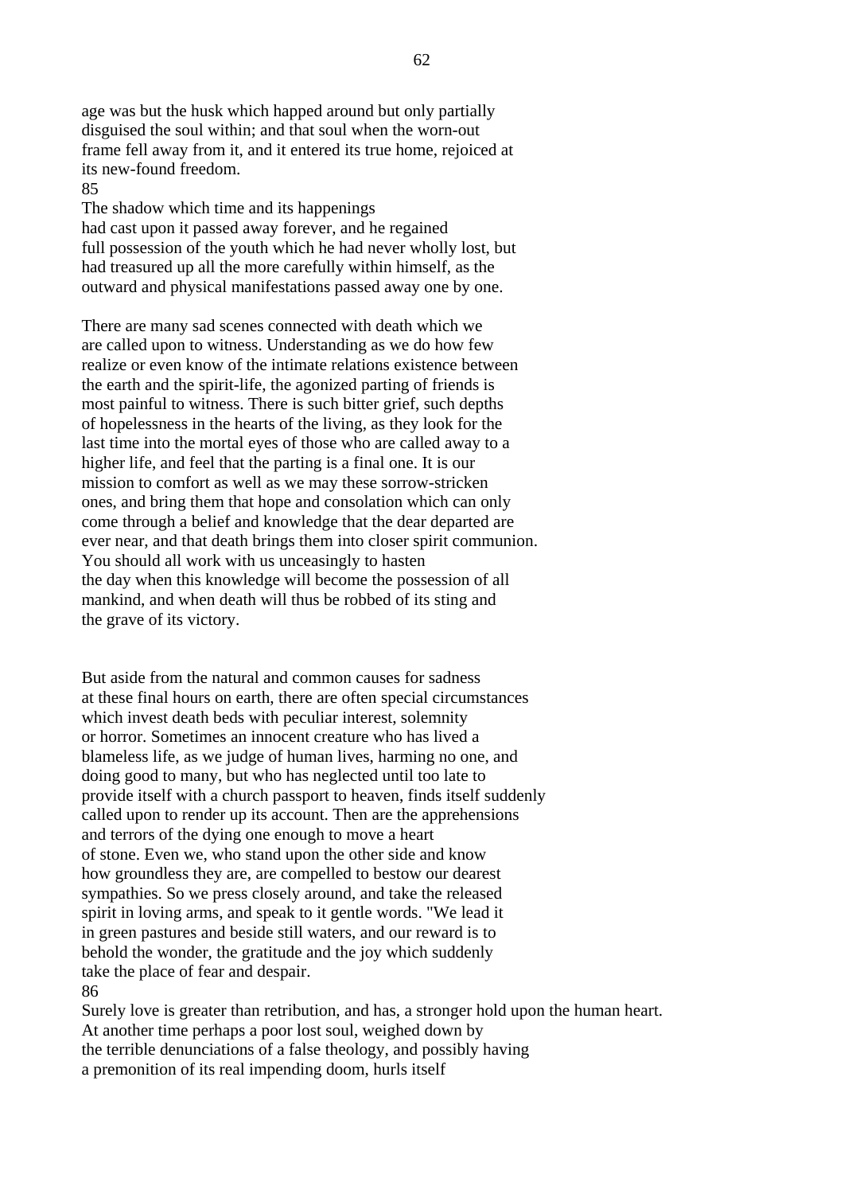age was but the husk which happed around but only partially disguised the soul within; and that soul when the worn-out frame fell away from it, and it entered its true home, rejoiced at its new-found freedom.

85

The shadow which time and its happenings had cast upon it passed away forever, and he regained full possession of the youth which he had never wholly lost, but had treasured up all the more carefully within himself, as the outward and physical manifestations passed away one by one.

There are many sad scenes connected with death which we are called upon to witness. Understanding as we do how few realize or even know of the intimate relations existence between the earth and the spirit-life, the agonized parting of friends is most painful to witness. There is such bitter grief, such depths of hopelessness in the hearts of the living, as they look for the last time into the mortal eyes of those who are called away to a higher life, and feel that the parting is a final one. It is our mission to comfort as well as we may these sorrow-stricken ones, and bring them that hope and consolation which can only come through a belief and knowledge that the dear departed are ever near, and that death brings them into closer spirit communion. You should all work with us unceasingly to hasten the day when this knowledge will become the possession of all mankind, and when death will thus be robbed of its sting and the grave of its victory.

But aside from the natural and common causes for sadness at these final hours on earth, there are often special circumstances which invest death beds with peculiar interest, solemnity or horror. Sometimes an innocent creature who has lived a blameless life, as we judge of human lives, harming no one, and doing good to many, but who has neglected until too late to provide itself with a church passport to heaven, finds itself suddenly called upon to render up its account. Then are the apprehensions and terrors of the dying one enough to move a heart of stone. Even we, who stand upon the other side and know how groundless they are, are compelled to bestow our dearest sympathies. So we press closely around, and take the released spirit in loving arms, and speak to it gentle words. "We lead it in green pastures and beside still waters, and our reward is to behold the wonder, the gratitude and the joy which suddenly take the place of fear and despair.

86

Surely love is greater than retribution, and has, a stronger hold upon the human heart. At another time perhaps a poor lost soul, weighed down by the terrible denunciations of a false theology, and possibly having a premonition of its real impending doom, hurls itself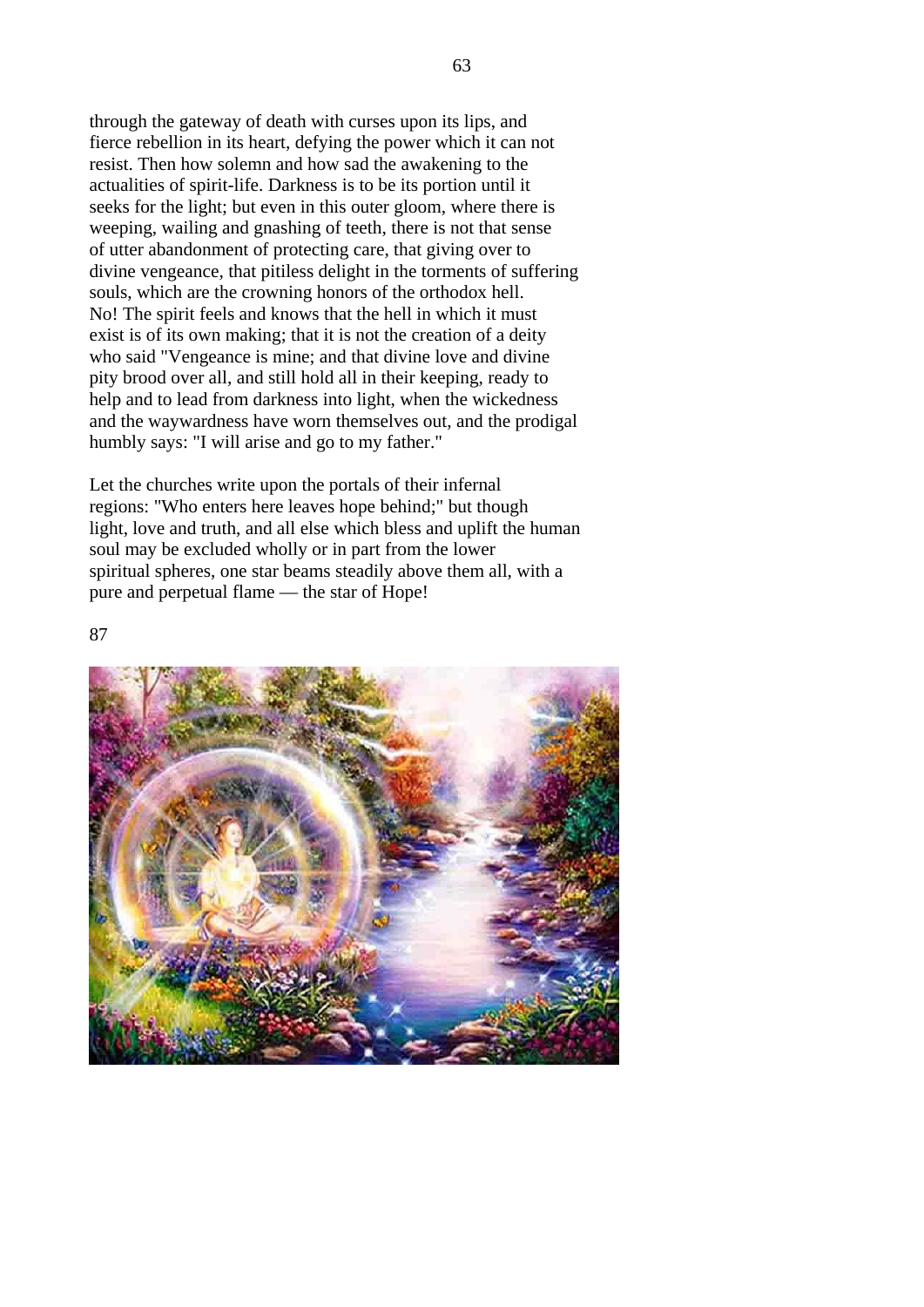through the gateway of death with curses upon its lips, and fierce rebellion in its heart, defying the power which it can not resist. Then how solemn and how sad the awakening to the actualities of spirit-life. Darkness is to be its portion until it seeks for the light; but even in this outer gloom, where there is weeping, wailing and gnashing of teeth, there is not that sense of utter abandonment of protecting care, that giving over to divine vengeance, that pitiless delight in the torments of suffering souls, which are the crowning honors of the orthodox hell. No! The spirit feels and knows that the hell in which it must exist is of its own making; that it is not the creation of a deity who said "Vengeance is mine; and that divine love and divine pity brood over all, and still hold all in their keeping, ready to help and to lead from darkness into light, when the wickedness and the waywardness have worn themselves out, and the prodigal humbly says: "I will arise and go to my father."

Let the churches write upon the portals of their infernal regions: "Who enters here leaves hope behind;" but though light, love and truth, and all else which bless and uplift the human soul may be excluded wholly or in part from the lower spiritual spheres, one star beams steadily above them all, with a pure and perpetual flame — the star of Hope!

87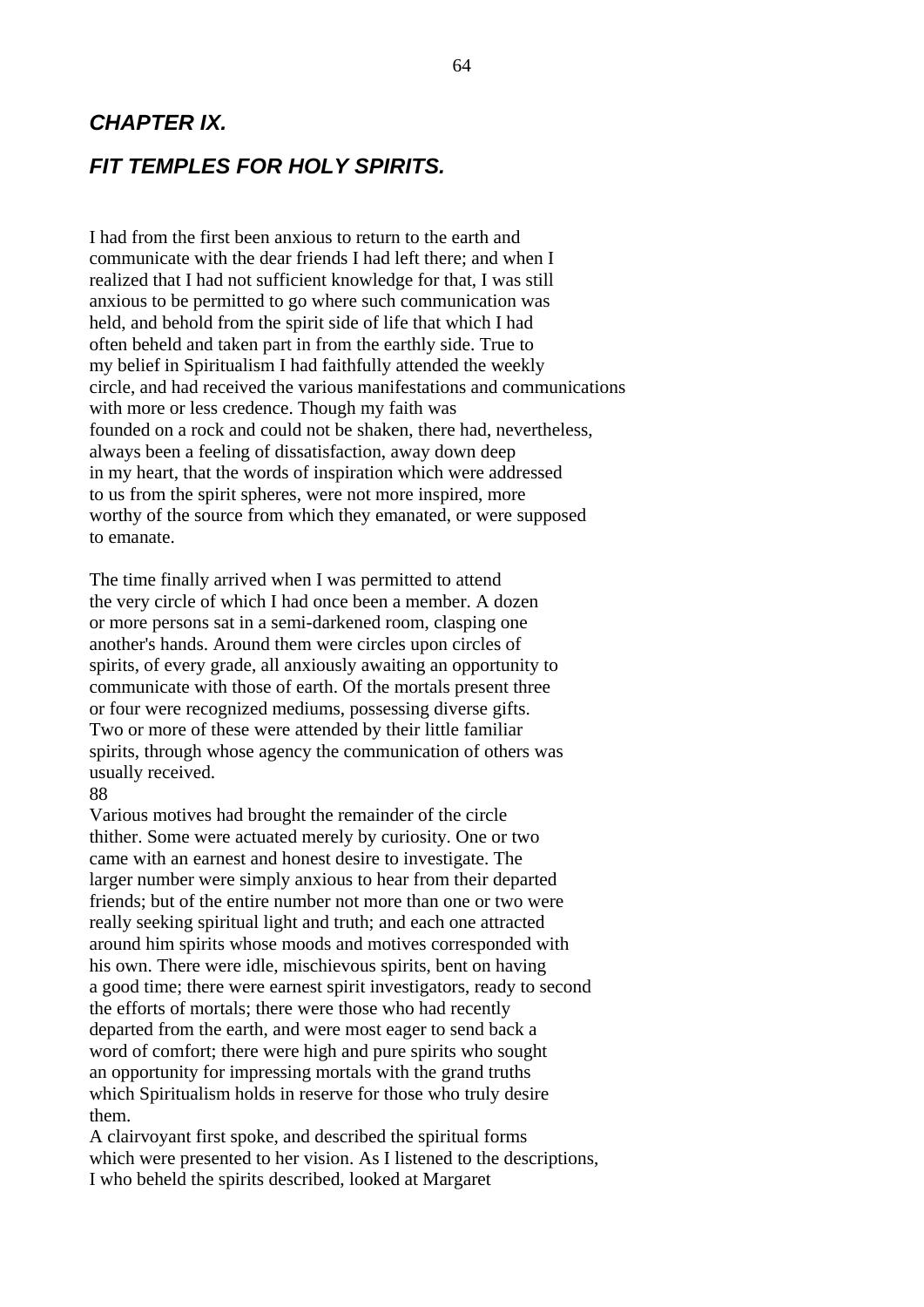## *CHAPTER IX.*

## *FIT TEMPLES FOR HOLY SPIRITS.*

I had from the first been anxious to return to the earth and communicate with the dear friends I had left there; and when I realized that I had not sufficient knowledge for that, I was still anxious to be permitted to go where such communication was held, and behold from the spirit side of life that which I had often beheld and taken part in from the earthly side. True to my belief in Spiritualism I had faithfully attended the weekly circle, and had received the various manifestations and communications with more or less credence. Though my faith was founded on a rock and could not be shaken, there had, nevertheless, always been a feeling of dissatisfaction, away down deep in my heart, that the words of inspiration which were addressed to us from the spirit spheres, were not more inspired, more worthy of the source from which they emanated, or were supposed to emanate.

The time finally arrived when I was permitted to attend the very circle of which I had once been a member. A dozen or more persons sat in a semi-darkened room, clasping one another's hands. Around them were circles upon circles of spirits, of every grade, all anxiously awaiting an opportunity to communicate with those of earth. Of the mortals present three or four were recognized mediums, possessing diverse gifts. Two or more of these were attended by their little familiar spirits, through whose agency the communication of others was usually received.

Various motives had brought the remainder of the circle thither. Some were actuated merely by curiosity. One or two came with an earnest and honest desire to investigate. The larger number were simply anxious to hear from their departed friends; but of the entire number not more than one or two were really seeking spiritual light and truth; and each one attracted around him spirits whose moods and motives corresponded with his own. There were idle, mischievous spirits, bent on having a good time; there were earnest spirit investigators, ready to second the efforts of mortals; there were those who had recently departed from the earth, and were most eager to send back a word of comfort; there were high and pure spirits who sought an opportunity for impressing mortals with the grand truths which Spiritualism holds in reserve for those who truly desire them.

A clairvoyant first spoke, and described the spiritual forms which were presented to her vision. As I listened to the descriptions, I who beheld the spirits described, looked at Margaret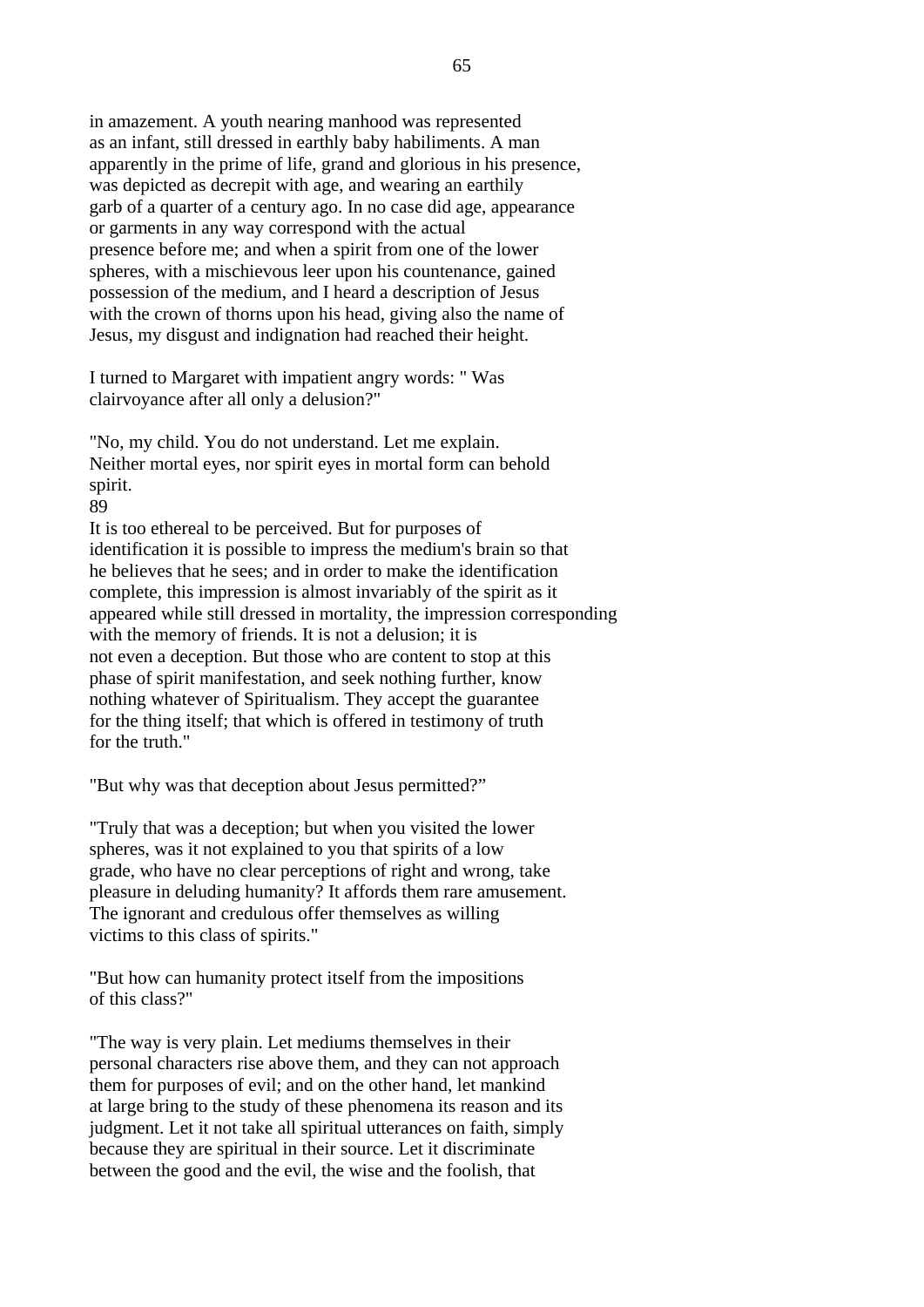in amazement. A youth nearing manhood was represented as an infant, still dressed in earthly baby habiliments. A man apparently in the prime of life, grand and glorious in his presence, was depicted as decrepit with age, and wearing an earthily garb of a quarter of a century ago. In no case did age, appearance or garments in any way correspond with the actual presence before me; and when a spirit from one of the lower spheres, with a mischievous leer upon his countenance, gained possession of the medium, and I heard a description of Jesus with the crown of thorns upon his head, giving also the name of Jesus, my disgust and indignation had reached their height.

I turned to Margaret with impatient angry words: " Was clairvoyance after all only a delusion?"

"No, my child. You do not understand. Let me explain. Neither mortal eyes, nor spirit eyes in mortal form can behold spirit.

89

It is too ethereal to be perceived. But for purposes of identification it is possible to impress the medium's brain so that he believes that he sees; and in order to make the identification complete, this impression is almost invariably of the spirit as it appeared while still dressed in mortality, the impression corresponding with the memory of friends. It is not a delusion; it is not even a deception. But those who are content to stop at this phase of spirit manifestation, and seek nothing further, know nothing whatever of Spiritualism. They accept the guarantee for the thing itself; that which is offered in testimony of truth for the truth."

"But why was that deception about Jesus permitted?"

"Truly that was a deception; but when you visited the lower spheres, was it not explained to you that spirits of a low grade, who have no clear perceptions of right and wrong, take pleasure in deluding humanity? It affords them rare amusement. The ignorant and credulous offer themselves as willing victims to this class of spirits."

"But how can humanity protect itself from the impositions of this class?"

"The way is very plain. Let mediums themselves in their personal characters rise above them, and they can not approach them for purposes of evil; and on the other hand, let mankind at large bring to the study of these phenomena its reason and its judgment. Let it not take all spiritual utterances on faith, simply because they are spiritual in their source. Let it discriminate between the good and the evil, the wise and the foolish, that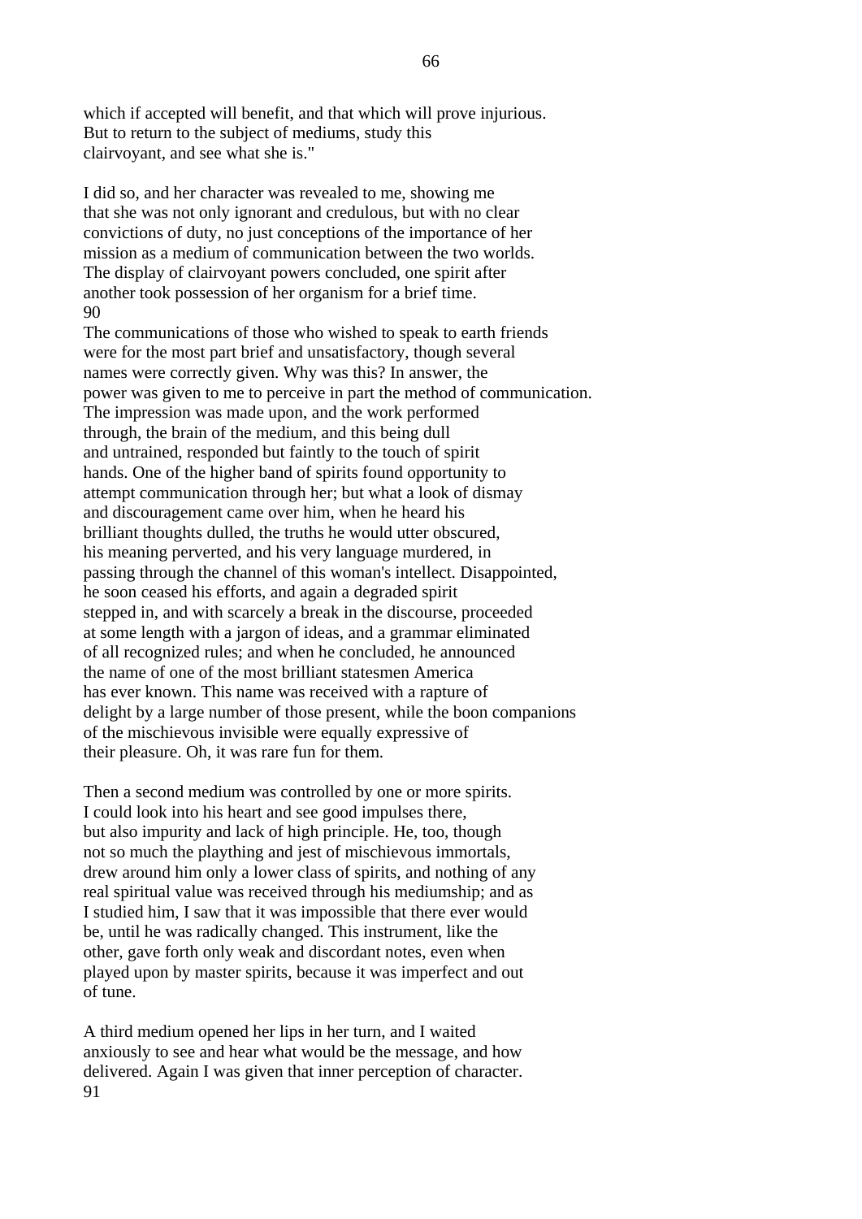which if accepted will benefit, and that which will prove injurious. But to return to the subject of mediums, study this clairvoyant, and see what she is."

I did so, and her character was revealed to me, showing me that she was not only ignorant and credulous, but with no clear convictions of duty, no just conceptions of the importance of her mission as a medium of communication between the two worlds. The display of clairvoyant powers concluded, one spirit after another took possession of her organism for a brief time.
90
The communications of those who wished to speak to earth friends were for the most part brief and unsatisfactory, though several names were correctly given. Why was this? In answer, the power was given to me to perceive in part the method of communication. The impression was made upon, and the work performed through, the brain of the medium, and this being dull and untrained, responded but faintly to the touch of spirit hands. One of the higher band of spirits found opportunity to attempt communication through her; but what a look of dismay and discouragement came over him, when he heard his brilliant thoughts dulled, the truths he would utter obscured, his meaning perverted, and his very language murdered, in passing through the channel of this woman's intellect. Disappointed, he soon ceased his efforts, and again a degraded spirit stepped in, and with scarcely a break in the discourse, proceeded at some length with a jargon of ideas, and a grammar eliminated of all recognized rules; and when he concluded, he announced the name of one of the most brilliant statesmen America has ever known. This name was received with a rapture of delight by a large number of those present, while the boon companions of the mischievous invisible were equally expressive of their pleasure. Oh, it was rare fun for them.

Then a second medium was controlled by one or more spirits. I could look into his heart and see good impulses there, but also impurity and lack of high principle. He, too, though not so much the plaything and jest of mischievous immortals, drew around him only a lower class of spirits, and nothing of any real spiritual value was received through his mediumship; and as I studied him, I saw that it was impossible that there ever would be, until he was radically changed. This instrument, like the other, gave forth only weak and discordant notes, even when played upon by master spirits, because it was imperfect and out of tune.

A third medium opened her lips in her turn, and I waited anxiously to see and hear what would be the message, and how delivered. Again I was given that inner perception of character.
91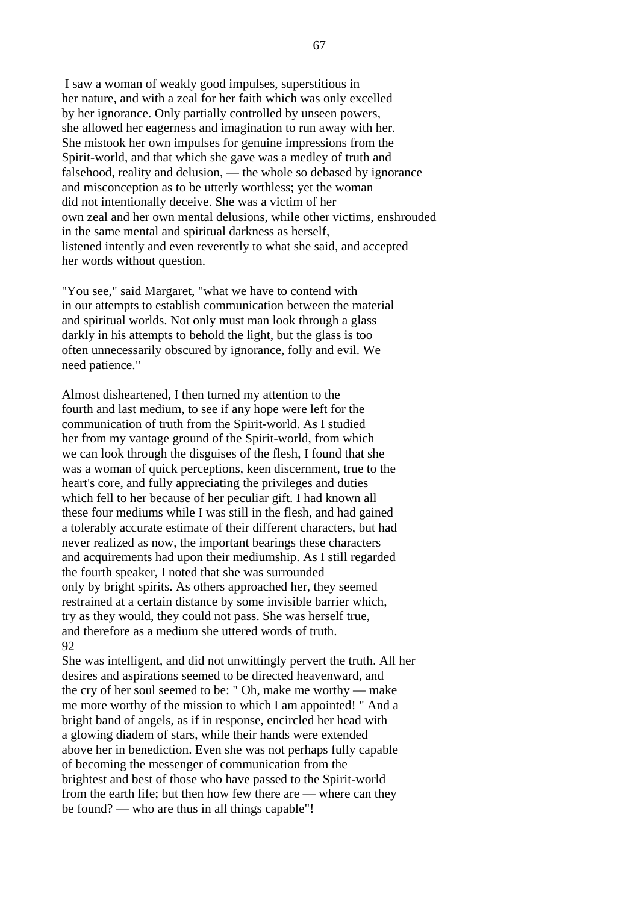I saw a woman of weakly good impulses, superstitious in her nature, and with a zeal for her faith which was only excelled by her ignorance. Only partially controlled by unseen powers, she allowed her eagerness and imagination to run away with her. She mistook her own impulses for genuine impressions from the Spirit-world, and that which she gave was a medley of truth and falsehood, reality and delusion, — the whole so debased by ignorance and misconception as to be utterly worthless; yet the woman did not intentionally deceive. She was a victim of her own zeal and her own mental delusions, while other victims, enshrouded in the same mental and spiritual darkness as herself, listened intently and even reverently to what she said, and accepted her words without question.

"You see," said Margaret, "what we have to contend with in our attempts to establish communication between the material and spiritual worlds. Not only must man look through a glass darkly in his attempts to behold the light, but the glass is too often unnecessarily obscured by ignorance, folly and evil. We need patience."

Almost disheartened, I then turned my attention to the fourth and last medium, to see if any hope were left for the communication of truth from the Spirit-world. As I studied her from my vantage ground of the Spirit-world, from which we can look through the disguises of the flesh, I found that she was a woman of quick perceptions, keen discernment, true to the heart's core, and fully appreciating the privileges and duties which fell to her because of her peculiar gift. I had known all these four mediums while I was still in the flesh, and had gained a tolerably accurate estimate of their different characters, but had never realized as now, the important bearings these characters and acquirements had upon their mediumship. As I still regarded the fourth speaker, I noted that she was surrounded only by bright spirits. As others approached her, they seemed restrained at a certain distance by some invisible barrier which, try as they would, they could not pass. She was herself true, and therefore as a medium she uttered words of truth. She was intelligent, and did not unwittingly pervert the truth. All her desires and aspirations seemed to be directed heavenward, and the cry of her soul seemed to be: " Oh, make me worthy — make me more worthy of the mission to which I am appointed! " And a bright band of angels, as if in response, encircled her head with a glowing diadem of stars, while their hands were extended above her in benediction. Even she was not perhaps fully capable of becoming the messenger of communication from the brightest and best of those who have passed to the Spirit-world from the earth life; but then how few there are — where can they be found? — who are thus in all things capable"!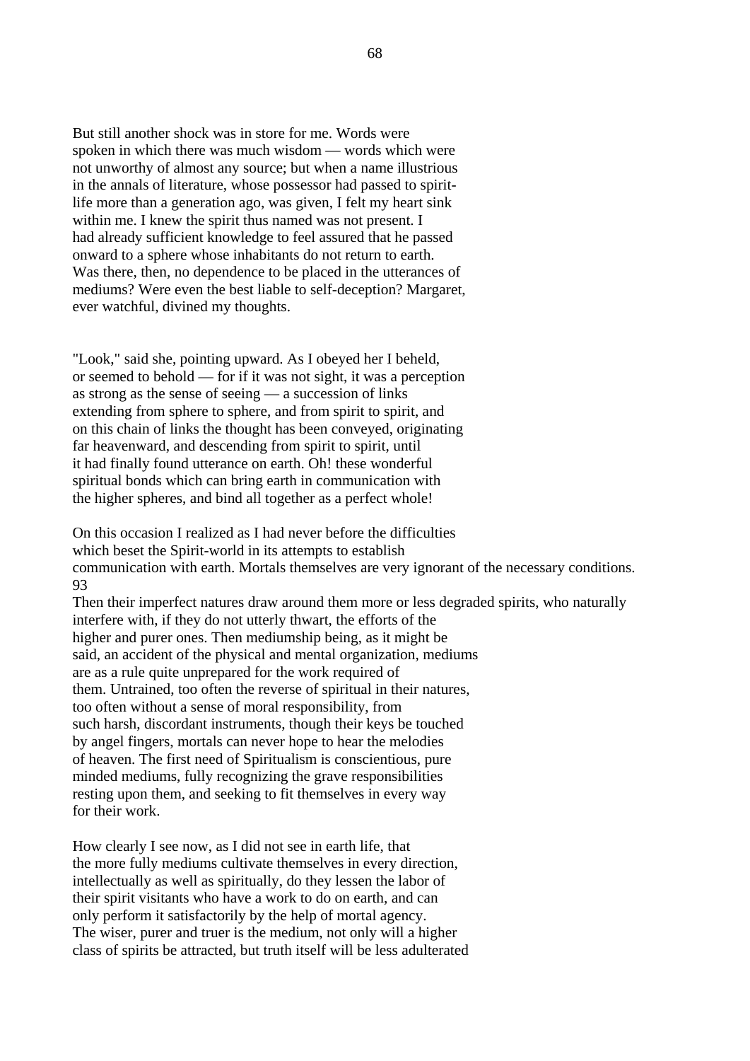But still another shock was in store for me. Words were spoken in which there was much wisdom — words which were not unworthy of almost any source; but when a name illustrious in the annals of literature, whose possessor had passed to spirit-life more than a generation ago, was given, I felt my heart sink within me. I knew the spirit thus named was not present. I had already sufficient knowledge to feel assured that he passed onward to a sphere whose inhabitants do not return to earth. Was there, then, no dependence to be placed in the utterances of mediums? Were even the best liable to self-deception? Margaret, ever watchful, divined my thoughts.

"Look," said she, pointing upward. As I obeyed her I beheld, or seemed to behold — for if it was not sight, it was a perception as strong as the sense of seeing — a succession of links extending from sphere to sphere, and from spirit to spirit, and on this chain of links the thought has been conveyed, originating far heavenward, and descending from spirit to spirit, until it had finally found utterance on earth. Oh! these wonderful spiritual bonds which can bring earth in communication with the higher spheres, and bind all together as a perfect whole!

On this occasion I realized as I had never before the difficulties which beset the Spirit-world in its attempts to establish communication with earth. Mortals themselves are very ignorant of the necessary conditions. 93
Then their imperfect natures draw around them more or less degraded spirits, who naturally interfere with, if they do not utterly thwart, the efforts of the higher and purer ones. Then mediumship being, as it might be said, an accident of the physical and mental organization, mediums are as a rule quite unprepared for the work required of them. Untrained, too often the reverse of spiritual in their natures, too often without a sense of moral responsibility, from such harsh, discordant instruments, though their keys be touched by angel fingers, mortals can never hope to hear the melodies of heaven. The first need of Spiritualism is conscientious, pure minded mediums, fully recognizing the grave responsibilities resting upon them, and seeking to fit themselves in every way for their work.

How clearly I see now, as I did not see in earth life, that the more fully mediums cultivate themselves in every direction, intellectually as well as spiritually, do they lessen the labor of their spirit visitants who have a work to do on earth, and can only perform it satisfactorily by the help of mortal agency. The wiser, purer and truer is the medium, not only will a higher class of spirits be attracted, but truth itself will be less adulterated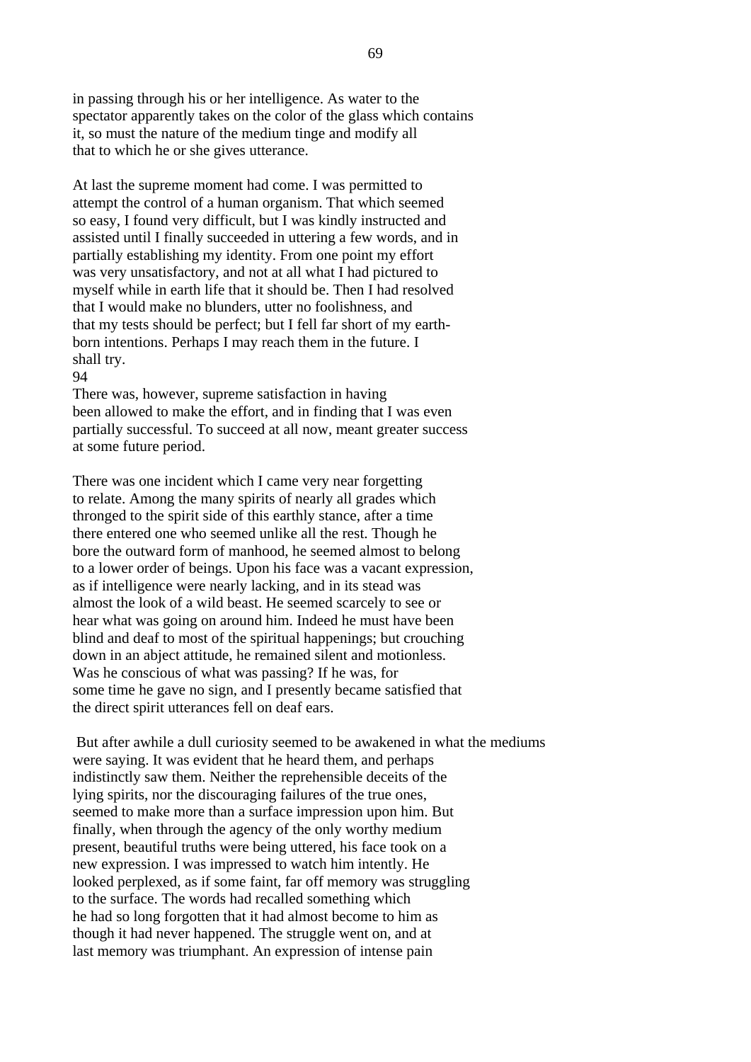in passing through his or her intelligence. As water to the spectator apparently takes on the color of the glass which contains it, so must the nature of the medium tinge and modify all that to which he or she gives utterance.

At last the supreme moment had come. I was permitted to attempt the control of a human organism. That which seemed so easy, I found very difficult, but I was kindly instructed and assisted until I finally succeeded in uttering a few words, and in partially establishing my identity. From one point my effort was very unsatisfactory, and not at all what I had pictured to myself while in earth life that it should be. Then I had resolved that I would make no blunders, utter no foolishness, and that my tests should be perfect; but I fell far short of my earth-born intentions. Perhaps I may reach them in the future. I shall try.

There was, however, supreme satisfaction in having been allowed to make the effort, and in finding that I was even partially successful. To succeed at all now, meant greater success at some future period.

There was one incident which I came very near forgetting to relate. Among the many spirits of nearly all grades which thronged to the spirit side of this earthly stance, after a time there entered one who seemed unlike all the rest. Though he bore the outward form of manhood, he seemed almost to belong to a lower order of beings. Upon his face was a vacant expression, as if intelligence were nearly lacking, and in its stead was almost the look of a wild beast. He seemed scarcely to see or hear what was going on around him. Indeed he must have been blind and deaf to most of the spiritual happenings; but crouching down in an abject attitude, he remained silent and motionless. Was he conscious of what was passing? If he was, for some time he gave no sign, and I presently became satisfied that the direct spirit utterances fell on deaf ears.

But after awhile a dull curiosity seemed to be awakened in what the mediums were saying. It was evident that he heard them, and perhaps indistinctly saw them. Neither the reprehensible deceits of the lying spirits, nor the discouraging failures of the true ones, seemed to make more than a surface impression upon him. But finally, when through the agency of the only worthy medium present, beautiful truths were being uttered, his face took on a new expression. I was impressed to watch him intently. He looked perplexed, as if some faint, far off memory was struggling to the surface. The words had recalled something which he had so long forgotten that it had almost become to him as though it had never happened. The struggle went on, and at last memory was triumphant. An expression of intense pain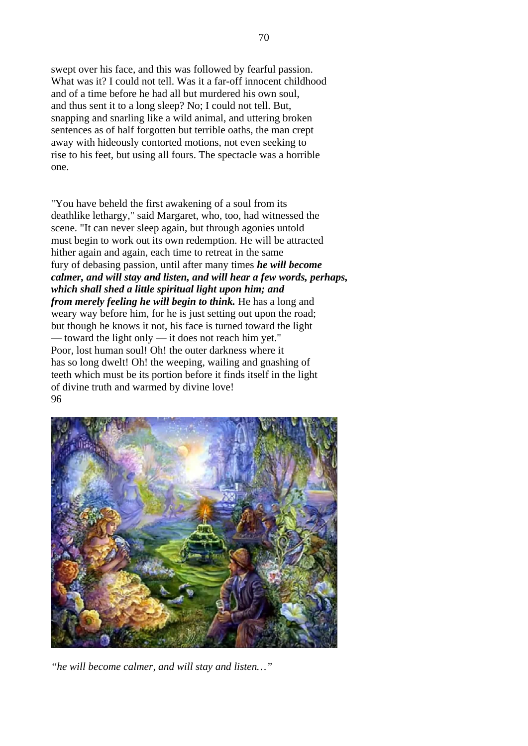swept over his face, and this was followed by fearful passion. What was it? I could not tell. Was it a far-off innocent childhood and of a time before he had all but murdered his own soul, and thus sent it to a long sleep? No; I could not tell. But, snapping and snarling like a wild animal, and uttering broken sentences as of half forgotten but terrible oaths, the man crept away with hideously contorted motions, not even seeking to rise to his feet, but using all fours. The spectacle was a horrible one.

"You have beheld the first awakening of a soul from its deathlike lethargy," said Margaret, who, too, had witnessed the scene. "It can never sleep again, but through agonies untold must begin to work out its own redemption. He will be attracted hither again and again, each time to retreat in the same fury of debasing passion, until after many times ***he will become calmer, and will stay and listen, and will hear a few words, perhaps, which shall shed a little spiritual light upon him; and from merely feeling he will begin to think.*** He has a long and weary way before him, for he is just setting out upon the road; but though he knows it not, his face is turned toward the light — toward the light only — it does not reach him yet." Poor, lost human soul! Oh! the outer darkness where it has so long dwelt! Oh! the weeping, wailing and gnashing of teeth which must be its portion before it finds itself in the light of divine truth and warmed by divine love!
96

*"he will become calmer, and will stay and listen…"*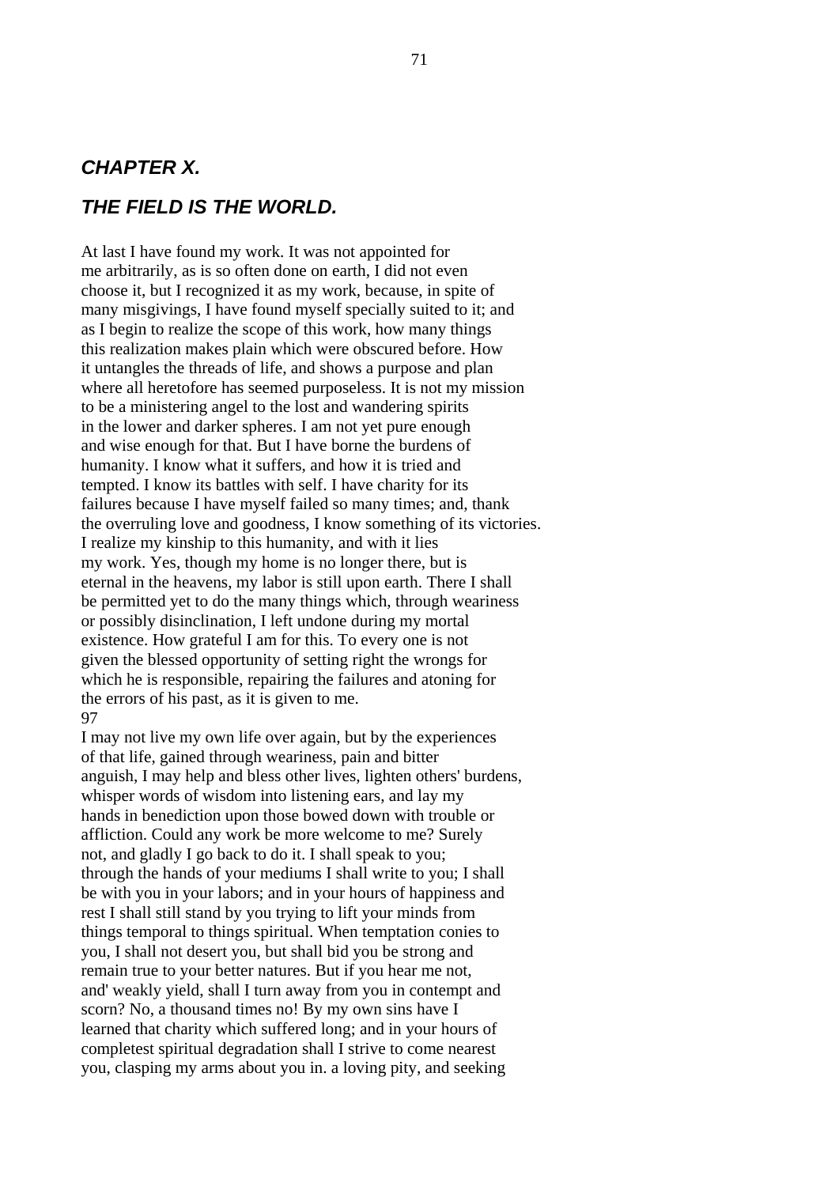## *CHAPTER X.*

## *THE FIELD IS THE WORLD.*

At last I have found my work. It was not appointed for me arbitrarily, as is so often done on earth, I did not even choose it, but I recognized it as my work, because, in spite of many misgivings, I have found myself specially suited to it; and as I begin to realize the scope of this work, how many things this realization makes plain which were obscured before. How it untangles the threads of life, and shows a purpose and plan where all heretofore has seemed purposeless. It is not my mission to be a ministering angel to the lost and wandering spirits in the lower and darker spheres. I am not yet pure enough and wise enough for that. But I have borne the burdens of humanity. I know what it suffers, and how it is tried and tempted. I know its battles with self. I have charity for its failures because I have myself failed so many times; and, thank the overruling love and goodness, I know something of its victories. I realize my kinship to this humanity, and with it lies my work. Yes, though my home is no longer there, but is eternal in the heavens, my labor is still upon earth. There I shall be permitted yet to do the many things which, through weariness or possibly disinclination, I left undone during my mortal existence. How grateful I am for this. To every one is not given the blessed opportunity of setting right the wrongs for which he is responsible, repairing the failures and atoning for the errors of his past, as it is given to me.
97
I may not live my own life over again, but by the experiences of that life, gained through weariness, pain and bitter anguish, I may help and bless other lives, lighten others' burdens, whisper words of wisdom into listening ears, and lay my hands in benediction upon those bowed down with trouble or affliction. Could any work be more welcome to me? Surely not, and gladly I go back to do it. I shall speak to you; through the hands of your mediums I shall write to you; I shall be with you in your labors; and in your hours of happiness and rest I shall still stand by you trying to lift your minds from things temporal to things spiritual. When temptation conies to you, I shall not desert you, but shall bid you be strong and remain true to your better natures. But if you hear me not, and' weakly yield, shall I turn away from you in contempt and scorn? No, a thousand times no! By my own sins have I learned that charity which suffered long; and in your hours of completest spiritual degradation shall I strive to come nearest you, clasping my arms about you in. a loving pity, and seeking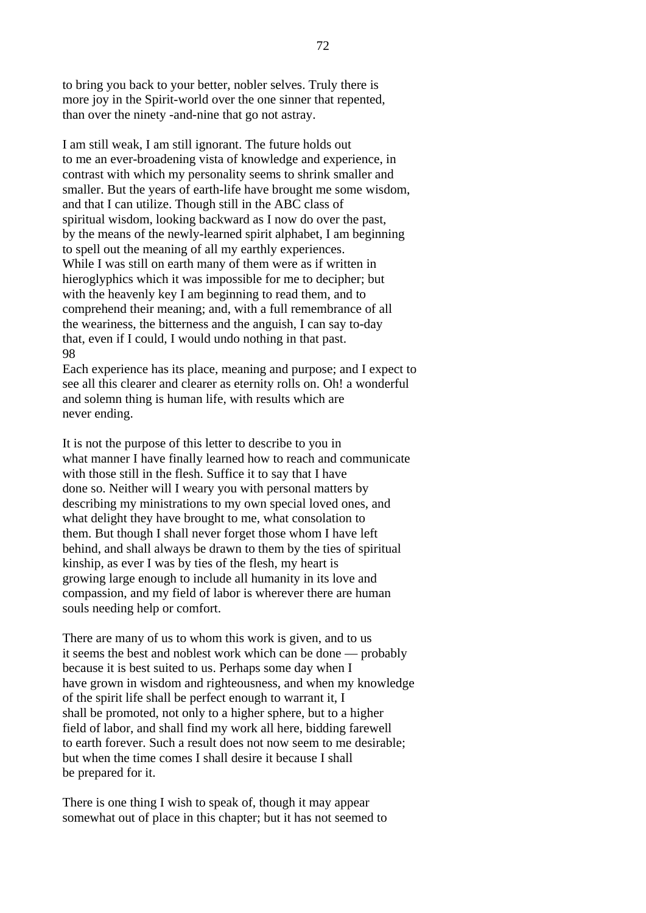to bring you back to your better, nobler selves. Truly there is more joy in the Spirit-world over the one sinner that repented, than over the ninety -and-nine that go not astray.

I am still weak, I am still ignorant. The future holds out to me an ever-broadening vista of knowledge and experience, in contrast with which my personality seems to shrink smaller and smaller. But the years of earth-life have brought me some wisdom, and that I can utilize. Though still in the ABC class of spiritual wisdom, looking backward as I now do over the past, by the means of the newly-learned spirit alphabet, I am beginning to spell out the meaning of all my earthly experiences. While I was still on earth many of them were as if written in hieroglyphics which it was impossible for me to decipher; but with the heavenly key I am beginning to read them, and to comprehend their meaning; and, with a full remembrance of all the weariness, the bitterness and the anguish, I can say to-day that, even if I could, I would undo nothing in that past. Each experience has its place, meaning and purpose; and I expect to see all this clearer and clearer as eternity rolls on. Oh! a wonderful and solemn thing is human life, with results which are never ending.

It is not the purpose of this letter to describe to you in what manner I have finally learned how to reach and communicate with those still in the flesh. Suffice it to say that I have done so. Neither will I weary you with personal matters by describing my ministrations to my own special loved ones, and what delight they have brought to me, what consolation to them. But though I shall never forget those whom I have left behind, and shall always be drawn to them by the ties of spiritual kinship, as ever I was by ties of the flesh, my heart is growing large enough to include all humanity in its love and compassion, and my field of labor is wherever there are human souls needing help or comfort.

There are many of us to whom this work is given, and to us it seems the best and noblest work which can be done — probably because it is best suited to us. Perhaps some day when I have grown in wisdom and righteousness, and when my knowledge of the spirit life shall be perfect enough to warrant it, I shall be promoted, not only to a higher sphere, but to a higher field of labor, and shall find my work all here, bidding farewell to earth forever. Such a result does not now seem to me desirable; but when the time comes I shall desire it because I shall be prepared for it.

There is one thing I wish to speak of, though it may appear somewhat out of place in this chapter; but it has not seemed to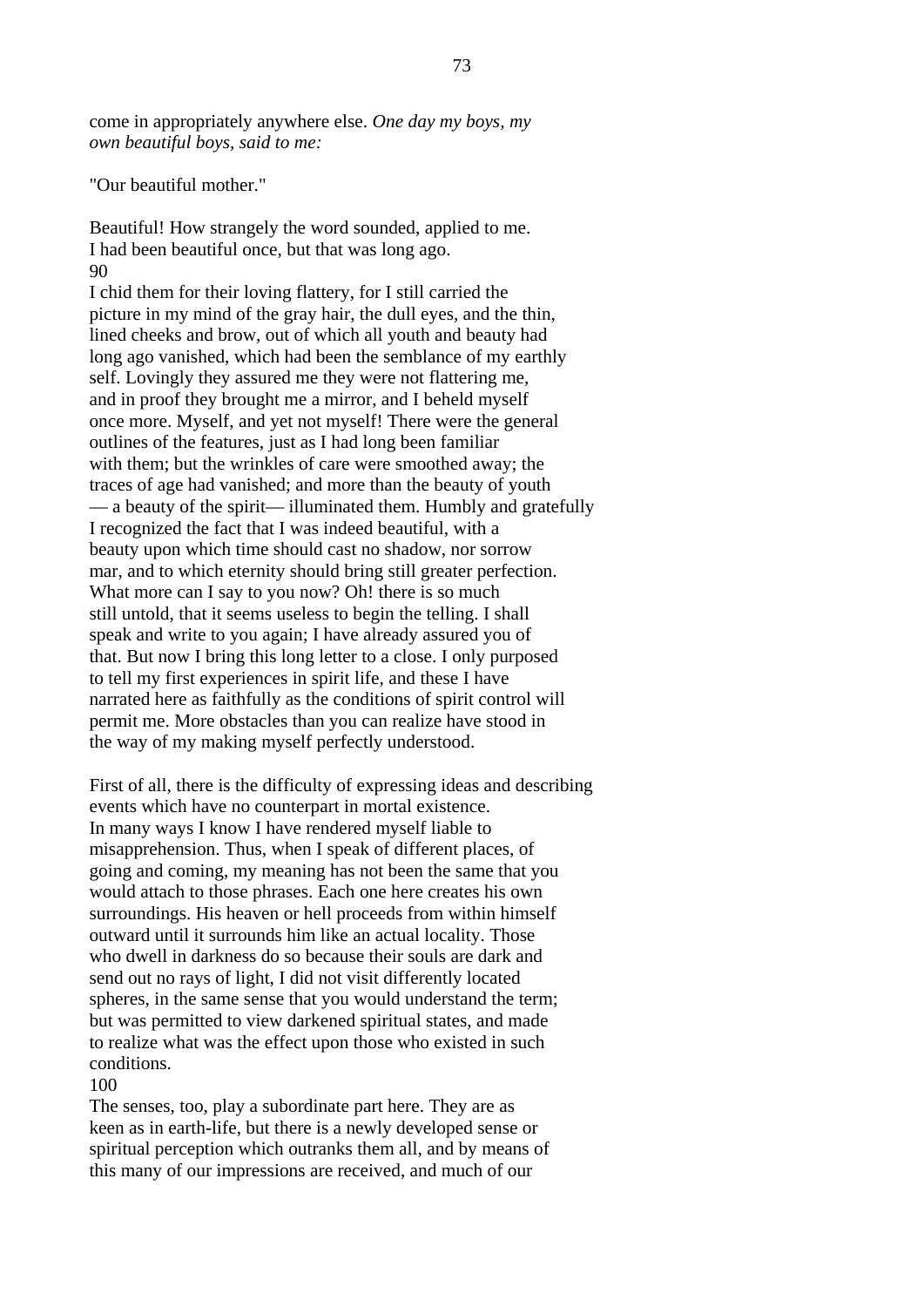come in appropriately anywhere else. *One day my boys, my own beautiful boys, said to me:*

"Our beautiful mother."

Beautiful! How strangely the word sounded, applied to me. I had been beautiful once, but that was long ago.

90

I chid them for their loving flattery, for I still carried the picture in my mind of the gray hair, the dull eyes, and the thin, lined cheeks and brow, out of which all youth and beauty had long ago vanished, which had been the semblance of my earthly self. Lovingly they assured me they were not flattering me, and in proof they brought me a mirror, and I beheld myself once more. Myself, and yet not myself! There were the general outlines of the features, just as I had long been familiar with them; but the wrinkles of care were smoothed away; the traces of age had vanished; and more than the beauty of youth — a beauty of the spirit— illuminated them. Humbly and gratefully I recognized the fact that I was indeed beautiful, with a beauty upon which time should cast no shadow, nor sorrow mar, and to which eternity should bring still greater perfection. What more can I say to you now? Oh! there is so much still untold, that it seems useless to begin the telling. I shall speak and write to you again; I have already assured you of that. But now I bring this long letter to a close. I only purposed to tell my first experiences in spirit life, and these I have narrated here as faithfully as the conditions of spirit control will permit me. More obstacles than you can realize have stood in the way of my making myself perfectly understood.

First of all, there is the difficulty of expressing ideas and describing events which have no counterpart in mortal existence. In many ways I know I have rendered myself liable to misapprehension. Thus, when I speak of different places, of going and coming, my meaning has not been the same that you would attach to those phrases. Each one here creates his own surroundings. His heaven or hell proceeds from within himself outward until it surrounds him like an actual locality. Those who dwell in darkness do so because their souls are dark and send out no rays of light, I did not visit differently located spheres, in the same sense that you would understand the term; but was permitted to view darkened spiritual states, and made to realize what was the effect upon those who existed in such conditions.

100

The senses, too, play a subordinate part here. They are as keen as in earth-life, but there is a newly developed sense or spiritual perception which outranks them all, and by means of this many of our impressions are received, and much of our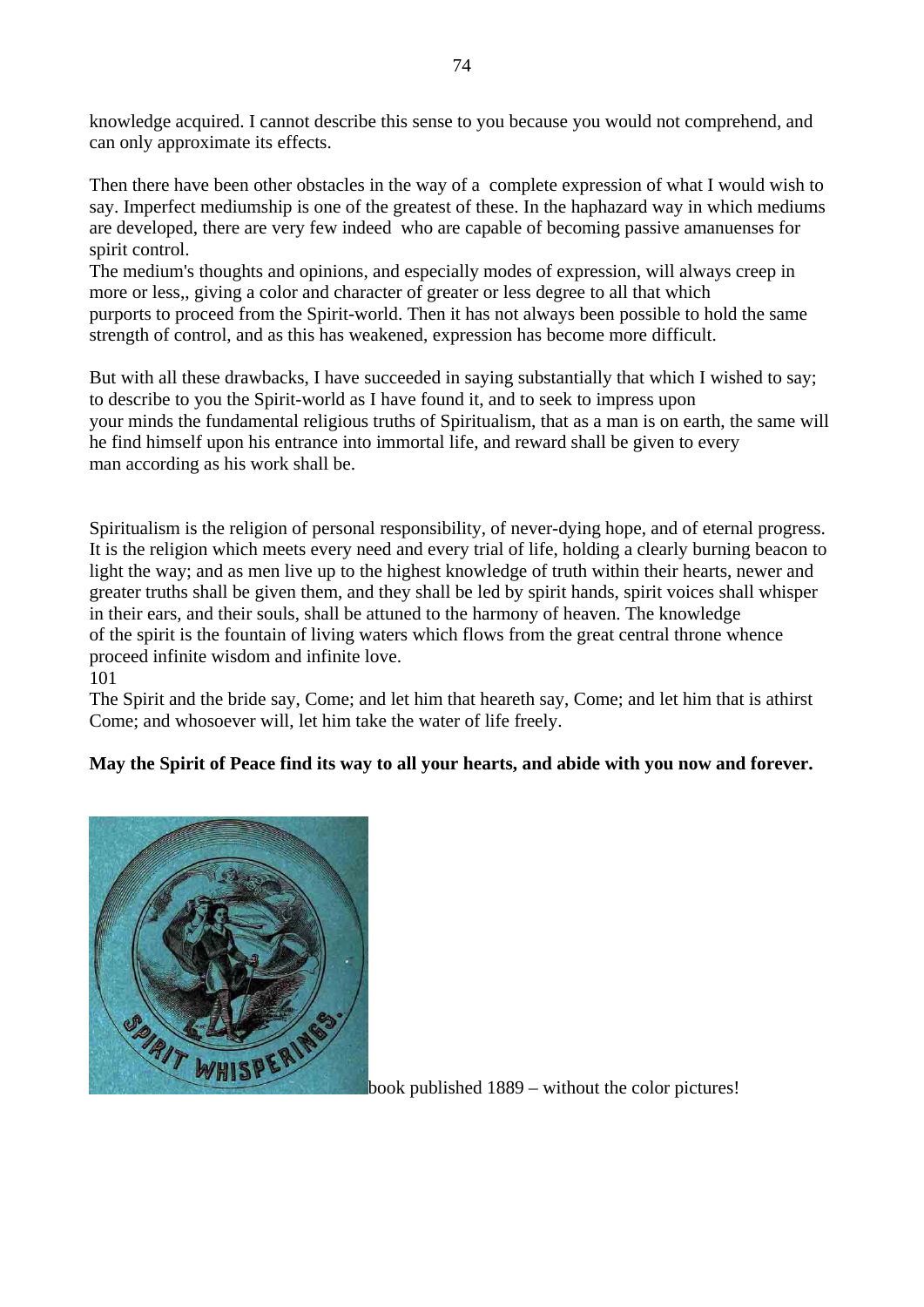knowledge acquired. I cannot describe this sense to you because you would not comprehend, and can only approximate its effects.

Then there have been other obstacles in the way of a complete expression of what I would wish to say. Imperfect mediumship is one of the greatest of these. In the haphazard way in which mediums are developed, there are very few indeed who are capable of becoming passive amanuenses for spirit control.
The medium's thoughts and opinions, and especially modes of expression, will always creep in more or less,, giving a color and character of greater or less degree to all that which purports to proceed from the Spirit-world. Then it has not always been possible to hold the same strength of control, and as this has weakened, expression has become more difficult.

But with all these drawbacks, I have succeeded in saying substantially that which I wished to say; to describe to you the Spirit-world as I have found it, and to seek to impress upon your minds the fundamental religious truths of Spiritualism, that as a man is on earth, the same will he find himself upon his entrance into immortal life, and reward shall be given to every man according as his work shall be.

Spiritualism is the religion of personal responsibility, of never-dying hope, and of eternal progress. It is the religion which meets every need and every trial of life, holding a clearly burning beacon to light the way; and as men live up to the highest knowledge of truth within their hearts, newer and greater truths shall be given them, and they shall be led by spirit hands, spirit voices shall whisper in their ears, and their souls, shall be attuned to the harmony of heaven. The knowledge of the spirit is the fountain of living waters which flows from the great central throne whence proceed infinite wisdom and infinite love.
101
The Spirit and the bride say, Come; and let him that heareth say, Come; and let him that is athirst Come; and whosoever will, let him take the water of life freely.

**May the Spirit of Peace find its way to all your hearts, and abide with you now and forever.**

book published 1889 – without the color pictures!